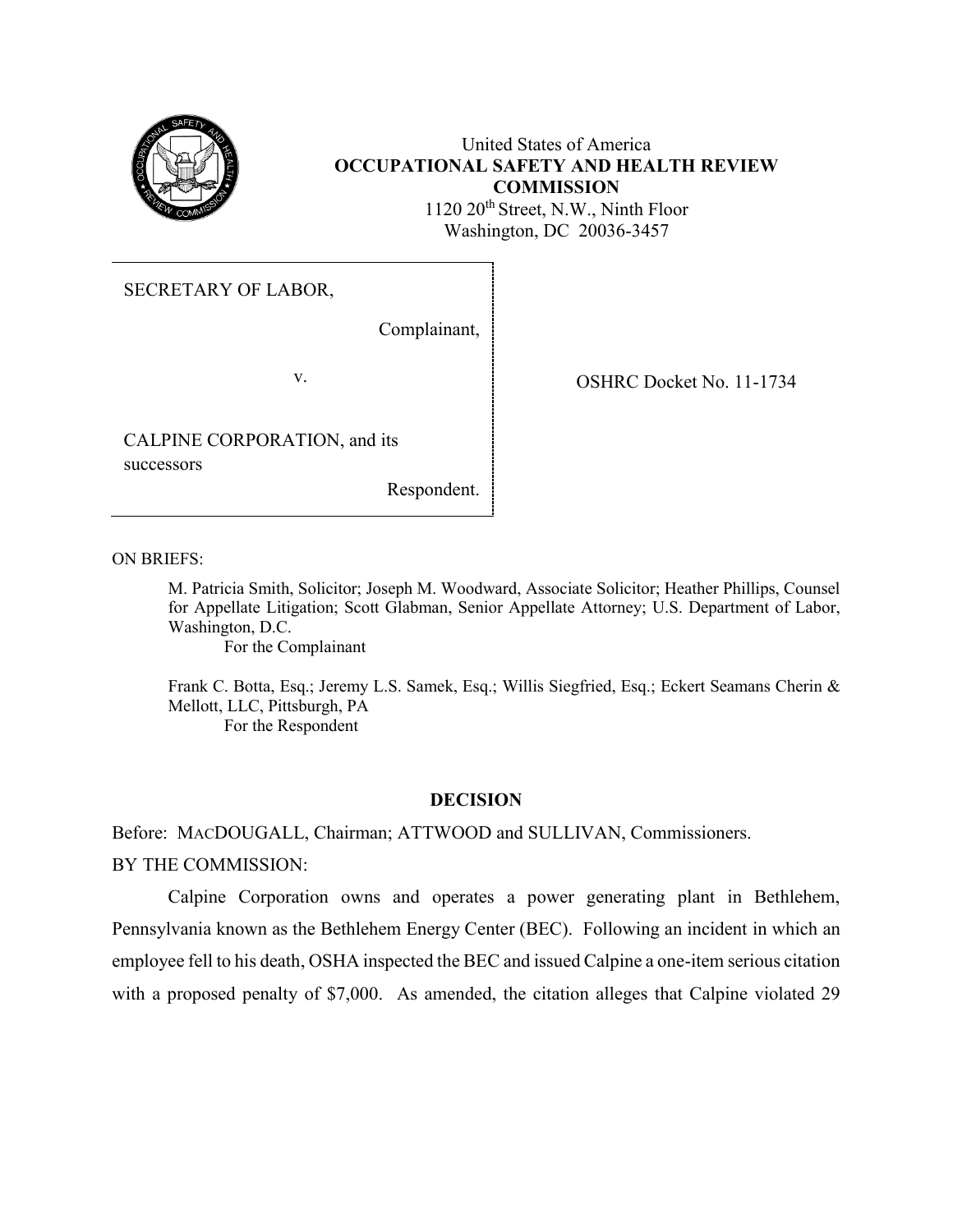United States of America
**OCCUPATIONAL SAFETY AND HEALTH REVIEW COMMISSION**
1120 20th Street, N.W., Ninth Floor
Washington, DC 20036-3457

| | |
|---|---|
| SECRETARY OF LABOR,<br><br>Complainant,<br><br>v.<br><br>CALPINE CORPORATION, and its successors<br><br>Respondent. | OSHRC Docket No. 11-1734 |

ON BRIEFS:

M. Patricia Smith, Solicitor; Joseph M. Woodward, Associate Solicitor; Heather Phillips, Counsel for Appellate Litigation; Scott Glabman, Senior Appellate Attorney; U.S. Department of Labor, Washington, D.C.
For the Complainant

Frank C. Botta, Esq.; Jeremy L.S. Samek, Esq.; Willis Siegfried, Esq.; Eckert Seamans Cherin & Mellott, LLC, Pittsburgh, PA
For the Respondent

## DECISION

Before: MACDOUGALL, Chairman; ATTWOOD and SULLIVAN, Commissioners.

BY THE COMMISSION:

Calpine Corporation owns and operates a power generating plant in Bethlehem, Pennsylvania known as the Bethlehem Energy Center (BEC). Following an incident in which an employee fell to his death, OSHA inspected the BEC and issued Calpine a one-item serious citation with a proposed penalty of $7,000. As amended, the citation alleges that Calpine violated 29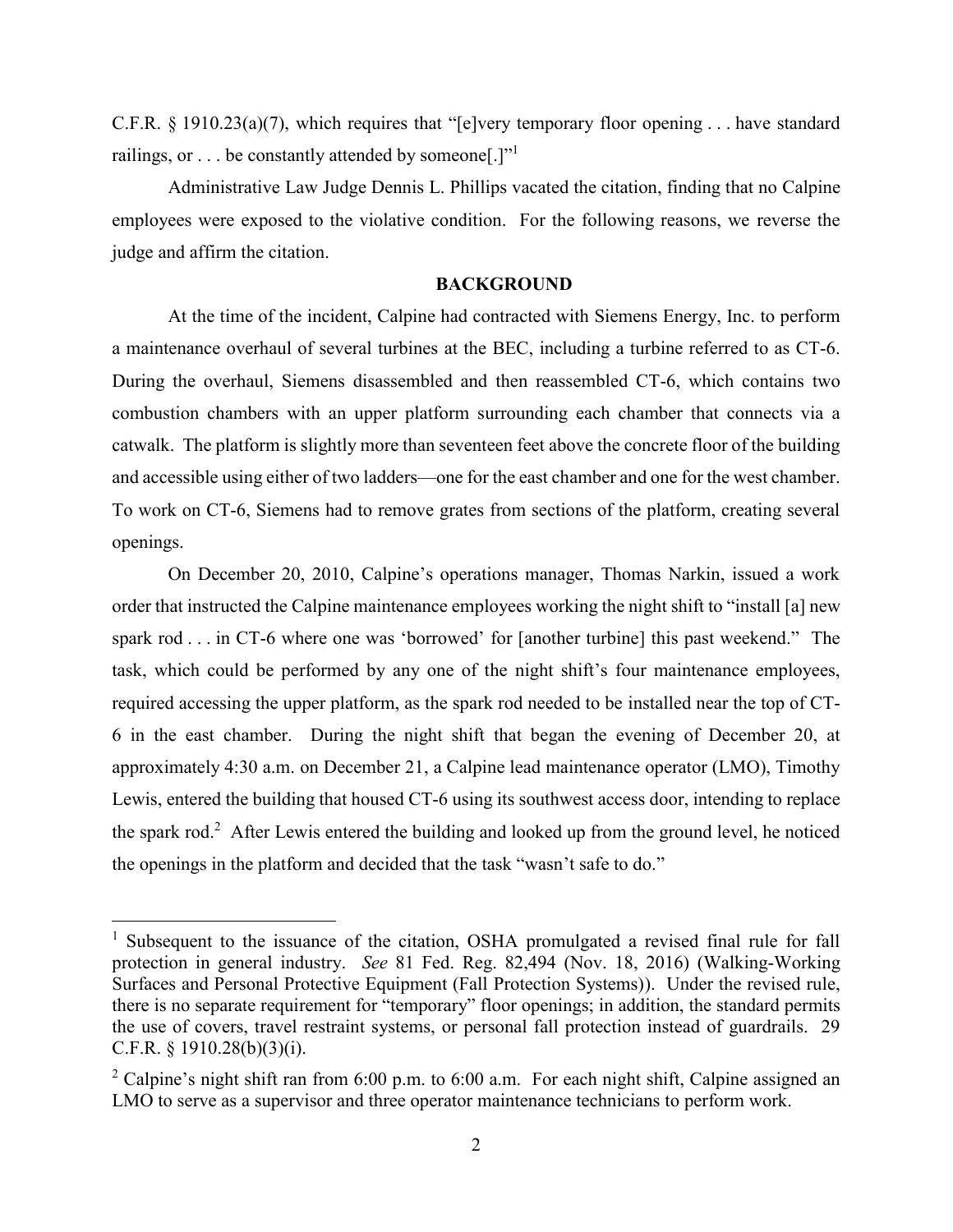C.F.R. § 1910.23(a)(7), which requires that "[e]very temporary floor opening . . . have standard railings, or . . . be constantly attended by someone[.]"[1]

Administrative Law Judge Dennis L. Phillips vacated the citation, finding that no Calpine employees were exposed to the violative condition. For the following reasons, we reverse the judge and affirm the citation.

## BACKGROUND

At the time of the incident, Calpine had contracted with Siemens Energy, Inc. to perform a maintenance overhaul of several turbines at the BEC, including a turbine referred to as CT-6. During the overhaul, Siemens disassembled and then reassembled CT-6, which contains two combustion chambers with an upper platform surrounding each chamber that connects via a catwalk. The platform is slightly more than seventeen feet above the concrete floor of the building and accessible using either of two ladders—one for the east chamber and one for the west chamber. To work on CT-6, Siemens had to remove grates from sections of the platform, creating several openings.

On December 20, 2010, Calpine's operations manager, Thomas Narkin, issued a work order that instructed the Calpine maintenance employees working the night shift to "install [a] new spark rod . . . in CT-6 where one was 'borrowed' for [another turbine] this past weekend." The task, which could be performed by any one of the night shift's four maintenance employees, required accessing the upper platform, as the spark rod needed to be installed near the top of CT-6 in the east chamber. During the night shift that began the evening of December 20, at approximately 4:30 a.m. on December 21, a Calpine lead maintenance operator (LMO), Timothy Lewis, entered the building that housed CT-6 using its southwest access door, intending to replace the spark rod.[2] After Lewis entered the building and looked up from the ground level, he noticed the openings in the platform and decided that the task "wasn't safe to do."

---

[1] Subsequent to the issuance of the citation, OSHA promulgated a revised final rule for fall protection in general industry. *See* 81 Fed. Reg. 82,494 (Nov. 18, 2016) (Walking-Working Surfaces and Personal Protective Equipment (Fall Protection Systems)). Under the revised rule, there is no separate requirement for "temporary" floor openings; in addition, the standard permits the use of covers, travel restraint systems, or personal fall protection instead of guardrails. 29 C.F.R. § 1910.28(b)(3)(i).

[2] Calpine's night shift ran from 6:00 p.m. to 6:00 a.m. For each night shift, Calpine assigned an LMO to serve as a supervisor and three operator maintenance technicians to perform work.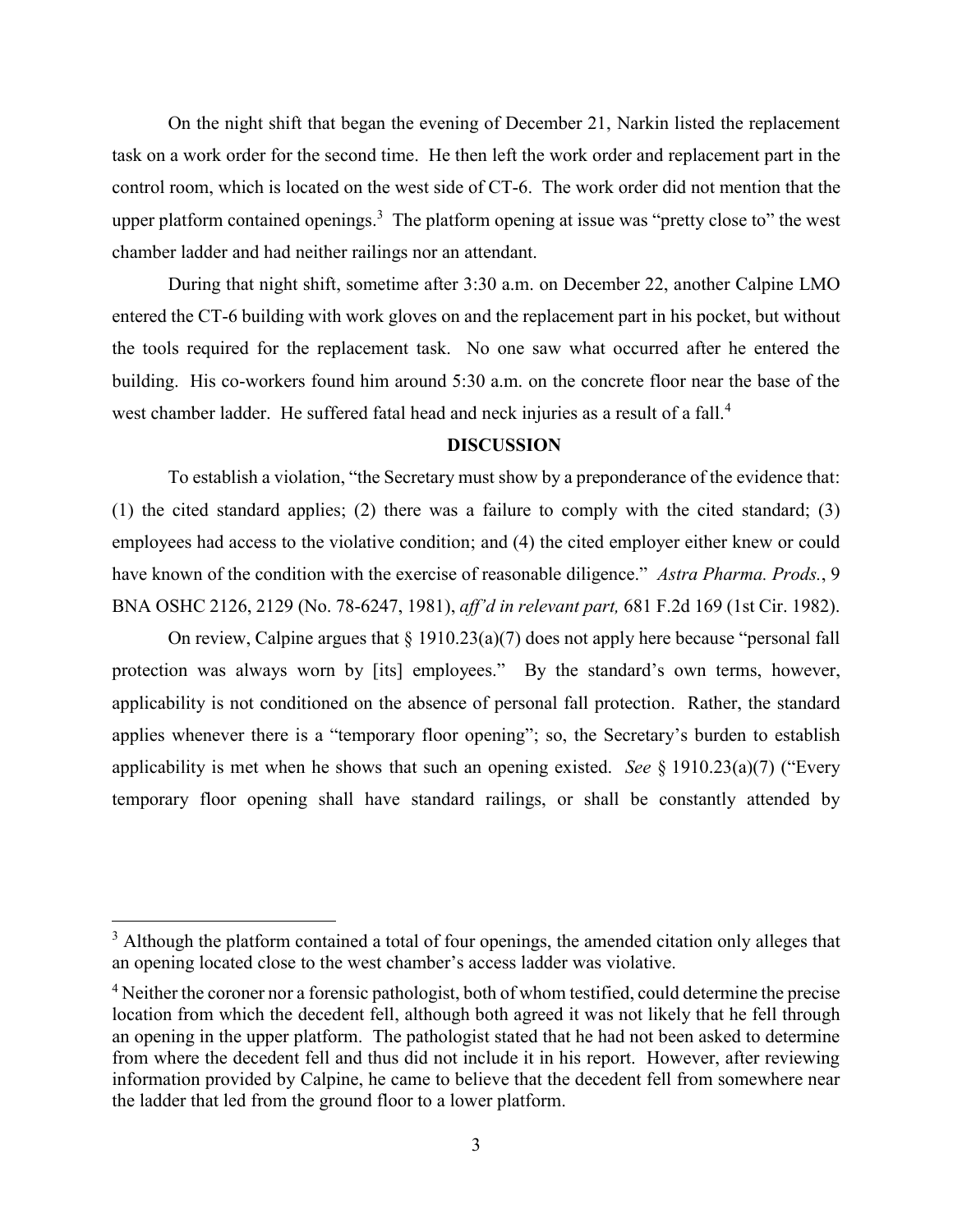On the night shift that began the evening of December 21, Narkin listed the replacement task on a work order for the second time. He then left the work order and replacement part in the control room, which is located on the west side of CT-6. The work order did not mention that the upper platform contained openings.[3] The platform opening at issue was "pretty close to" the west chamber ladder and had neither railings nor an attendant.

During that night shift, sometime after 3:30 a.m. on December 22, another Calpine LMO entered the CT-6 building with work gloves on and the replacement part in his pocket, but without the tools required for the replacement task. No one saw what occurred after he entered the building. His co-workers found him around 5:30 a.m. on the concrete floor near the base of the west chamber ladder. He suffered fatal head and neck injuries as a result of a fall.[4]

**DISCUSSION**

To establish a violation, "the Secretary must show by a preponderance of the evidence that: (1) the cited standard applies; (2) there was a failure to comply with the cited standard; (3) employees had access to the violative condition; and (4) the cited employer either knew or could have known of the condition with the exercise of reasonable diligence." *Astra Pharma. Prods.*, 9 BNA OSHC 2126, 2129 (No. 78-6247, 1981), *aff'd in relevant part,* 681 F.2d 169 (1st Cir. 1982).

On review, Calpine argues that § 1910.23(a)(7) does not apply here because "personal fall protection was always worn by [its] employees." By the standard's own terms, however, applicability is not conditioned on the absence of personal fall protection. Rather, the standard applies whenever there is a "temporary floor opening"; so, the Secretary's burden to establish applicability is met when he shows that such an opening existed. *See* § 1910.23(a)(7) ("Every temporary floor opening shall have standard railings, or shall be constantly attended by

---

[3] Although the platform contained a total of four openings, the amended citation only alleges that an opening located close to the west chamber's access ladder was violative.

[4] Neither the coroner nor a forensic pathologist, both of whom testified, could determine the precise location from which the decedent fell, although both agreed it was not likely that he fell through an opening in the upper platform. The pathologist stated that he had not been asked to determine from where the decedent fell and thus did not include it in his report. However, after reviewing information provided by Calpine, he came to believe that the decedent fell from somewhere near the ladder that led from the ground floor to a lower platform.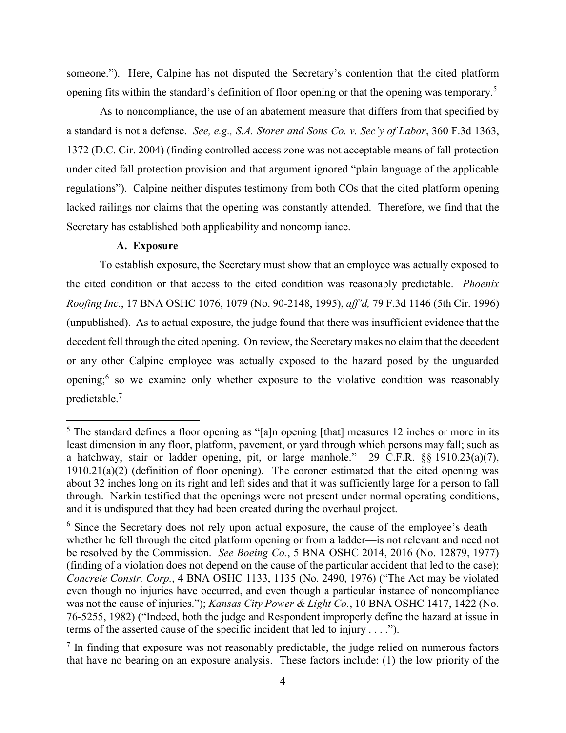someone."). Here, Calpine has not disputed the Secretary's contention that the cited platform opening fits within the standard's definition of floor opening or that the opening was temporary.[5]

As to noncompliance, the use of an abatement measure that differs from that specified by a standard is not a defense. *See, e.g., S.A. Storer and Sons Co. v. Sec'y of Labor*, 360 F.3d 1363, 1372 (D.C. Cir. 2004) (finding controlled access zone was not acceptable means of fall protection under cited fall protection provision and that argument ignored "plain language of the applicable regulations"). Calpine neither disputes testimony from both COs that the cited platform opening lacked railings nor claims that the opening was constantly attended. Therefore, we find that the Secretary has established both applicability and noncompliance.

### A. Exposure

To establish exposure, the Secretary must show that an employee was actually exposed to the cited condition or that access to the cited condition was reasonably predictable. *Phoenix Roofing Inc.*, 17 BNA OSHC 1076, 1079 (No. 90-2148, 1995), *aff'd,* 79 F.3d 1146 (5th Cir. 1996) (unpublished). As to actual exposure, the judge found that there was insufficient evidence that the decedent fell through the cited opening. On review, the Secretary makes no claim that the decedent or any other Calpine employee was actually exposed to the hazard posed by the unguarded opening;[6] so we examine only whether exposure to the violative condition was reasonably predictable.[7]

---

[5] The standard defines a floor opening as "[a]n opening [that] measures 12 inches or more in its least dimension in any floor, platform, pavement, or yard through which persons may fall; such as a hatchway, stair or ladder opening, pit, or large manhole." 29 C.F.R. §§ 1910.23(a)(7), 1910.21(a)(2) (definition of floor opening). The coroner estimated that the cited opening was about 32 inches long on its right and left sides and that it was sufficiently large for a person to fall through. Narkin testified that the openings were not present under normal operating conditions, and it is undisputed that they had been created during the overhaul project.

[6] Since the Secretary does not rely upon actual exposure, the cause of the employee's death—whether he fell through the cited platform opening or from a ladder—is not relevant and need not be resolved by the Commission. *See Boeing Co.*, 5 BNA OSHC 2014, 2016 (No. 12879, 1977) (finding of a violation does not depend on the cause of the particular accident that led to the case); *Concrete Constr. Corp.*, 4 BNA OSHC 1133, 1135 (No. 2490, 1976) ("The Act may be violated even though no injuries have occurred, and even though a particular instance of noncompliance was not the cause of injuries."); *Kansas City Power & Light Co.*, 10 BNA OSHC 1417, 1422 (No. 76-5255, 1982) ("Indeed, both the judge and Respondent improperly define the hazard at issue in terms of the asserted cause of the specific incident that led to injury . . . .").

[7] In finding that exposure was not reasonably predictable, the judge relied on numerous factors that have no bearing on an exposure analysis. These factors include: (1) the low priority of the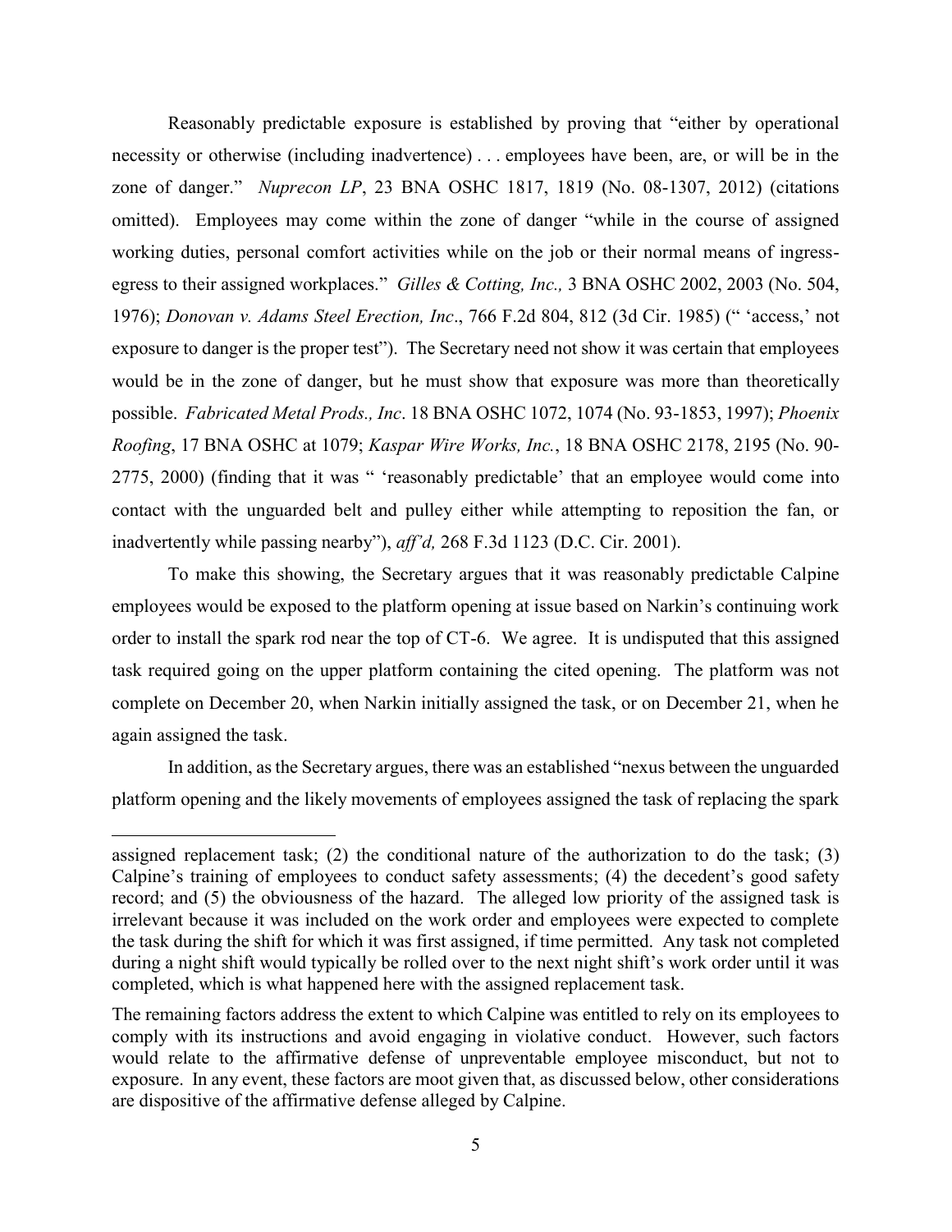Reasonably predictable exposure is established by proving that "either by operational necessity or otherwise (including inadvertence) . . . employees have been, are, or will be in the zone of danger." *Nuprecon LP*, 23 BNA OSHC 1817, 1819 (No. 08-1307, 2012) (citations omitted). Employees may come within the zone of danger "while in the course of assigned working duties, personal comfort activities while on the job or their normal means of ingress-egress to their assigned workplaces." *Gilles & Cotting, Inc.,* 3 BNA OSHC 2002, 2003 (No. 504, 1976); *Donovan v. Adams Steel Erection, Inc*., 766 F.2d 804, 812 (3d Cir. 1985) (" 'access,' not exposure to danger is the proper test"). The Secretary need not show it was certain that employees would be in the zone of danger, but he must show that exposure was more than theoretically possible. *Fabricated Metal Prods., Inc*. 18 BNA OSHC 1072, 1074 (No. 93-1853, 1997); *Phoenix Roofing*, 17 BNA OSHC at 1079; *Kaspar Wire Works, Inc.*, 18 BNA OSHC 2178, 2195 (No. 90-2775, 2000) (finding that it was " 'reasonably predictable' that an employee would come into contact with the unguarded belt and pulley either while attempting to reposition the fan, or inadvertently while passing nearby"), *aff'd,* 268 F.3d 1123 (D.C. Cir. 2001).

To make this showing, the Secretary argues that it was reasonably predictable Calpine employees would be exposed to the platform opening at issue based on Narkin's continuing work order to install the spark rod near the top of CT-6. We agree. It is undisputed that this assigned task required going on the upper platform containing the cited opening. The platform was not complete on December 20, when Narkin initially assigned the task, or on December 21, when he again assigned the task.

In addition, as the Secretary argues, there was an established "nexus between the unguarded platform opening and the likely movements of employees assigned the task of replacing the spark

---

assigned replacement task; (2) the conditional nature of the authorization to do the task; (3) Calpine's training of employees to conduct safety assessments; (4) the decedent's good safety record; and (5) the obviousness of the hazard. The alleged low priority of the assigned task is irrelevant because it was included on the work order and employees were expected to complete the task during the shift for which it was first assigned, if time permitted. Any task not completed during a night shift would typically be rolled over to the next night shift's work order until it was completed, which is what happened here with the assigned replacement task.

The remaining factors address the extent to which Calpine was entitled to rely on its employees to comply with its instructions and avoid engaging in violative conduct. However, such factors would relate to the affirmative defense of unpreventable employee misconduct, but not to exposure. In any event, these factors are moot given that, as discussed below, other considerations are dispositive of the affirmative defense alleged by Calpine.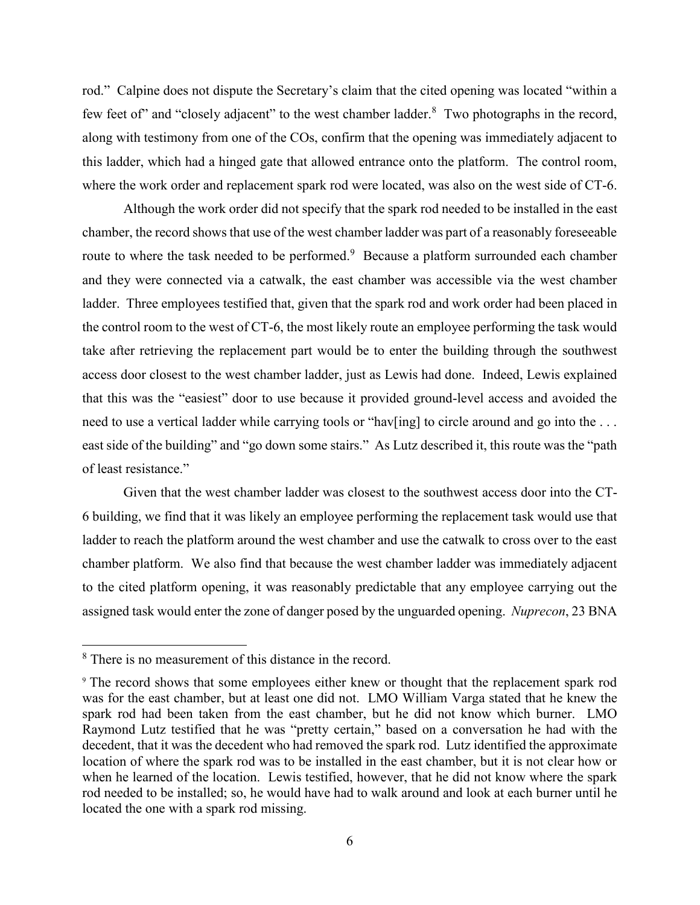rod." Calpine does not dispute the Secretary's claim that the cited opening was located "within a few feet of" and "closely adjacent" to the west chamber ladder.[8] Two photographs in the record, along with testimony from one of the COs, confirm that the opening was immediately adjacent to this ladder, which had a hinged gate that allowed entrance onto the platform. The control room, where the work order and replacement spark rod were located, was also on the west side of CT-6.

Although the work order did not specify that the spark rod needed to be installed in the east chamber, the record shows that use of the west chamber ladder was part of a reasonably foreseeable route to where the task needed to be performed.[9] Because a platform surrounded each chamber and they were connected via a catwalk, the east chamber was accessible via the west chamber ladder. Three employees testified that, given that the spark rod and work order had been placed in the control room to the west of CT-6, the most likely route an employee performing the task would take after retrieving the replacement part would be to enter the building through the southwest access door closest to the west chamber ladder, just as Lewis had done. Indeed, Lewis explained that this was the "easiest" door to use because it provided ground-level access and avoided the need to use a vertical ladder while carrying tools or "hav[ing] to circle around and go into the . . . east side of the building" and "go down some stairs." As Lutz described it, this route was the "path of least resistance."

Given that the west chamber ladder was closest to the southwest access door into the CT-6 building, we find that it was likely an employee performing the replacement task would use that ladder to reach the platform around the west chamber and use the catwalk to cross over to the east chamber platform. We also find that because the west chamber ladder was immediately adjacent to the cited platform opening, it was reasonably predictable that any employee carrying out the assigned task would enter the zone of danger posed by the unguarded opening. *Nuprecon*, 23 BNA

---

[8] There is no measurement of this distance in the record.

[9] The record shows that some employees either knew or thought that the replacement spark rod was for the east chamber, but at least one did not. LMO William Varga stated that he knew the spark rod had been taken from the east chamber, but he did not know which burner. LMO Raymond Lutz testified that he was "pretty certain," based on a conversation he had with the decedent, that it was the decedent who had removed the spark rod. Lutz identified the approximate location of where the spark rod was to be installed in the east chamber, but it is not clear how or when he learned of the location. Lewis testified, however, that he did not know where the spark rod needed to be installed; so, he would have had to walk around and look at each burner until he located the one with a spark rod missing.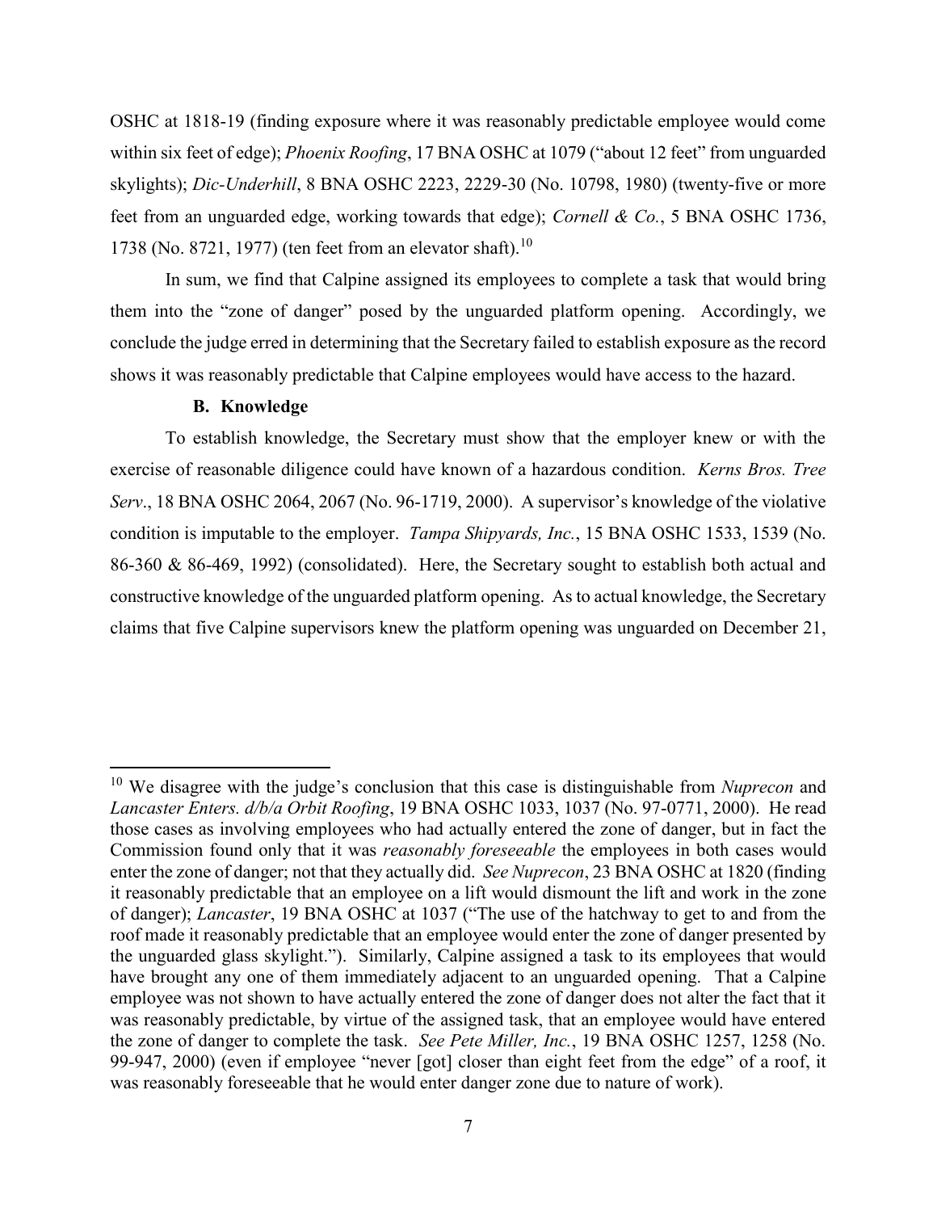OSHC at 1818-19 (finding exposure where it was reasonably predictable employee would come within six feet of edge); *Phoenix Roofing*, 17 BNA OSHC at 1079 ("about 12 feet" from unguarded skylights); *Dic-Underhill*, 8 BNA OSHC 2223, 2229-30 (No. 10798, 1980) (twenty-five or more feet from an unguarded edge, working towards that edge); *Cornell & Co.*, 5 BNA OSHC 1736, 1738 (No. 8721, 1977) (ten feet from an elevator shaft).[10]

In sum, we find that Calpine assigned its employees to complete a task that would bring them into the "zone of danger" posed by the unguarded platform opening. Accordingly, we conclude the judge erred in determining that the Secretary failed to establish exposure as the record shows it was reasonably predictable that Calpine employees would have access to the hazard.

### B. Knowledge

To establish knowledge, the Secretary must show that the employer knew or with the exercise of reasonable diligence could have known of a hazardous condition. *Kerns Bros. Tree Serv*., 18 BNA OSHC 2064, 2067 (No. 96-1719, 2000). A supervisor's knowledge of the violative condition is imputable to the employer. *Tampa Shipyards, Inc.*, 15 BNA OSHC 1533, 1539 (No. 86-360 & 86-469, 1992) (consolidated). Here, the Secretary sought to establish both actual and constructive knowledge of the unguarded platform opening. As to actual knowledge, the Secretary claims that five Calpine supervisors knew the platform opening was unguarded on December 21,

---

[10] We disagree with the judge's conclusion that this case is distinguishable from *Nuprecon* and *Lancaster Enters. d/b/a Orbit Roofing*, 19 BNA OSHC 1033, 1037 (No. 97-0771, 2000). He read those cases as involving employees who had actually entered the zone of danger, but in fact the Commission found only that it was *reasonably foreseeable* the employees in both cases would enter the zone of danger; not that they actually did. *See Nuprecon*, 23 BNA OSHC at 1820 (finding it reasonably predictable that an employee on a lift would dismount the lift and work in the zone of danger); *Lancaster*, 19 BNA OSHC at 1037 ("The use of the hatchway to get to and from the roof made it reasonably predictable that an employee would enter the zone of danger presented by the unguarded glass skylight."). Similarly, Calpine assigned a task to its employees that would have brought any one of them immediately adjacent to an unguarded opening. That a Calpine employee was not shown to have actually entered the zone of danger does not alter the fact that it was reasonably predictable, by virtue of the assigned task, that an employee would have entered the zone of danger to complete the task. *See Pete Miller, Inc.*, 19 BNA OSHC 1257, 1258 (No. 99-947, 2000) (even if employee "never [got] closer than eight feet from the edge" of a roof, it was reasonably foreseeable that he would enter danger zone due to nature of work).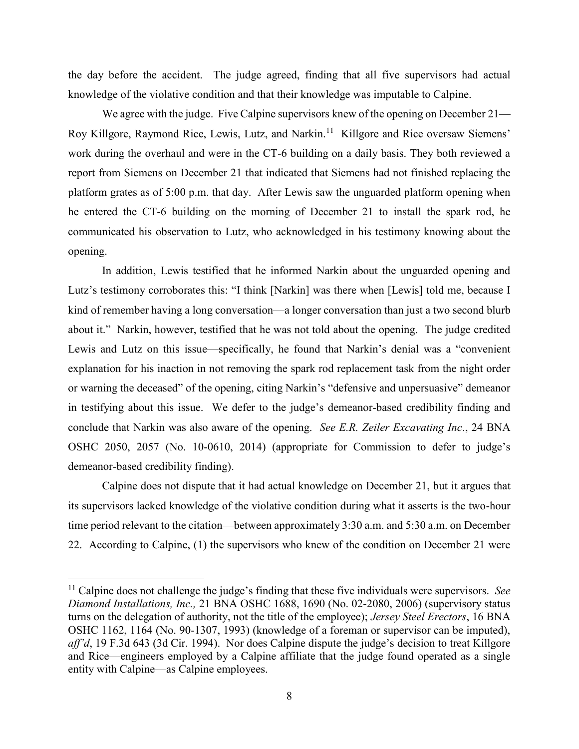the day before the accident. The judge agreed, finding that all five supervisors had actual knowledge of the violative condition and that their knowledge was imputable to Calpine.

We agree with the judge. Five Calpine supervisors knew of the opening on December 21—Roy Killgore, Raymond Rice, Lewis, Lutz, and Narkin.[11] Killgore and Rice oversaw Siemens' work during the overhaul and were in the CT-6 building on a daily basis. They both reviewed a report from Siemens on December 21 that indicated that Siemens had not finished replacing the platform grates as of 5:00 p.m. that day. After Lewis saw the unguarded platform opening when he entered the CT-6 building on the morning of December 21 to install the spark rod, he communicated his observation to Lutz, who acknowledged in his testimony knowing about the opening.

In addition, Lewis testified that he informed Narkin about the unguarded opening and Lutz's testimony corroborates this: "I think [Narkin] was there when [Lewis] told me, because I kind of remember having a long conversation—a longer conversation than just a two second blurb about it." Narkin, however, testified that he was not told about the opening. The judge credited Lewis and Lutz on this issue—specifically, he found that Narkin's denial was a "convenient explanation for his inaction in not removing the spark rod replacement task from the night order or warning the deceased" of the opening, citing Narkin's "defensive and unpersuasive" demeanor in testifying about this issue. We defer to the judge's demeanor-based credibility finding and conclude that Narkin was also aware of the opening. *See E.R. Zeiler Excavating Inc*., 24 BNA OSHC 2050, 2057 (No. 10-0610, 2014) (appropriate for Commission to defer to judge's demeanor-based credibility finding).

Calpine does not dispute that it had actual knowledge on December 21, but it argues that its supervisors lacked knowledge of the violative condition during what it asserts is the two-hour time period relevant to the citation—between approximately 3:30 a.m. and 5:30 a.m. on December 22. According to Calpine, (1) the supervisors who knew of the condition on December 21 were

---

[11] Calpine does not challenge the judge's finding that these five individuals were supervisors. *See Diamond Installations, Inc.,* 21 BNA OSHC 1688, 1690 (No. 02-2080, 2006) (supervisory status turns on the delegation of authority, not the title of the employee); *Jersey Steel Erectors*, 16 BNA OSHC 1162, 1164 (No. 90-1307, 1993) (knowledge of a foreman or supervisor can be imputed), *aff'd*, 19 F.3d 643 (3d Cir. 1994). Nor does Calpine dispute the judge's decision to treat Killgore and Rice—engineers employed by a Calpine affiliate that the judge found operated as a single entity with Calpine—as Calpine employees.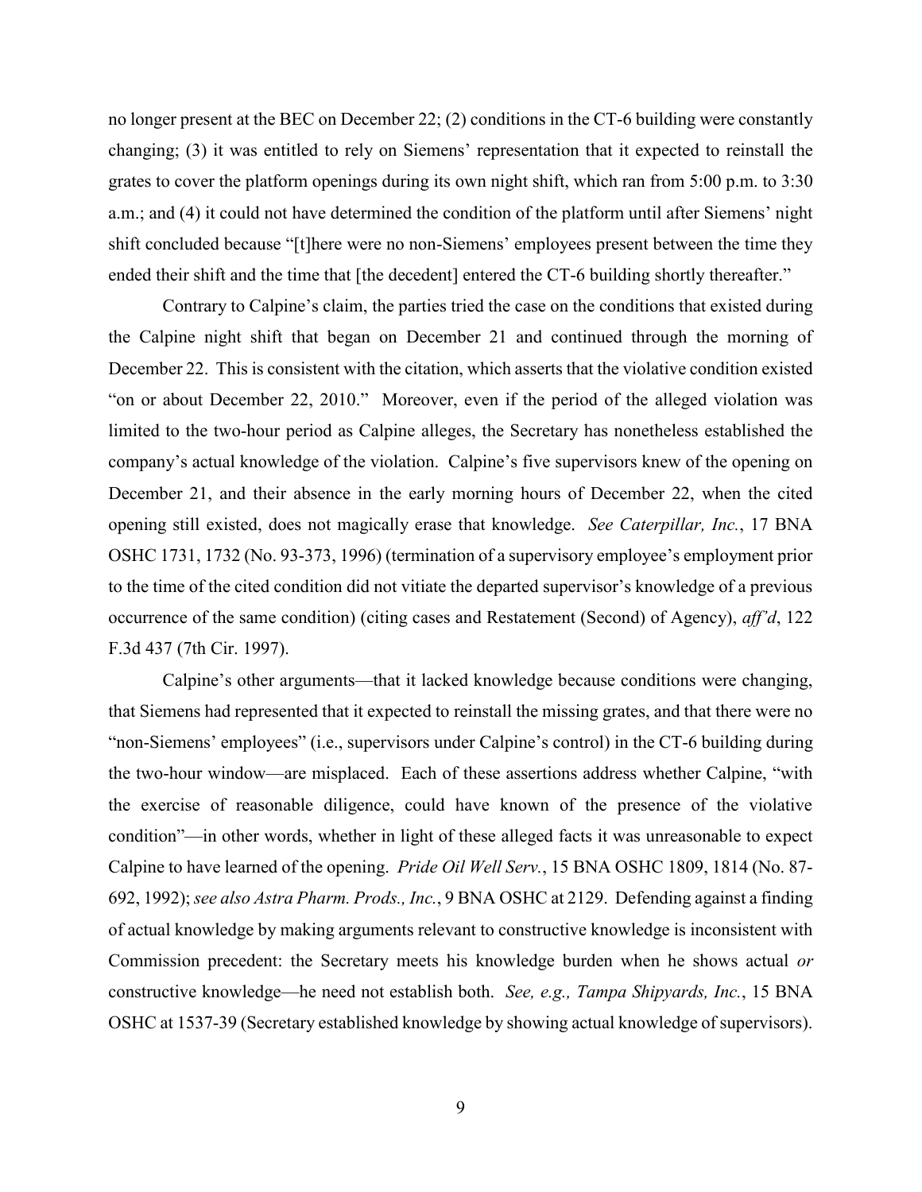no longer present at the BEC on December 22; (2) conditions in the CT-6 building were constantly changing; (3) it was entitled to rely on Siemens' representation that it expected to reinstall the grates to cover the platform openings during its own night shift, which ran from 5:00 p.m. to 3:30 a.m.; and (4) it could not have determined the condition of the platform until after Siemens' night shift concluded because "[t]here were no non-Siemens' employees present between the time they ended their shift and the time that [the decedent] entered the CT-6 building shortly thereafter."

Contrary to Calpine's claim, the parties tried the case on the conditions that existed during the Calpine night shift that began on December 21 and continued through the morning of December 22. This is consistent with the citation, which asserts that the violative condition existed "on or about December 22, 2010." Moreover, even if the period of the alleged violation was limited to the two-hour period as Calpine alleges, the Secretary has nonetheless established the company's actual knowledge of the violation. Calpine's five supervisors knew of the opening on December 21, and their absence in the early morning hours of December 22, when the cited opening still existed, does not magically erase that knowledge. *See Caterpillar, Inc.*, 17 BNA OSHC 1731, 1732 (No. 93-373, 1996) (termination of a supervisory employee's employment prior to the time of the cited condition did not vitiate the departed supervisor's knowledge of a previous occurrence of the same condition) (citing cases and Restatement (Second) of Agency), *aff'd*, 122 F.3d 437 (7th Cir. 1997).

Calpine's other arguments—that it lacked knowledge because conditions were changing, that Siemens had represented that it expected to reinstall the missing grates, and that there were no "non-Siemens' employees" (i.e., supervisors under Calpine's control) in the CT-6 building during the two-hour window—are misplaced. Each of these assertions address whether Calpine, "with the exercise of reasonable diligence, could have known of the presence of the violative condition"—in other words, whether in light of these alleged facts it was unreasonable to expect Calpine to have learned of the opening. *Pride Oil Well Serv.*, 15 BNA OSHC 1809, 1814 (No. 87-692, 1992); *see also Astra Pharm. Prods., Inc.*, 9 BNA OSHC at 2129. Defending against a finding of actual knowledge by making arguments relevant to constructive knowledge is inconsistent with Commission precedent: the Secretary meets his knowledge burden when he shows actual *or* constructive knowledge—he need not establish both. *See, e.g., Tampa Shipyards, Inc.*, 15 BNA OSHC at 1537-39 (Secretary established knowledge by showing actual knowledge of supervisors).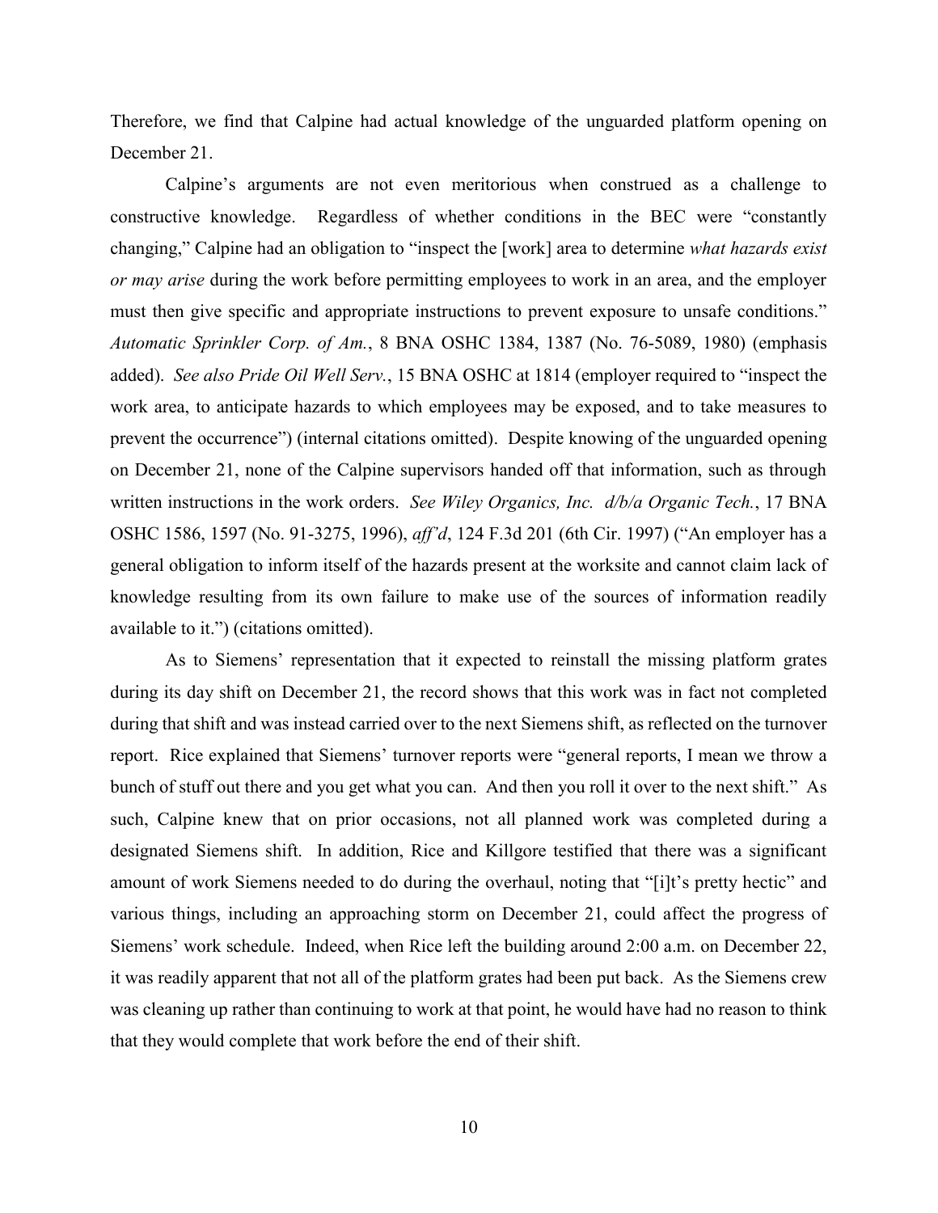Therefore, we find that Calpine had actual knowledge of the unguarded platform opening on December 21.

Calpine's arguments are not even meritorious when construed as a challenge to constructive knowledge. Regardless of whether conditions in the BEC were "constantly changing," Calpine had an obligation to "inspect the [work] area to determine *what hazards exist or may arise* during the work before permitting employees to work in an area, and the employer must then give specific and appropriate instructions to prevent exposure to unsafe conditions." *Automatic Sprinkler Corp. of Am.*, 8 BNA OSHC 1384, 1387 (No. 76-5089, 1980) (emphasis added). *See also Pride Oil Well Serv.*, 15 BNA OSHC at 1814 (employer required to "inspect the work area, to anticipate hazards to which employees may be exposed, and to take measures to prevent the occurrence") (internal citations omitted). Despite knowing of the unguarded opening on December 21, none of the Calpine supervisors handed off that information, such as through written instructions in the work orders. *See Wiley Organics, Inc. d/b/a Organic Tech.*, 17 BNA OSHC 1586, 1597 (No. 91-3275, 1996), *aff'd*, 124 F.3d 201 (6th Cir. 1997) ("An employer has a general obligation to inform itself of the hazards present at the worksite and cannot claim lack of knowledge resulting from its own failure to make use of the sources of information readily available to it.") (citations omitted).

As to Siemens' representation that it expected to reinstall the missing platform grates during its day shift on December 21, the record shows that this work was in fact not completed during that shift and was instead carried over to the next Siemens shift, as reflected on the turnover report. Rice explained that Siemens' turnover reports were "general reports, I mean we throw a bunch of stuff out there and you get what you can. And then you roll it over to the next shift." As such, Calpine knew that on prior occasions, not all planned work was completed during a designated Siemens shift. In addition, Rice and Killgore testified that there was a significant amount of work Siemens needed to do during the overhaul, noting that "[i]t's pretty hectic" and various things, including an approaching storm on December 21, could affect the progress of Siemens' work schedule. Indeed, when Rice left the building around 2:00 a.m. on December 22, it was readily apparent that not all of the platform grates had been put back. As the Siemens crew was cleaning up rather than continuing to work at that point, he would have had no reason to think that they would complete that work before the end of their shift.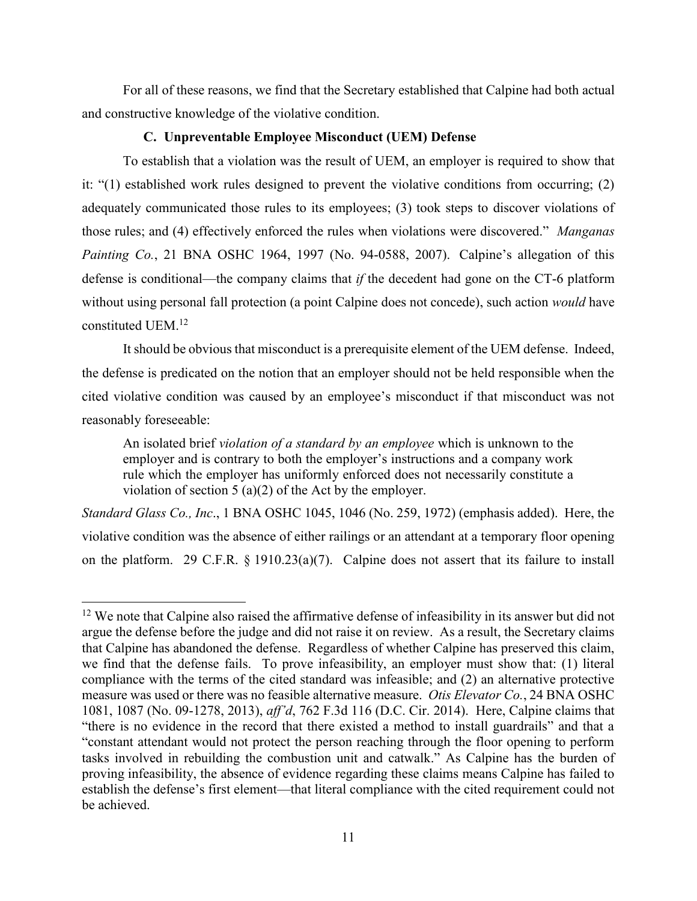For all of these reasons, we find that the Secretary established that Calpine had both actual and constructive knowledge of the violative condition.

### C. Unpreventable Employee Misconduct (UEM) Defense

To establish that a violation was the result of UEM, an employer is required to show that it: "(1) established work rules designed to prevent the violative conditions from occurring; (2) adequately communicated those rules to its employees; (3) took steps to discover violations of those rules; and (4) effectively enforced the rules when violations were discovered." *Manganas Painting Co.*, 21 BNA OSHC 1964, 1997 (No. 94-0588, 2007). Calpine's allegation of this defense is conditional—the company claims that *if* the decedent had gone on the CT-6 platform without using personal fall protection (a point Calpine does not concede), such action *would* have constituted UEM.[12]

It should be obvious that misconduct is a prerequisite element of the UEM defense. Indeed, the defense is predicated on the notion that an employer should not be held responsible when the cited violative condition was caused by an employee's misconduct if that misconduct was not reasonably foreseeable:

> An isolated brief *violation of a standard by an employee* which is unknown to the employer and is contrary to both the employer's instructions and a company work rule which the employer has uniformly enforced does not necessarily constitute a violation of section 5 (a)(2) of the Act by the employer.

*Standard Glass Co., Inc*., 1 BNA OSHC 1045, 1046 (No. 259, 1972) (emphasis added). Here, the violative condition was the absence of either railings or an attendant at a temporary floor opening on the platform. 29 C.F.R. § 1910.23(a)(7). Calpine does not assert that its failure to install

---

[12] We note that Calpine also raised the affirmative defense of infeasibility in its answer but did not argue the defense before the judge and did not raise it on review. As a result, the Secretary claims that Calpine has abandoned the defense. Regardless of whether Calpine has preserved this claim, we find that the defense fails. To prove infeasibility, an employer must show that: (1) literal compliance with the terms of the cited standard was infeasible; and (2) an alternative protective measure was used or there was no feasible alternative measure. *Otis Elevator Co.*, 24 BNA OSHC 1081, 1087 (No. 09-1278, 2013), *aff'd*, 762 F.3d 116 (D.C. Cir. 2014). Here, Calpine claims that "there is no evidence in the record that there existed a method to install guardrails" and that a "constant attendant would not protect the person reaching through the floor opening to perform tasks involved in rebuilding the combustion unit and catwalk." As Calpine has the burden of proving infeasibility, the absence of evidence regarding these claims means Calpine has failed to establish the defense's first element—that literal compliance with the cited requirement could not be achieved.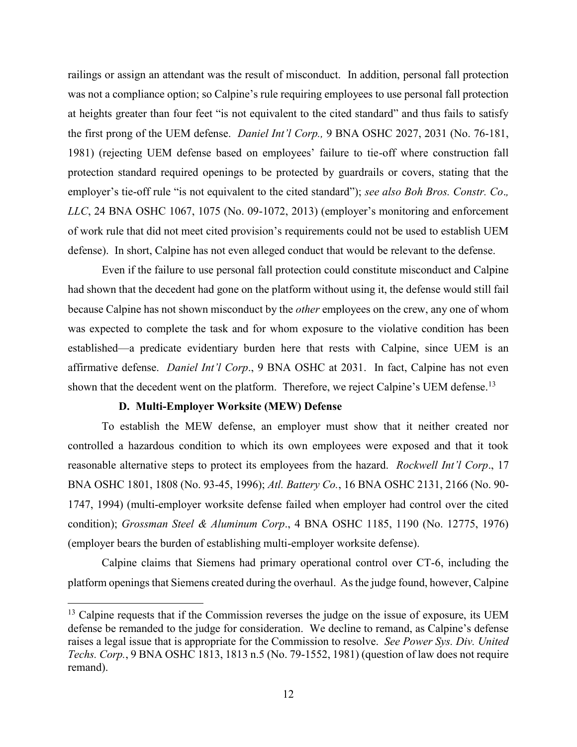railings or assign an attendant was the result of misconduct. In addition, personal fall protection was not a compliance option; so Calpine's rule requiring employees to use personal fall protection at heights greater than four feet "is not equivalent to the cited standard" and thus fails to satisfy the first prong of the UEM defense. *Daniel Int'l Corp.,* 9 BNA OSHC 2027, 2031 (No. 76-181, 1981) (rejecting UEM defense based on employees' failure to tie-off where construction fall protection standard required openings to be protected by guardrails or covers, stating that the employer's tie-off rule "is not equivalent to the cited standard"); *see also Boh Bros. Constr. Co., LLC*, 24 BNA OSHC 1067, 1075 (No. 09-1072, 2013) (employer's monitoring and enforcement of work rule that did not meet cited provision's requirements could not be used to establish UEM defense). In short, Calpine has not even alleged conduct that would be relevant to the defense.

Even if the failure to use personal fall protection could constitute misconduct and Calpine had shown that the decedent had gone on the platform without using it, the defense would still fail because Calpine has not shown misconduct by the *other* employees on the crew, any one of whom was expected to complete the task and for whom exposure to the violative condition has been established—a predicate evidentiary burden here that rests with Calpine, since UEM is an affirmative defense. *Daniel Int'l Corp*., 9 BNA OSHC at 2031. In fact, Calpine has not even shown that the decedent went on the platform. Therefore, we reject Calpine's UEM defense.[13]

### D. Multi-Employer Worksite (MEW) Defense

To establish the MEW defense, an employer must show that it neither created nor controlled a hazardous condition to which its own employees were exposed and that it took reasonable alternative steps to protect its employees from the hazard. *Rockwell Int'l Corp*., 17 BNA OSHC 1801, 1808 (No. 93-45, 1996); *Atl. Battery Co.*, 16 BNA OSHC 2131, 2166 (No. 90-1747, 1994) (multi-employer worksite defense failed when employer had control over the cited condition); *Grossman Steel & Aluminum Corp*., 4 BNA OSHC 1185, 1190 (No. 12775, 1976) (employer bears the burden of establishing multi-employer worksite defense).

Calpine claims that Siemens had primary operational control over CT-6, including the platform openings that Siemens created during the overhaul. As the judge found, however, Calpine

---

[13] Calpine requests that if the Commission reverses the judge on the issue of exposure, its UEM defense be remanded to the judge for consideration. We decline to remand, as Calpine's defense raises a legal issue that is appropriate for the Commission to resolve. *See Power Sys. Div. United Techs. Corp.*, 9 BNA OSHC 1813, 1813 n.5 (No. 79-1552, 1981) (question of law does not require remand).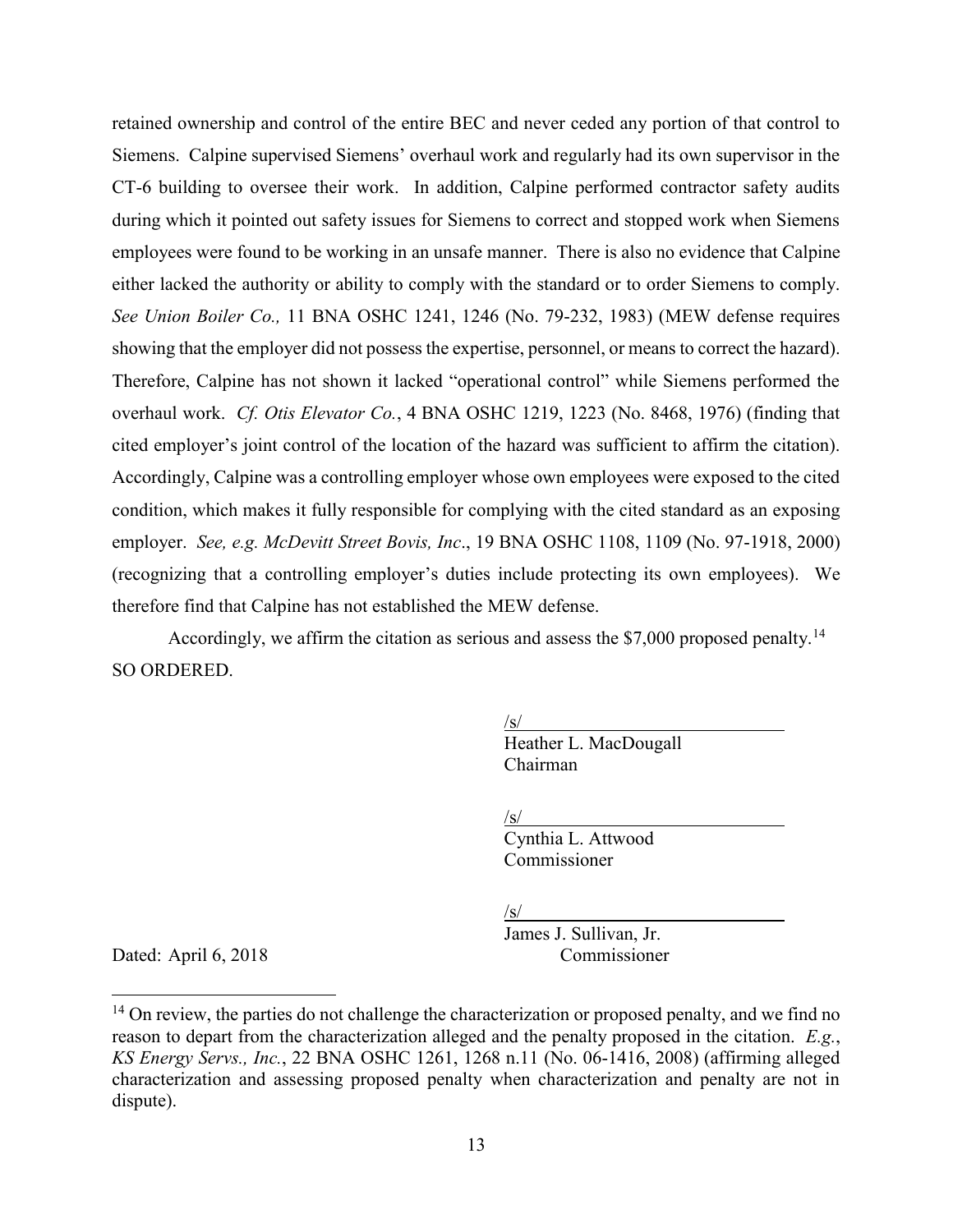retained ownership and control of the entire BEC and never ceded any portion of that control to Siemens. Calpine supervised Siemens' overhaul work and regularly had its own supervisor in the CT-6 building to oversee their work. In addition, Calpine performed contractor safety audits during which it pointed out safety issues for Siemens to correct and stopped work when Siemens employees were found to be working in an unsafe manner. There is also no evidence that Calpine either lacked the authority or ability to comply with the standard or to order Siemens to comply. *See Union Boiler Co.,* 11 BNA OSHC 1241, 1246 (No. 79-232, 1983) (MEW defense requires showing that the employer did not possess the expertise, personnel, or means to correct the hazard). Therefore, Calpine has not shown it lacked "operational control" while Siemens performed the overhaul work. *Cf. Otis Elevator Co.*, 4 BNA OSHC 1219, 1223 (No. 8468, 1976) (finding that cited employer's joint control of the location of the hazard was sufficient to affirm the citation). Accordingly, Calpine was a controlling employer whose own employees were exposed to the cited condition, which makes it fully responsible for complying with the cited standard as an exposing employer. *See, e.g. McDevitt Street Bovis, Inc*., 19 BNA OSHC 1108, 1109 (No. 97-1918, 2000) (recognizing that a controlling employer's duties include protecting its own employees). We therefore find that Calpine has not established the MEW defense.

Accordingly, we affirm the citation as serious and assess the $7,000 proposed penalty.[14]

SO ORDERED.

/s/
Heather L. MacDougall
Chairman

/s/
Cynthia L. Attwood
Commissioner

/s/
James J. Sullivan, Jr.
Commissioner

Dated: April 6, 2018

---

[14] On review, the parties do not challenge the characterization or proposed penalty, and we find no reason to depart from the characterization alleged and the penalty proposed in the citation. *E.g.*, *KS Energy Servs., Inc.*, 22 BNA OSHC 1261, 1268 n.11 (No. 06-1416, 2008) (affirming alleged characterization and assessing proposed penalty when characterization and penalty are not in dispute).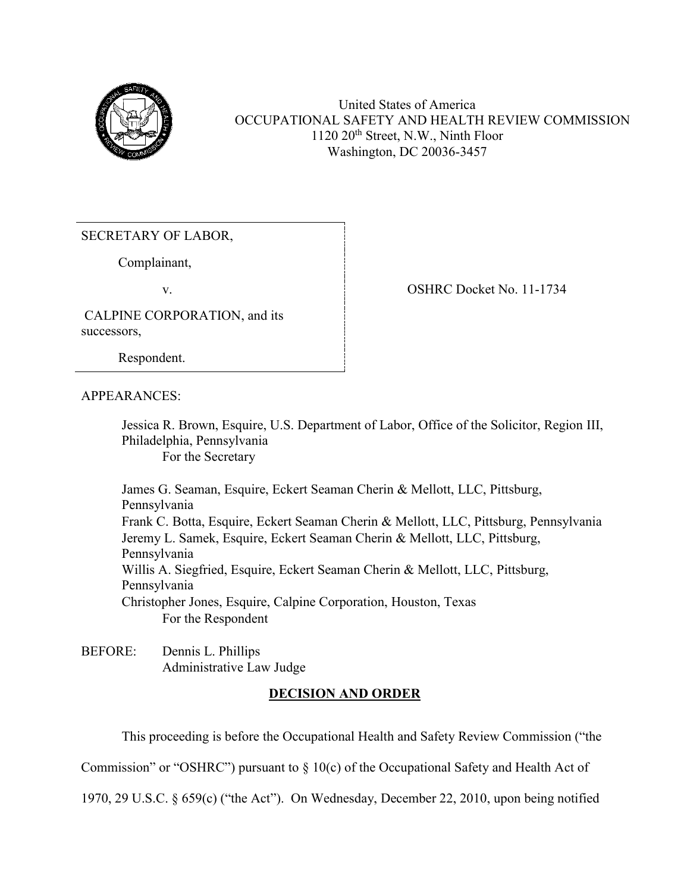United States of America
OCCUPATIONAL SAFETY AND HEALTH REVIEW COMMISSION
1120 20th Street, N.W., Ninth Floor
Washington, DC 20036-3457

SECRETARY OF LABOR,

Complainant,

v.

CALPINE CORPORATION, and its successors,

Respondent.

OSHRC Docket No. 11-1734

APPEARANCES:

Jessica R. Brown, Esquire, U.S. Department of Labor, Office of the Solicitor, Region III, Philadelphia, Pennsylvania
For the Secretary

James G. Seaman, Esquire, Eckert Seaman Cherin & Mellott, LLC, Pittsburg, Pennsylvania
Frank C. Botta, Esquire, Eckert Seaman Cherin & Mellott, LLC, Pittsburg, Pennsylvania
Jeremy L. Samek, Esquire, Eckert Seaman Cherin & Mellott, LLC, Pittsburg, Pennsylvania
Willis A. Siegfried, Esquire, Eckert Seaman Cherin & Mellott, LLC, Pittsburg, Pennsylvania
Christopher Jones, Esquire, Calpine Corporation, Houston, Texas
For the Respondent

BEFORE: Dennis L. Phillips
Administrative Law Judge

## DECISION AND ORDER

This proceeding is before the Occupational Health and Safety Review Commission ("the Commission" or "OSHRC") pursuant to § 10(c) of the Occupational Safety and Health Act of 1970, 29 U.S.C. § 659(c) ("the Act"). On Wednesday, December 22, 2010, upon being notified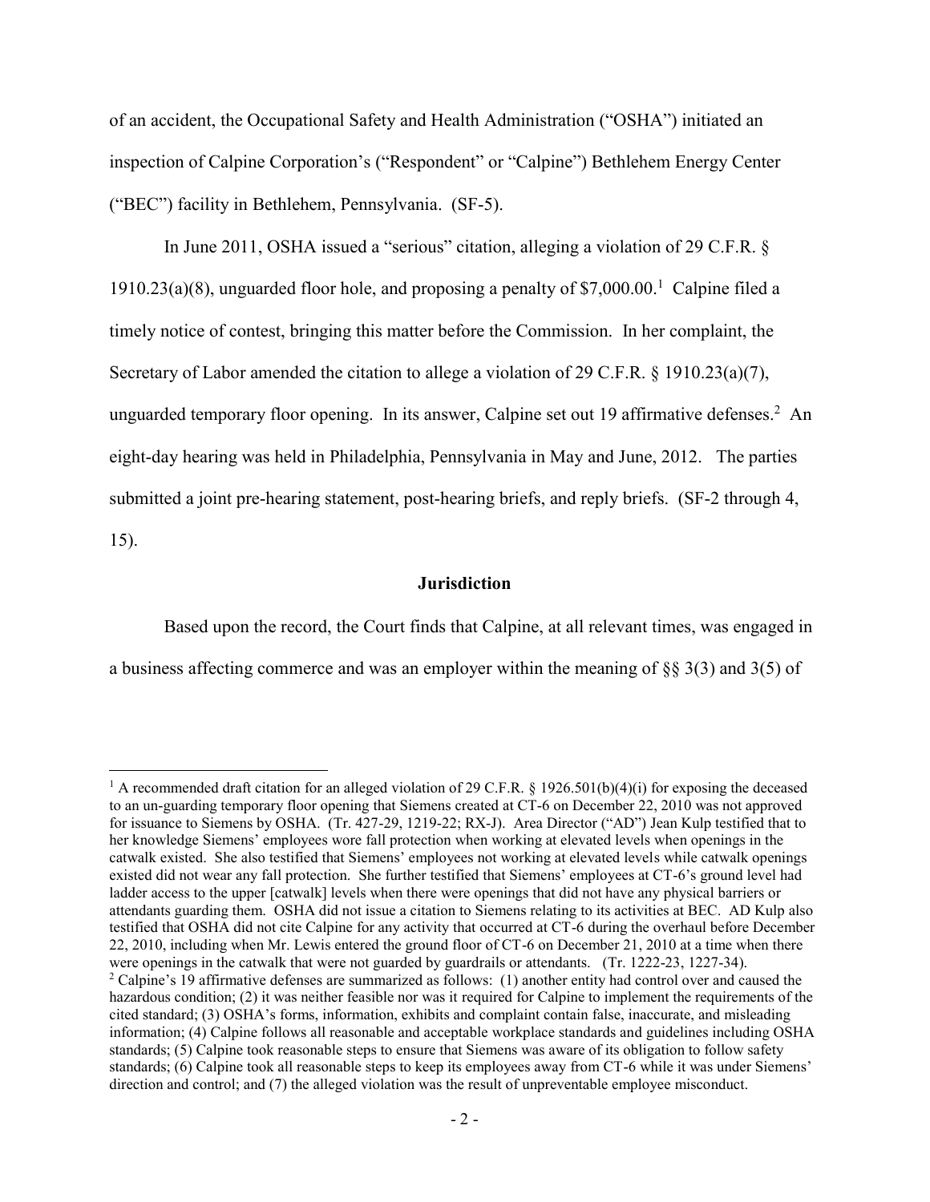of an accident, the Occupational Safety and Health Administration ("OSHA") initiated an inspection of Calpine Corporation's ("Respondent" or "Calpine") Bethlehem Energy Center ("BEC") facility in Bethlehem, Pennsylvania. (SF-5).

In June 2011, OSHA issued a "serious" citation, alleging a violation of 29 C.F.R. § 1910.23(a)(8), unguarded floor hole, and proposing a penalty of $7,000.00.[1] Calpine filed a timely notice of contest, bringing this matter before the Commission. In her complaint, the Secretary of Labor amended the citation to allege a violation of 29 C.F.R. § 1910.23(a)(7), unguarded temporary floor opening. In its answer, Calpine set out 19 affirmative defenses.[2] An eight-day hearing was held in Philadelphia, Pennsylvania in May and June, 2012. The parties submitted a joint pre-hearing statement, post-hearing briefs, and reply briefs. (SF-2 through 4, 15).

## Jurisdiction

Based upon the record, the Court finds that Calpine, at all relevant times, was engaged in a business affecting commerce and was an employer within the meaning of §§ 3(3) and 3(5) of

---

[1] A recommended draft citation for an alleged violation of 29 C.F.R. § 1926.501(b)(4)(i) for exposing the deceased to an un-guarding temporary floor opening that Siemens created at CT-6 on December 22, 2010 was not approved for issuance to Siemens by OSHA. (Tr. 427-29, 1219-22; RX-J). Area Director ("AD") Jean Kulp testified that to her knowledge Siemens' employees wore fall protection when working at elevated levels when openings in the catwalk existed. She also testified that Siemens' employees not working at elevated levels while catwalk openings existed did not wear any fall protection. She further testified that Siemens' employees at CT-6's ground level had ladder access to the upper [catwalk] levels when there were openings that did not have any physical barriers or attendants guarding them. OSHA did not issue a citation to Siemens relating to its activities at BEC. AD Kulp also testified that OSHA did not cite Calpine for any activity that occurred at CT-6 during the overhaul before December 22, 2010, including when Mr. Lewis entered the ground floor of CT-6 on December 21, 2010 at a time when there were openings in the catwalk that were not guarded by guardrails or attendants. (Tr. 1222-23, 1227-34).

[2] Calpine's 19 affirmative defenses are summarized as follows: (1) another entity had control over and caused the hazardous condition; (2) it was neither feasible nor was it required for Calpine to implement the requirements of the cited standard; (3) OSHA's forms, information, exhibits and complaint contain false, inaccurate, and misleading information; (4) Calpine follows all reasonable and acceptable workplace standards and guidelines including OSHA standards; (5) Calpine took reasonable steps to ensure that Siemens was aware of its obligation to follow safety standards; (6) Calpine took all reasonable steps to keep its employees away from CT-6 while it was under Siemens' direction and control; and (7) the alleged violation was the result of unpreventable employee misconduct.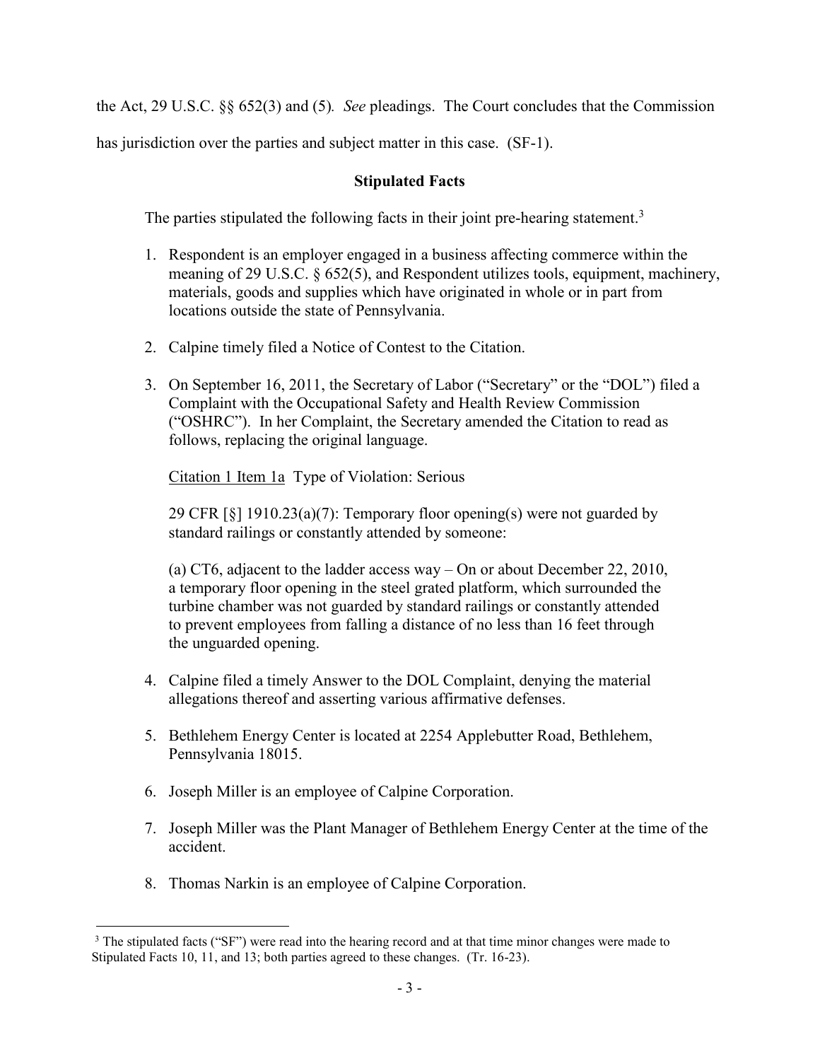the Act, 29 U.S.C. §§ 652(3) and (5). *See* pleadings. The Court concludes that the Commission has jurisdiction over the parties and subject matter in this case. (SF-1).

**Stipulated Facts**

The parties stipulated the following facts in their joint pre-hearing statement.[3]

1. Respondent is an employer engaged in a business affecting commerce within the meaning of 29 U.S.C. § 652(5), and Respondent utilizes tools, equipment, machinery, materials, goods and supplies which have originated in whole or in part from locations outside the state of Pennsylvania.

2. Calpine timely filed a Notice of Contest to the Citation.

3. On September 16, 2011, the Secretary of Labor ("Secretary" or the "DOL") filed a Complaint with the Occupational Safety and Health Review Commission ("OSHRC"). In her Complaint, the Secretary amended the Citation to read as follows, replacing the original language.

   Citation 1 Item 1a Type of Violation: Serious

   29 CFR [§] 1910.23(a)(7): Temporary floor opening(s) were not guarded by standard railings or constantly attended by someone:

   (a) CT6, adjacent to the ladder access way – On or about December 22, 2010, a temporary floor opening in the steel grated platform, which surrounded the turbine chamber was not guarded by standard railings or constantly attended to prevent employees from falling a distance of no less than 16 feet through the unguarded opening.

4. Calpine filed a timely Answer to the DOL Complaint, denying the material allegations thereof and asserting various affirmative defenses.

5. Bethlehem Energy Center is located at 2254 Applebutter Road, Bethlehem, Pennsylvania 18015.

6. Joseph Miller is an employee of Calpine Corporation.

7. Joseph Miller was the Plant Manager of Bethlehem Energy Center at the time of the accident.

8. Thomas Narkin is an employee of Calpine Corporation.

[3] The stipulated facts ("SF") were read into the hearing record and at that time minor changes were made to Stipulated Facts 10, 11, and 13; both parties agreed to these changes. (Tr. 16-23).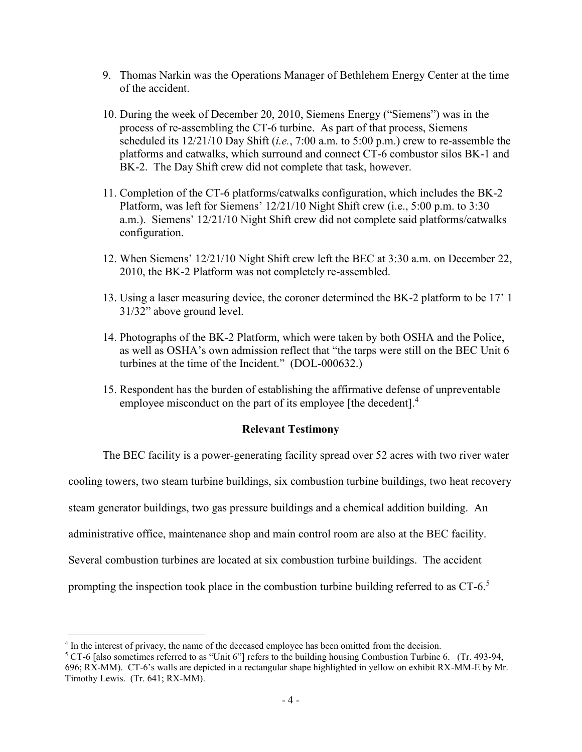9. Thomas Narkin was the Operations Manager of Bethlehem Energy Center at the time of the accident.

10. During the week of December 20, 2010, Siemens Energy ("Siemens") was in the process of re-assembling the CT-6 turbine. As part of that process, Siemens scheduled its 12/21/10 Day Shift (*i.e.*, 7:00 a.m. to 5:00 p.m.) crew to re-assemble the platforms and catwalks, which surround and connect CT-6 combustor silos BK-1 and BK-2. The Day Shift crew did not complete that task, however.

11. Completion of the CT-6 platforms/catwalks configuration, which includes the BK-2 Platform, was left for Siemens' 12/21/10 Night Shift crew (i.e., 5:00 p.m. to 3:30 a.m.). Siemens' 12/21/10 Night Shift crew did not complete said platforms/catwalks configuration.

12. When Siemens' 12/21/10 Night Shift crew left the BEC at 3:30 a.m. on December 22, 2010, the BK-2 Platform was not completely re-assembled.

13. Using a laser measuring device, the coroner determined the BK-2 platform to be 17' 1 31/32" above ground level.

14. Photographs of the BK-2 Platform, which were taken by both OSHA and the Police, as well as OSHA's own admission reflect that "the tarps were still on the BEC Unit 6 turbines at the time of the Incident." (DOL-000632.)

15. Respondent has the burden of establishing the affirmative defense of unpreventable employee misconduct on the part of its employee [the decedent].[4]

## Relevant Testimony

The BEC facility is a power-generating facility spread over 52 acres with two river water cooling towers, two steam turbine buildings, six combustion turbine buildings, two heat recovery steam generator buildings, two gas pressure buildings and a chemical addition building. An administrative office, maintenance shop and main control room are also at the BEC facility. Several combustion turbines are located at six combustion turbine buildings. The accident prompting the inspection took place in the combustion turbine building referred to as CT-6.[5]

---

[4] In the interest of privacy, the name of the deceased employee has been omitted from the decision.

[5] CT-6 [also sometimes referred to as "Unit 6"] refers to the building housing Combustion Turbine 6. (Tr. 493-94, 696; RX-MM). CT-6's walls are depicted in a rectangular shape highlighted in yellow on exhibit RX-MM-E by Mr. Timothy Lewis. (Tr. 641; RX-MM).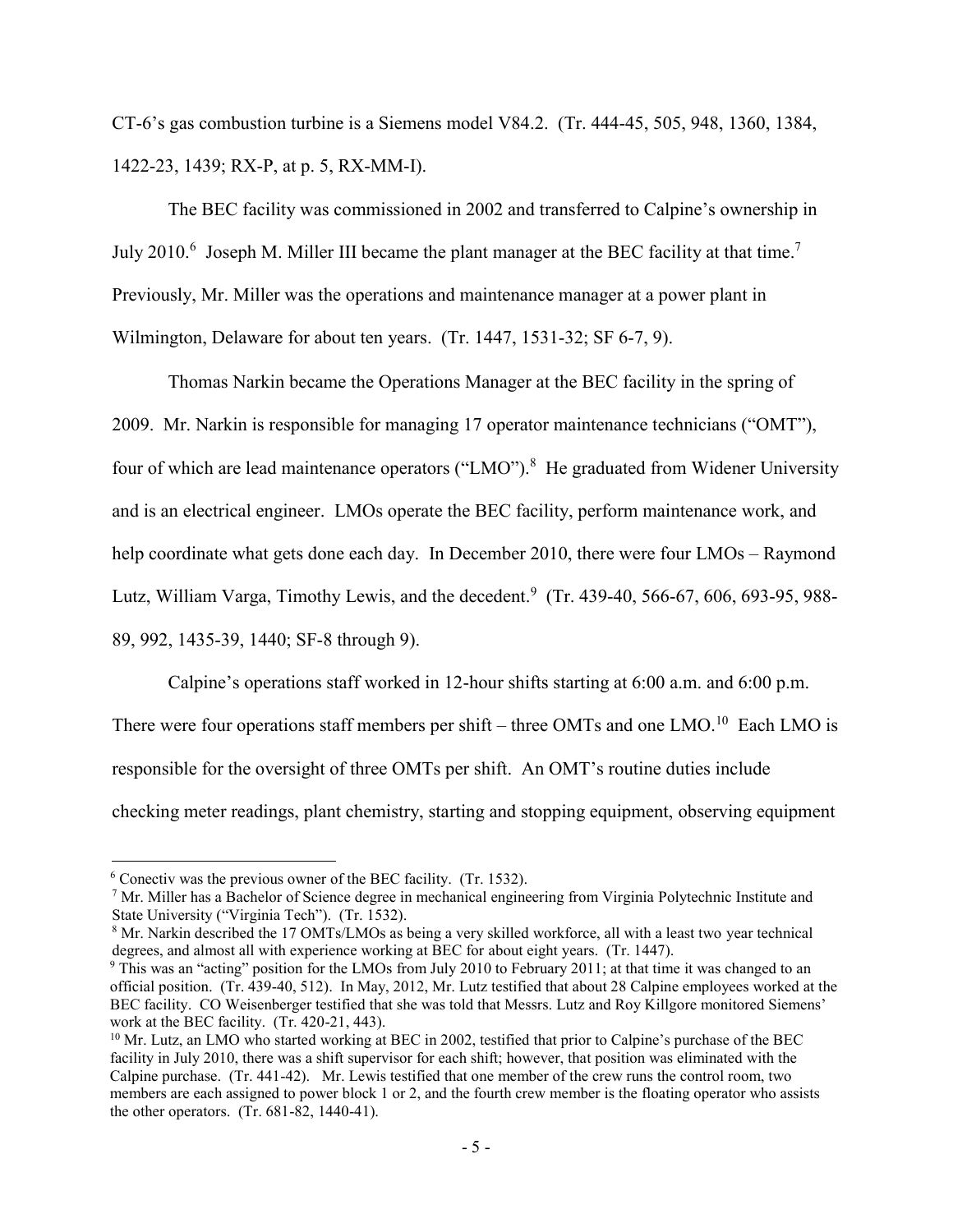CT-6's gas combustion turbine is a Siemens model V84.2. (Tr. 444-45, 505, 948, 1360, 1384, 1422-23, 1439; RX-P, at p. 5, RX-MM-I).

The BEC facility was commissioned in 2002 and transferred to Calpine's ownership in July 2010.[6] Joseph M. Miller III became the plant manager at the BEC facility at that time.[7] Previously, Mr. Miller was the operations and maintenance manager at a power plant in Wilmington, Delaware for about ten years. (Tr. 1447, 1531-32; SF 6-7, 9).

Thomas Narkin became the Operations Manager at the BEC facility in the spring of 2009. Mr. Narkin is responsible for managing 17 operator maintenance technicians ("OMT"), four of which are lead maintenance operators ("LMO").[8] He graduated from Widener University and is an electrical engineer. LMOs operate the BEC facility, perform maintenance work, and help coordinate what gets done each day. In December 2010, there were four LMOs – Raymond Lutz, William Varga, Timothy Lewis, and the decedent.[9] (Tr. 439-40, 566-67, 606, 693-95, 988-89, 992, 1435-39, 1440; SF-8 through 9).

Calpine's operations staff worked in 12-hour shifts starting at 6:00 a.m. and 6:00 p.m. There were four operations staff members per shift – three OMTs and one LMO.[10] Each LMO is responsible for the oversight of three OMTs per shift. An OMT's routine duties include checking meter readings, plant chemistry, starting and stopping equipment, observing equipment

---

[6] Conectiv was the previous owner of the BEC facility. (Tr. 1532).

[7] Mr. Miller has a Bachelor of Science degree in mechanical engineering from Virginia Polytechnic Institute and State University ("Virginia Tech"). (Tr. 1532).

[8] Mr. Narkin described the 17 OMTs/LMOs as being a very skilled workforce, all with a least two year technical degrees, and almost all with experience working at BEC for about eight years. (Tr. 1447).

[9] This was an "acting" position for the LMOs from July 2010 to February 2011; at that time it was changed to an official position. (Tr. 439-40, 512). In May, 2012, Mr. Lutz testified that about 28 Calpine employees worked at the BEC facility. CO Weisenberger testified that she was told that Messrs. Lutz and Roy Killgore monitored Siemens' work at the BEC facility. (Tr. 420-21, 443).

[10] Mr. Lutz, an LMO who started working at BEC in 2002, testified that prior to Calpine's purchase of the BEC facility in July 2010, there was a shift supervisor for each shift; however, that position was eliminated with the Calpine purchase. (Tr. 441-42). Mr. Lewis testified that one member of the crew runs the control room, two members are each assigned to power block 1 or 2, and the fourth crew member is the floating operator who assists the other operators. (Tr. 681-82, 1440-41).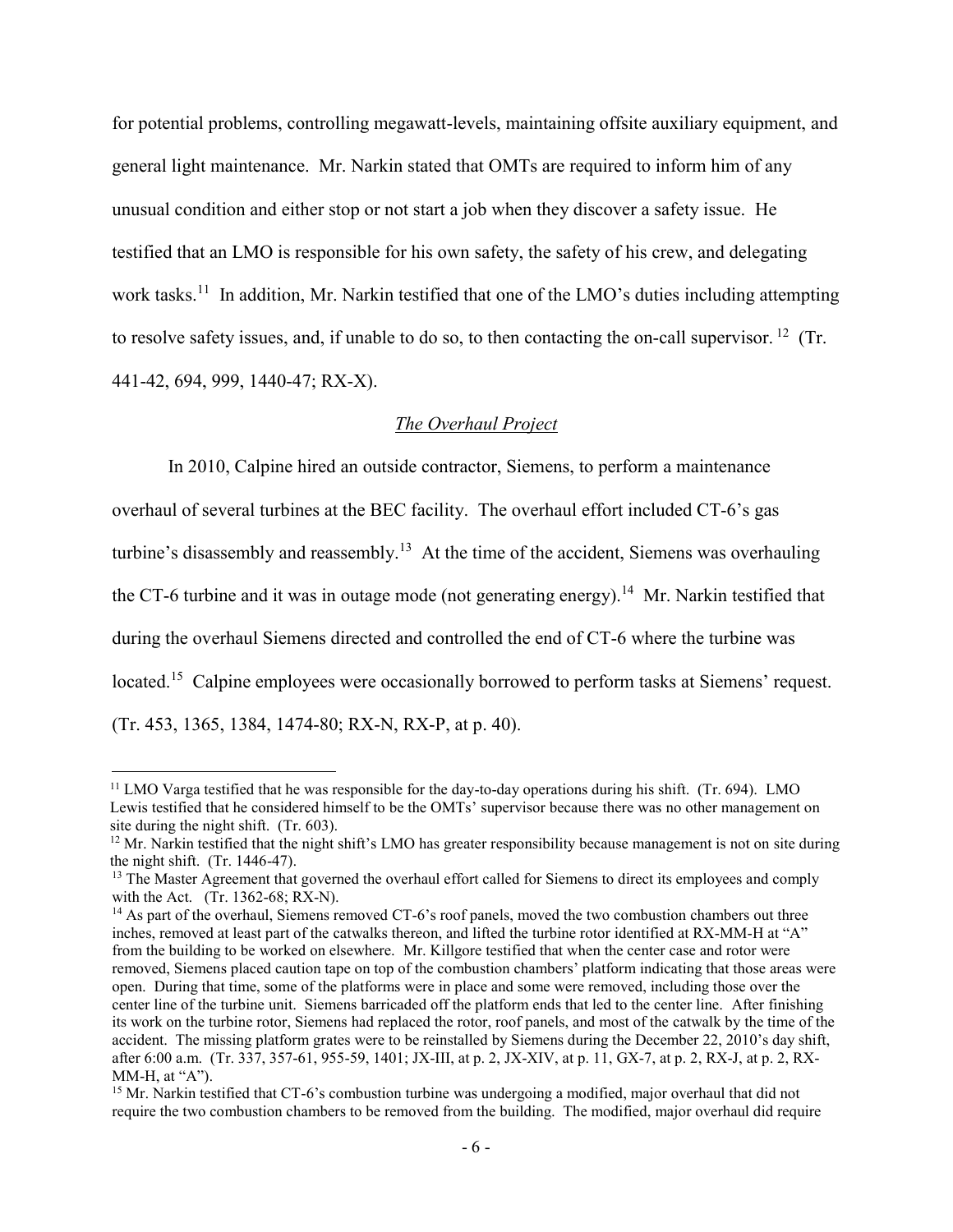for potential problems, controlling megawatt-levels, maintaining offsite auxiliary equipment, and general light maintenance. Mr. Narkin stated that OMTs are required to inform him of any unusual condition and either stop or not start a job when they discover a safety issue. He testified that an LMO is responsible for his own safety, the safety of his crew, and delegating work tasks.[11] In addition, Mr. Narkin testified that one of the LMO's duties including attempting to resolve safety issues, and, if unable to do so, to then contacting the on-call supervisor.[12] (Tr. 441-42, 694, 999, 1440-47; RX-X).

*The Overhaul Project*

In 2010, Calpine hired an outside contractor, Siemens, to perform a maintenance overhaul of several turbines at the BEC facility. The overhaul effort included CT-6's gas turbine's disassembly and reassembly.[13] At the time of the accident, Siemens was overhauling the CT-6 turbine and it was in outage mode (not generating energy).[14] Mr. Narkin testified that during the overhaul Siemens directed and controlled the end of CT-6 where the turbine was located.[15] Calpine employees were occasionally borrowed to perform tasks at Siemens' request. (Tr. 453, 1365, 1384, 1474-80; RX-N, RX-P, at p. 40).

---

[11] LMO Varga testified that he was responsible for the day-to-day operations during his shift. (Tr. 694). LMO Lewis testified that he considered himself to be the OMTs' supervisor because there was no other management on site during the night shift. (Tr. 603).

[12] Mr. Narkin testified that the night shift's LMO has greater responsibility because management is not on site during the night shift. (Tr. 1446-47).

[13] The Master Agreement that governed the overhaul effort called for Siemens to direct its employees and comply with the Act. (Tr. 1362-68; RX-N).

[14] As part of the overhaul, Siemens removed CT-6's roof panels, moved the two combustion chambers out three inches, removed at least part of the catwalks thereon, and lifted the turbine rotor identified at RX-MM-H at "A" from the building to be worked on elsewhere. Mr. Killgore testified that when the center case and rotor were removed, Siemens placed caution tape on top of the combustion chambers' platform indicating that those areas were open. During that time, some of the platforms were in place and some were removed, including those over the center line of the turbine unit. Siemens barricaded off the platform ends that led to the center line. After finishing its work on the turbine rotor, Siemens had replaced the rotor, roof panels, and most of the catwalk by the time of the accident. The missing platform grates were to be reinstalled by Siemens during the December 22, 2010's day shift, after 6:00 a.m. (Tr. 337, 357-61, 955-59, 1401; JX-III, at p. 2, JX-XIV, at p. 11, GX-7, at p. 2, RX-J, at p. 2, RX-MM-H, at "A").

[15] Mr. Narkin testified that CT-6's combustion turbine was undergoing a modified, major overhaul that did not require the two combustion chambers to be removed from the building. The modified, major overhaul did require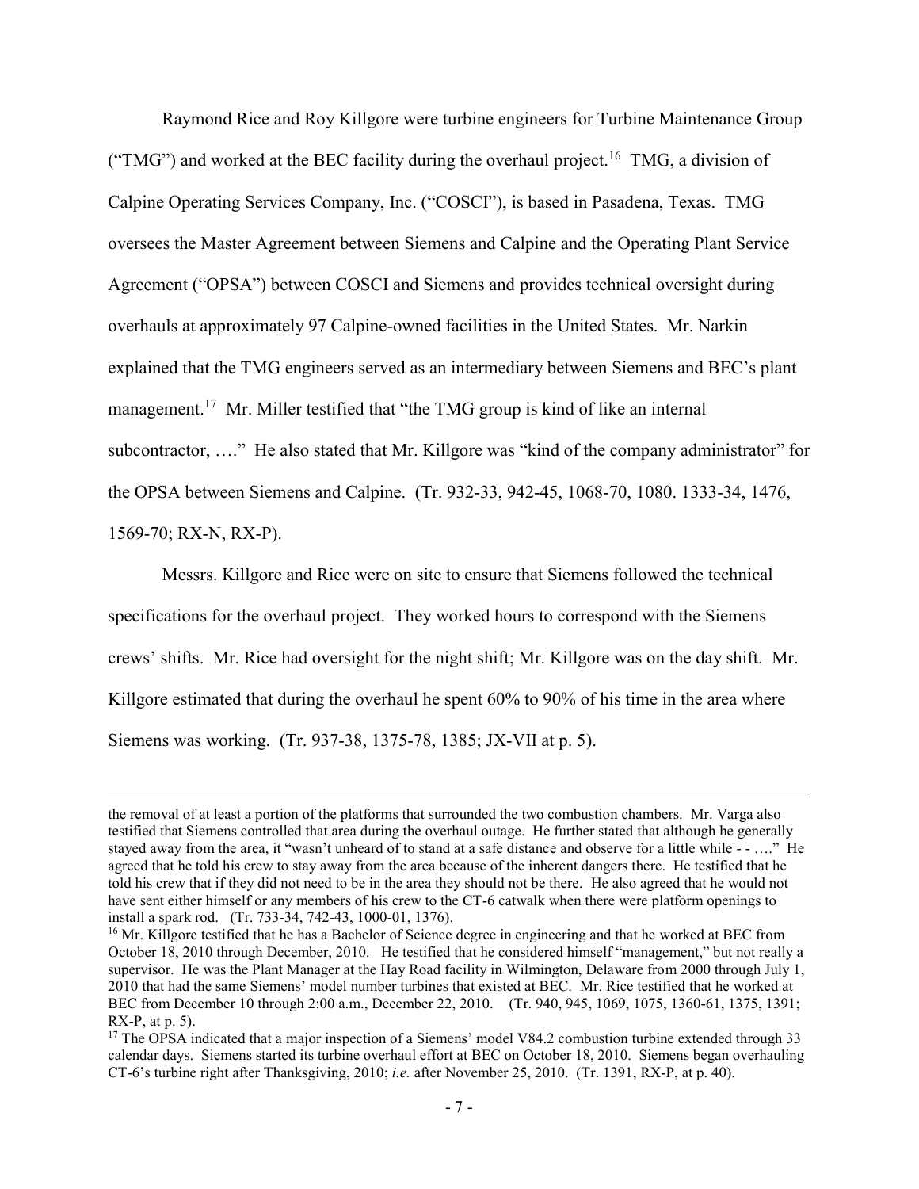Raymond Rice and Roy Killgore were turbine engineers for Turbine Maintenance Group ("TMG") and worked at the BEC facility during the overhaul project.[16] TMG, a division of Calpine Operating Services Company, Inc. ("COSCI"), is based in Pasadena, Texas. TMG oversees the Master Agreement between Siemens and Calpine and the Operating Plant Service Agreement ("OPSA") between COSCI and Siemens and provides technical oversight during overhauls at approximately 97 Calpine-owned facilities in the United States. Mr. Narkin explained that the TMG engineers served as an intermediary between Siemens and BEC's plant management.[17] Mr. Miller testified that "the TMG group is kind of like an internal subcontractor, …." He also stated that Mr. Killgore was "kind of the company administrator" for the OPSA between Siemens and Calpine. (Tr. 932-33, 942-45, 1068-70, 1080. 1333-34, 1476, 1569-70; RX-N, RX-P).

Messrs. Killgore and Rice were on site to ensure that Siemens followed the technical specifications for the overhaul project. They worked hours to correspond with the Siemens crews' shifts. Mr. Rice had oversight for the night shift; Mr. Killgore was on the day shift. Mr. Killgore estimated that during the overhaul he spent 60% to 90% of his time in the area where Siemens was working. (Tr. 937-38, 1375-78, 1385; JX-VII at p. 5).

---

the removal of at least a portion of the platforms that surrounded the two combustion chambers. Mr. Varga also testified that Siemens controlled that area during the overhaul outage. He further stated that although he generally stayed away from the area, it "wasn't unheard of to stand at a safe distance and observe for a little while - - …." He agreed that he told his crew to stay away from the area because of the inherent dangers there. He testified that he told his crew that if they did not need to be in the area they should not be there. He also agreed that he would not have sent either himself or any members of his crew to the CT-6 catwalk when there were platform openings to install a spark rod. (Tr. 733-34, 742-43, 1000-01, 1376).

[16] Mr. Killgore testified that he has a Bachelor of Science degree in engineering and that he worked at BEC from October 18, 2010 through December, 2010. He testified that he considered himself "management," but not really a supervisor. He was the Plant Manager at the Hay Road facility in Wilmington, Delaware from 2000 through July 1, 2010 that had the same Siemens' model number turbines that existed at BEC. Mr. Rice testified that he worked at BEC from December 10 through 2:00 a.m., December 22, 2010. (Tr. 940, 945, 1069, 1075, 1360-61, 1375, 1391; RX-P, at p. 5).

[17] The OPSA indicated that a major inspection of a Siemens' model V84.2 combustion turbine extended through 33 calendar days. Siemens started its turbine overhaul effort at BEC on October 18, 2010. Siemens began overhauling CT-6's turbine right after Thanksgiving, 2010; *i.e.* after November 25, 2010. (Tr. 1391, RX-P, at p. 40).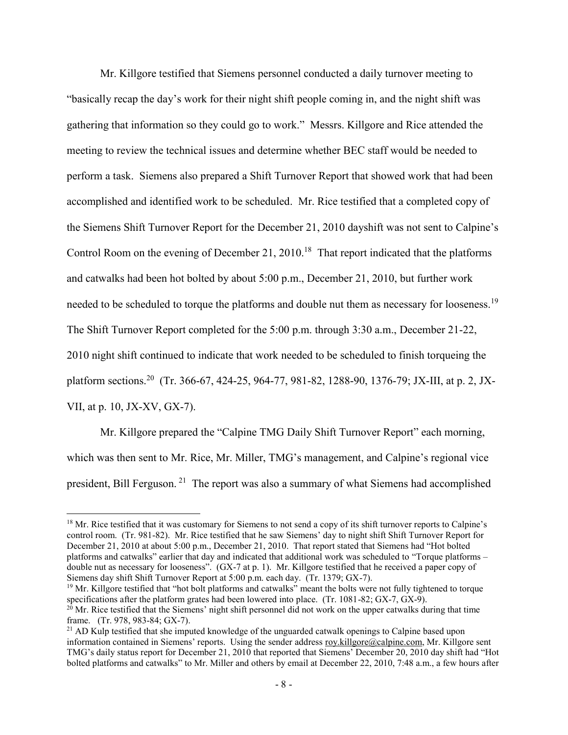Mr. Killgore testified that Siemens personnel conducted a daily turnover meeting to "basically recap the day's work for their night shift people coming in, and the night shift was gathering that information so they could go to work." Messrs. Killgore and Rice attended the meeting to review the technical issues and determine whether BEC staff would be needed to perform a task. Siemens also prepared a Shift Turnover Report that showed work that had been accomplished and identified work to be scheduled. Mr. Rice testified that a completed copy of the Siemens Shift Turnover Report for the December 21, 2010 dayshift was not sent to Calpine's Control Room on the evening of December 21, 2010.[18] That report indicated that the platforms and catwalks had been hot bolted by about 5:00 p.m., December 21, 2010, but further work needed to be scheduled to torque the platforms and double nut them as necessary for looseness.[19] The Shift Turnover Report completed for the 5:00 p.m. through 3:30 a.m., December 21-22, 2010 night shift continued to indicate that work needed to be scheduled to finish torqueing the platform sections.[20] (Tr. 366-67, 424-25, 964-77, 981-82, 1288-90, 1376-79; JX-III, at p. 2, JX-VII, at p. 10, JX-XV, GX-7).

Mr. Killgore prepared the "Calpine TMG Daily Shift Turnover Report" each morning, which was then sent to Mr. Rice, Mr. Miller, TMG's management, and Calpine's regional vice president, Bill Ferguson.[21] The report was also a summary of what Siemens had accomplished

---

[18] Mr. Rice testified that it was customary for Siemens to not send a copy of its shift turnover reports to Calpine's control room. (Tr. 981-82). Mr. Rice testified that he saw Siemens' day to night shift Shift Turnover Report for December 21, 2010 at about 5:00 p.m., December 21, 2010. That report stated that Siemens had "Hot bolted platforms and catwalks" earlier that day and indicated that additional work was scheduled to "Torque platforms – double nut as necessary for looseness". (GX-7 at p. 1). Mr. Killgore testified that he received a paper copy of Siemens day shift Shift Turnover Report at 5:00 p.m. each day. (Tr. 1379; GX-7).

[19] Mr. Killgore testified that "hot bolt platforms and catwalks" meant the bolts were not fully tightened to torque specifications after the platform grates had been lowered into place. (Tr. 1081-82; GX-7, GX-9).

[20] Mr. Rice testified that the Siemens' night shift personnel did not work on the upper catwalks during that time frame. (Tr. 978, 983-84; GX-7).

[21] AD Kulp testified that she imputed knowledge of the unguarded catwalk openings to Calpine based upon information contained in Siemens' reports. Using the sender address roy.killgore@calpine.com, Mr. Killgore sent TMG's daily status report for December 21, 2010 that reported that Siemens' December 20, 2010 day shift had "Hot bolted platforms and catwalks" to Mr. Miller and others by email at December 22, 2010, 7:48 a.m., a few hours after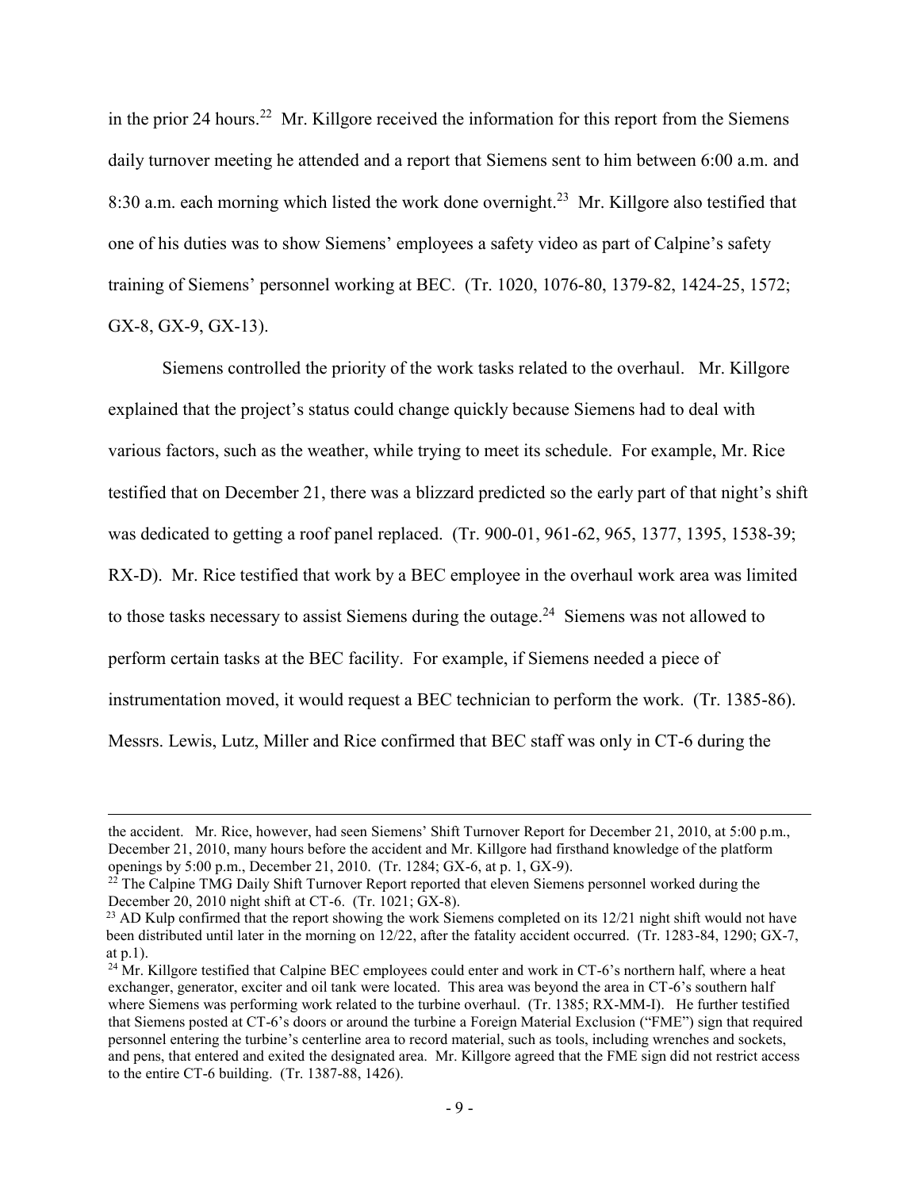in the prior 24 hours.[22] Mr. Killgore received the information for this report from the Siemens daily turnover meeting he attended and a report that Siemens sent to him between 6:00 a.m. and 8:30 a.m. each morning which listed the work done overnight.[23] Mr. Killgore also testified that one of his duties was to show Siemens' employees a safety video as part of Calpine's safety training of Siemens' personnel working at BEC. (Tr. 1020, 1076-80, 1379-82, 1424-25, 1572; GX-8, GX-9, GX-13).

Siemens controlled the priority of the work tasks related to the overhaul. Mr. Killgore explained that the project's status could change quickly because Siemens had to deal with various factors, such as the weather, while trying to meet its schedule. For example, Mr. Rice testified that on December 21, there was a blizzard predicted so the early part of that night's shift was dedicated to getting a roof panel replaced. (Tr. 900-01, 961-62, 965, 1377, 1395, 1538-39; RX-D). Mr. Rice testified that work by a BEC employee in the overhaul work area was limited to those tasks necessary to assist Siemens during the outage.[24] Siemens was not allowed to perform certain tasks at the BEC facility. For example, if Siemens needed a piece of instrumentation moved, it would request a BEC technician to perform the work. (Tr. 1385-86). Messrs. Lewis, Lutz, Miller and Rice confirmed that BEC staff was only in CT-6 during the

---

the accident. Mr. Rice, however, had seen Siemens' Shift Turnover Report for December 21, 2010, at 5:00 p.m., December 21, 2010, many hours before the accident and Mr. Killgore had firsthand knowledge of the platform openings by 5:00 p.m., December 21, 2010. (Tr. 1284; GX-6, at p. 1, GX-9).

[22] The Calpine TMG Daily Shift Turnover Report reported that eleven Siemens personnel worked during the December 20, 2010 night shift at CT-6. (Tr. 1021; GX-8).

[23] AD Kulp confirmed that the report showing the work Siemens completed on its 12/21 night shift would not have been distributed until later in the morning on 12/22, after the fatality accident occurred. (Tr. 1283-84, 1290; GX-7, at p.1).

[24] Mr. Killgore testified that Calpine BEC employees could enter and work in CT-6's northern half, where a heat exchanger, generator, exciter and oil tank were located. This area was beyond the area in CT-6's southern half where Siemens was performing work related to the turbine overhaul. (Tr. 1385; RX-MM-I). He further testified that Siemens posted at CT-6's doors or around the turbine a Foreign Material Exclusion ("FME") sign that required personnel entering the turbine's centerline area to record material, such as tools, including wrenches and sockets, and pens, that entered and exited the designated area. Mr. Killgore agreed that the FME sign did not restrict access to the entire CT-6 building. (Tr. 1387-88, 1426).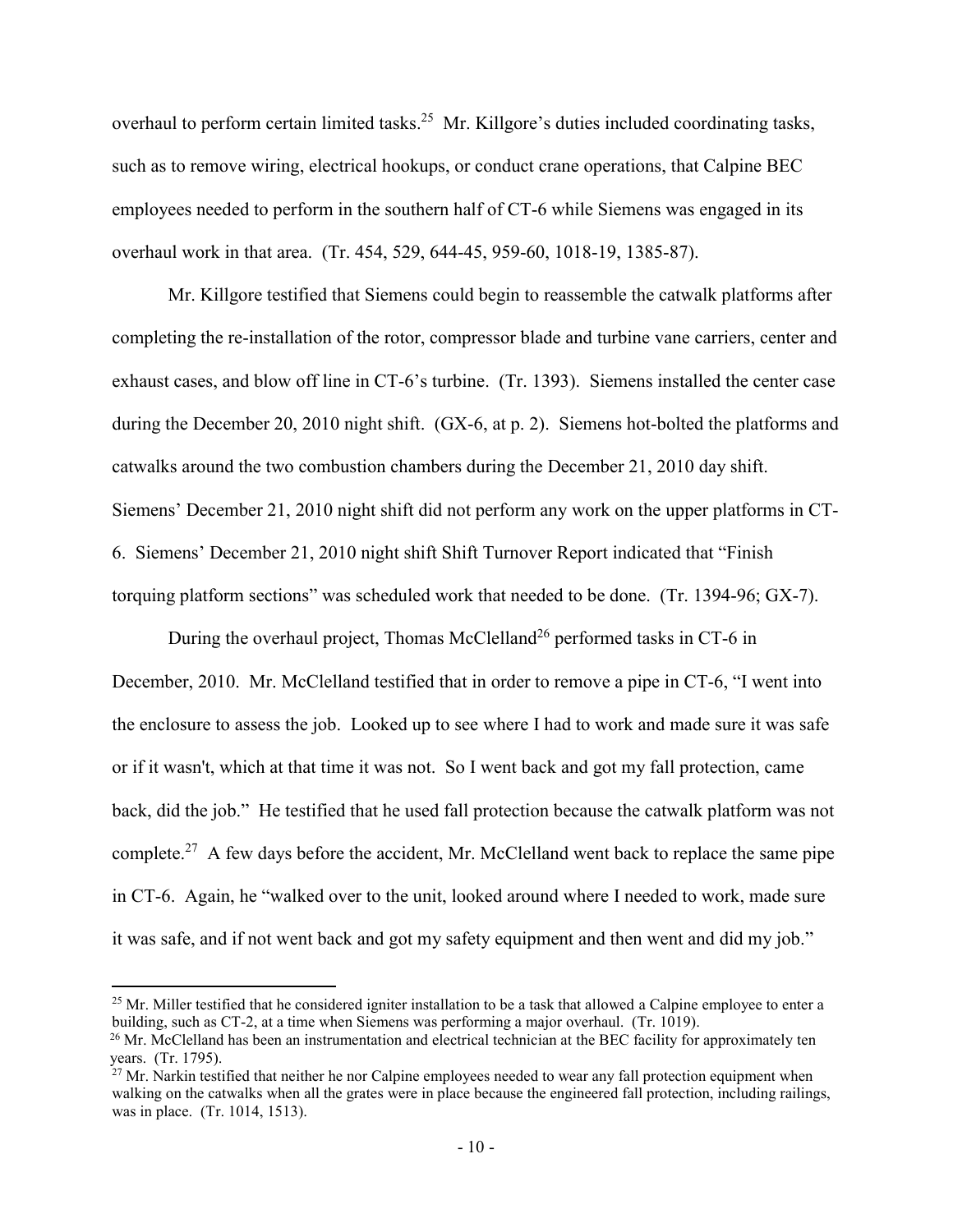overhaul to perform certain limited tasks.[25] Mr. Killgore's duties included coordinating tasks, such as to remove wiring, electrical hookups, or conduct crane operations, that Calpine BEC employees needed to perform in the southern half of CT-6 while Siemens was engaged in its overhaul work in that area. (Tr. 454, 529, 644-45, 959-60, 1018-19, 1385-87).

Mr. Killgore testified that Siemens could begin to reassemble the catwalk platforms after completing the re-installation of the rotor, compressor blade and turbine vane carriers, center and exhaust cases, and blow off line in CT-6's turbine. (Tr. 1393). Siemens installed the center case during the December 20, 2010 night shift. (GX-6, at p. 2). Siemens hot-bolted the platforms and catwalks around the two combustion chambers during the December 21, 2010 day shift. Siemens' December 21, 2010 night shift did not perform any work on the upper platforms in CT-6. Siemens' December 21, 2010 night shift Shift Turnover Report indicated that "Finish torquing platform sections" was scheduled work that needed to be done. (Tr. 1394-96; GX-7).

During the overhaul project, Thomas McClelland[26] performed tasks in CT-6 in December, 2010. Mr. McClelland testified that in order to remove a pipe in CT-6, "I went into the enclosure to assess the job. Looked up to see where I had to work and made sure it was safe or if it wasn't, which at that time it was not. So I went back and got my fall protection, came back, did the job." He testified that he used fall protection because the catwalk platform was not complete.[27] A few days before the accident, Mr. McClelland went back to replace the same pipe in CT-6. Again, he "walked over to the unit, looked around where I needed to work, made sure it was safe, and if not went back and got my safety equipment and then went and did my job."

[25] Mr. Miller testified that he considered igniter installation to be a task that allowed a Calpine employee to enter a building, such as CT-2, at a time when Siemens was performing a major overhaul. (Tr. 1019).

[26] Mr. McClelland has been an instrumentation and electrical technician at the BEC facility for approximately ten years. (Tr. 1795).

[27] Mr. Narkin testified that neither he nor Calpine employees needed to wear any fall protection equipment when walking on the catwalks when all the grates were in place because the engineered fall protection, including railings, was in place. (Tr. 1014, 1513).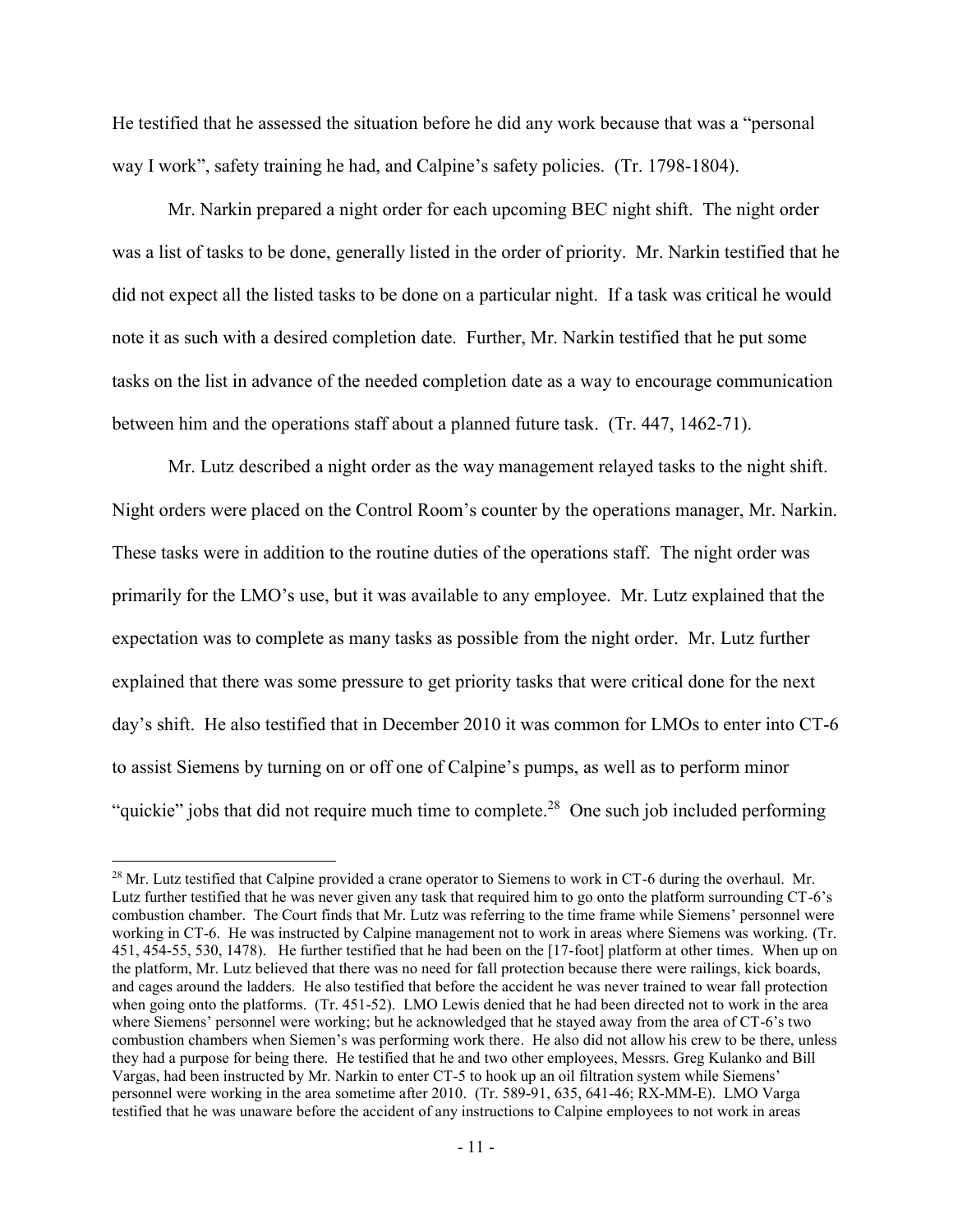He testified that he assessed the situation before he did any work because that was a "personal way I work", safety training he had, and Calpine's safety policies. (Tr. 1798-1804).

Mr. Narkin prepared a night order for each upcoming BEC night shift. The night order was a list of tasks to be done, generally listed in the order of priority. Mr. Narkin testified that he did not expect all the listed tasks to be done on a particular night. If a task was critical he would note it as such with a desired completion date. Further, Mr. Narkin testified that he put some tasks on the list in advance of the needed completion date as a way to encourage communication between him and the operations staff about a planned future task. (Tr. 447, 1462-71).

Mr. Lutz described a night order as the way management relayed tasks to the night shift. Night orders were placed on the Control Room's counter by the operations manager, Mr. Narkin. These tasks were in addition to the routine duties of the operations staff. The night order was primarily for the LMO's use, but it was available to any employee. Mr. Lutz explained that the expectation was to complete as many tasks as possible from the night order. Mr. Lutz further explained that there was some pressure to get priority tasks that were critical done for the next day's shift. He also testified that in December 2010 it was common for LMOs to enter into CT-6 to assist Siemens by turning on or off one of Calpine's pumps, as well as to perform minor "quickie" jobs that did not require much time to complete.[28] One such job included performing

[28] Mr. Lutz testified that Calpine provided a crane operator to Siemens to work in CT-6 during the overhaul. Mr. Lutz further testified that he was never given any task that required him to go onto the platform surrounding CT-6's combustion chamber. The Court finds that Mr. Lutz was referring to the time frame while Siemens' personnel were working in CT-6. He was instructed by Calpine management not to work in areas where Siemens was working. (Tr. 451, 454-55, 530, 1478). He further testified that he had been on the [17-foot] platform at other times. When up on the platform, Mr. Lutz believed that there was no need for fall protection because there were railings, kick boards, and cages around the ladders. He also testified that before the accident he was never trained to wear fall protection when going onto the platforms. (Tr. 451-52). LMO Lewis denied that he had been directed not to work in the area where Siemens' personnel were working; but he acknowledged that he stayed away from the area of CT-6's two combustion chambers when Siemen's was performing work there. He also did not allow his crew to be there, unless they had a purpose for being there. He testified that he and two other employees, Messrs. Greg Kulanko and Bill Vargas, had been instructed by Mr. Narkin to enter CT-5 to hook up an oil filtration system while Siemens' personnel were working in the area sometime after 2010. (Tr. 589-91, 635, 641-46; RX-MM-E). LMO Varga testified that he was unaware before the accident of any instructions to Calpine employees to not work in areas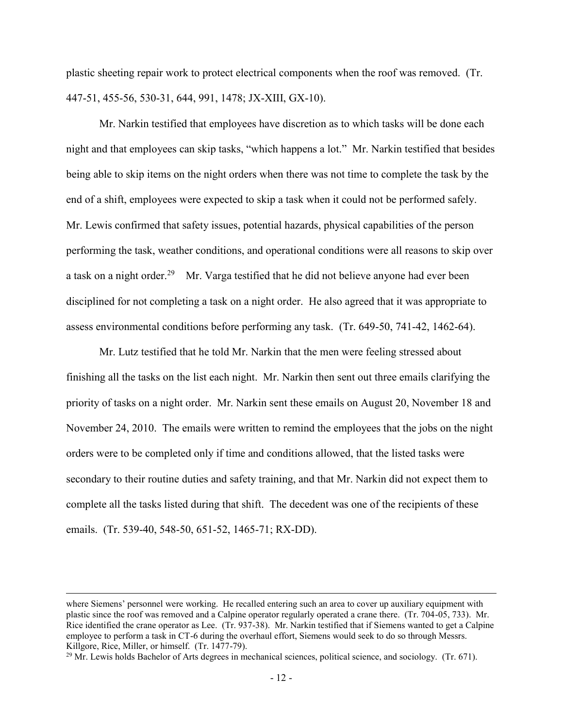plastic sheeting repair work to protect electrical components when the roof was removed. (Tr. 447-51, 455-56, 530-31, 644, 991, 1478; JX-XIII, GX-10).

Mr. Narkin testified that employees have discretion as to which tasks will be done each night and that employees can skip tasks, "which happens a lot." Mr. Narkin testified that besides being able to skip items on the night orders when there was not time to complete the task by the end of a shift, employees were expected to skip a task when it could not be performed safely. Mr. Lewis confirmed that safety issues, potential hazards, physical capabilities of the person performing the task, weather conditions, and operational conditions were all reasons to skip over a task on a night order.[29] Mr. Varga testified that he did not believe anyone had ever been disciplined for not completing a task on a night order. He also agreed that it was appropriate to assess environmental conditions before performing any task. (Tr. 649-50, 741-42, 1462-64).

Mr. Lutz testified that he told Mr. Narkin that the men were feeling stressed about finishing all the tasks on the list each night. Mr. Narkin then sent out three emails clarifying the priority of tasks on a night order. Mr. Narkin sent these emails on August 20, November 18 and November 24, 2010. The emails were written to remind the employees that the jobs on the night orders were to be completed only if time and conditions allowed, that the listed tasks were secondary to their routine duties and safety training, and that Mr. Narkin did not expect them to complete all the tasks listed during that shift. The decedent was one of the recipients of these emails. (Tr. 539-40, 548-50, 651-52, 1465-71; RX-DD).

---

where Siemens' personnel were working. He recalled entering such an area to cover up auxiliary equipment with plastic since the roof was removed and a Calpine operator regularly operated a crane there. (Tr. 704-05, 733). Mr. Rice identified the crane operator as Lee. (Tr. 937-38). Mr. Narkin testified that if Siemens wanted to get a Calpine employee to perform a task in CT-6 during the overhaul effort, Siemens would seek to do so through Messrs. Killgore, Rice, Miller, or himself. (Tr. 1477-79).

[29] Mr. Lewis holds Bachelor of Arts degrees in mechanical sciences, political science, and sociology. (Tr. 671).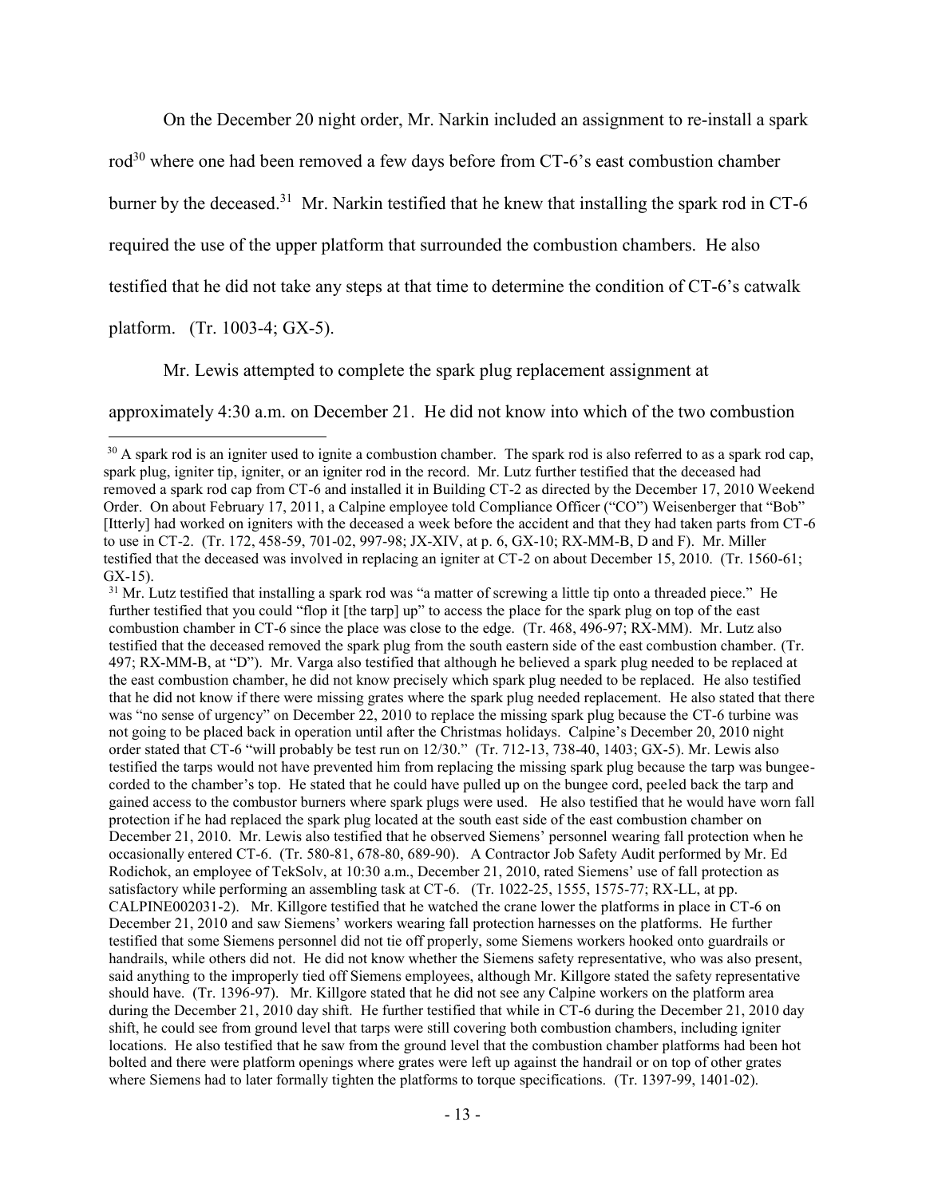On the December 20 night order, Mr. Narkin included an assignment to re-install a spark rod[30] where one had been removed a few days before from CT-6's east combustion chamber burner by the deceased.[31] Mr. Narkin testified that he knew that installing the spark rod in CT-6 required the use of the upper platform that surrounded the combustion chambers. He also testified that he did not take any steps at that time to determine the condition of CT-6's catwalk platform. (Tr. 1003-4; GX-5).

Mr. Lewis attempted to complete the spark plug replacement assignment at approximately 4:30 a.m. on December 21. He did not know into which of the two combustion

---

[30] A spark rod is an igniter used to ignite a combustion chamber. The spark rod is also referred to as a spark rod cap, spark plug, igniter tip, igniter, or an igniter rod in the record. Mr. Lutz further testified that the deceased had removed a spark rod cap from CT-6 and installed it in Building CT-2 as directed by the December 17, 2010 Weekend Order. On about February 17, 2011, a Calpine employee told Compliance Officer ("CO") Weisenberger that "Bob" [Itterly] had worked on igniters with the deceased a week before the accident and that they had taken parts from CT-6 to use in CT-2. (Tr. 172, 458-59, 701-02, 997-98; JX-XIV, at p. 6, GX-10; RX-MM-B, D and F). Mr. Miller testified that the deceased was involved in replacing an igniter at CT-2 on about December 15, 2010. (Tr. 1560-61; GX-15).

[31] Mr. Lutz testified that installing a spark rod was "a matter of screwing a little tip onto a threaded piece." He further testified that you could "flop it [the tarp] up" to access the place for the spark plug on top of the east combustion chamber in CT-6 since the place was close to the edge. (Tr. 468, 496-97; RX-MM). Mr. Lutz also testified that the deceased removed the spark plug from the south eastern side of the east combustion chamber. (Tr. 497; RX-MM-B, at "D"). Mr. Varga also testified that although he believed a spark plug needed to be replaced at the east combustion chamber, he did not know precisely which spark plug needed to be replaced. He also testified that he did not know if there were missing grates where the spark plug needed replacement. He also stated that there was "no sense of urgency" on December 22, 2010 to replace the missing spark plug because the CT-6 turbine was not going to be placed back in operation until after the Christmas holidays. Calpine's December 20, 2010 night order stated that CT-6 "will probably be test run on 12/30." (Tr. 712-13, 738-40, 1403; GX-5). Mr. Lewis also testified the tarps would not have prevented him from replacing the missing spark plug because the tarp was bungee-corded to the chamber's top. He stated that he could have pulled up on the bungee cord, peeled back the tarp and gained access to the combustor burners where spark plugs were used. He also testified that he would have worn fall protection if he had replaced the spark plug located at the south east side of the east combustion chamber on December 21, 2010. Mr. Lewis also testified that he observed Siemens' personnel wearing fall protection when he occasionally entered CT-6. (Tr. 580-81, 678-80, 689-90). A Contractor Job Safety Audit performed by Mr. Ed Rodichok, an employee of TekSolv, at 10:30 a.m., December 21, 2010, rated Siemens' use of fall protection as satisfactory while performing an assembling task at CT-6. (Tr. 1022-25, 1555, 1575-77; RX-LL, at pp. CALPINE002031-2). Mr. Killgore testified that he watched the crane lower the platforms in place in CT-6 on December 21, 2010 and saw Siemens' workers wearing fall protection harnesses on the platforms. He further testified that some Siemens personnel did not tie off properly, some Siemens workers hooked onto guardrails or handrails, while others did not. He did not know whether the Siemens safety representative, who was also present, said anything to the improperly tied off Siemens employees, although Mr. Killgore stated the safety representative should have. (Tr. 1396-97). Mr. Killgore stated that he did not see any Calpine workers on the platform area during the December 21, 2010 day shift. He further testified that while in CT-6 during the December 21, 2010 day shift, he could see from ground level that tarps were still covering both combustion chambers, including igniter locations. He also testified that he saw from the ground level that the combustion chamber platforms had been hot bolted and there were platform openings where grates were left up against the handrail or on top of other grates where Siemens had to later formally tighten the platforms to torque specifications. (Tr. 1397-99, 1401-02).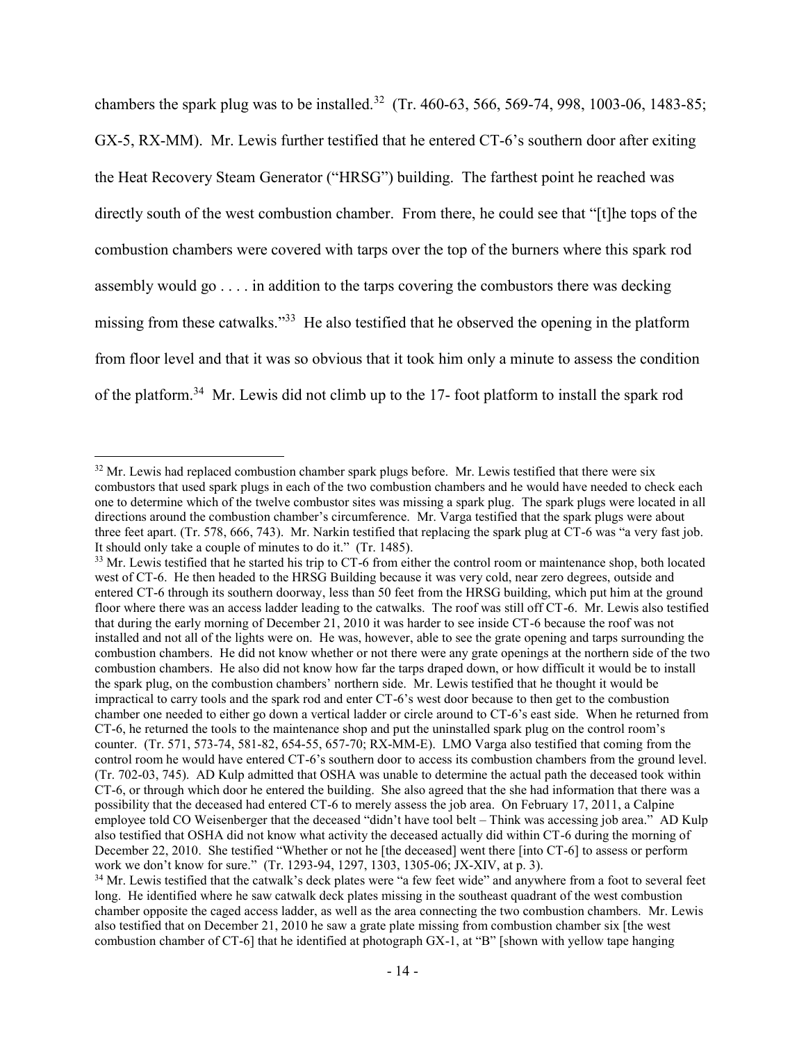chambers the spark plug was to be installed.[32] (Tr. 460-63, 566, 569-74, 998, 1003-06, 1483-85; GX-5, RX-MM). Mr. Lewis further testified that he entered CT-6's southern door after exiting the Heat Recovery Steam Generator ("HRSG") building. The farthest point he reached was directly south of the west combustion chamber. From there, he could see that "[t]he tops of the combustion chambers were covered with tarps over the top of the burners where this spark rod assembly would go . . . . in addition to the tarps covering the combustors there was decking missing from these catwalks."[33] He also testified that he observed the opening in the platform from floor level and that it was so obvious that it took him only a minute to assess the condition of the platform.[34] Mr. Lewis did not climb up to the 17- foot platform to install the spark rod

---

[32] Mr. Lewis had replaced combustion chamber spark plugs before. Mr. Lewis testified that there were six combustors that used spark plugs in each of the two combustion chambers and he would have needed to check each one to determine which of the twelve combustor sites was missing a spark plug. The spark plugs were located in all directions around the combustion chamber's circumference. Mr. Varga testified that the spark plugs were about three feet apart. (Tr. 578, 666, 743). Mr. Narkin testified that replacing the spark plug at CT-6 was "a very fast job. It should only take a couple of minutes to do it." (Tr. 1485).

[33] Mr. Lewis testified that he started his trip to CT-6 from either the control room or maintenance shop, both located west of CT-6. He then headed to the HRSG Building because it was very cold, near zero degrees, outside and entered CT-6 through its southern doorway, less than 50 feet from the HRSG building, which put him at the ground floor where there was an access ladder leading to the catwalks. The roof was still off CT-6. Mr. Lewis also testified that during the early morning of December 21, 2010 it was harder to see inside CT-6 because the roof was not installed and not all of the lights were on. He was, however, able to see the grate opening and tarps surrounding the combustion chambers. He did not know whether or not there were any grate openings at the northern side of the two combustion chambers. He also did not know how far the tarps draped down, or how difficult it would be to install the spark plug, on the combustion chambers' northern side. Mr. Lewis testified that he thought it would be impractical to carry tools and the spark rod and enter CT-6's west door because to then get to the combustion chamber one needed to either go down a vertical ladder or circle around to CT-6's east side. When he returned from CT-6, he returned the tools to the maintenance shop and put the uninstalled spark plug on the control room's counter. (Tr. 571, 573-74, 581-82, 654-55, 657-70; RX-MM-E). LMO Varga also testified that coming from the control room he would have entered CT-6's southern door to access its combustion chambers from the ground level. (Tr. 702-03, 745). AD Kulp admitted that OSHA was unable to determine the actual path the deceased took within CT-6, or through which door he entered the building. She also agreed that the she had information that there was a possibility that the deceased had entered CT-6 to merely assess the job area. On February 17, 2011, a Calpine employee told CO Weisenberger that the deceased "didn't have tool belt – Think was accessing job area." AD Kulp also testified that OSHA did not know what activity the deceased actually did within CT-6 during the morning of December 22, 2010. She testified "Whether or not he [the deceased] went there [into CT-6] to assess or perform work we don't know for sure." (Tr. 1293-94, 1297, 1303, 1305-06; JX-XIV, at p. 3).

[34] Mr. Lewis testified that the catwalk's deck plates were "a few feet wide" and anywhere from a foot to several feet long. He identified where he saw catwalk deck plates missing in the southeast quadrant of the west combustion chamber opposite the caged access ladder, as well as the area connecting the two combustion chambers. Mr. Lewis also testified that on December 21, 2010 he saw a grate plate missing from combustion chamber six [the west combustion chamber of CT-6] that he identified at photograph GX-1, at "B" [shown with yellow tape hanging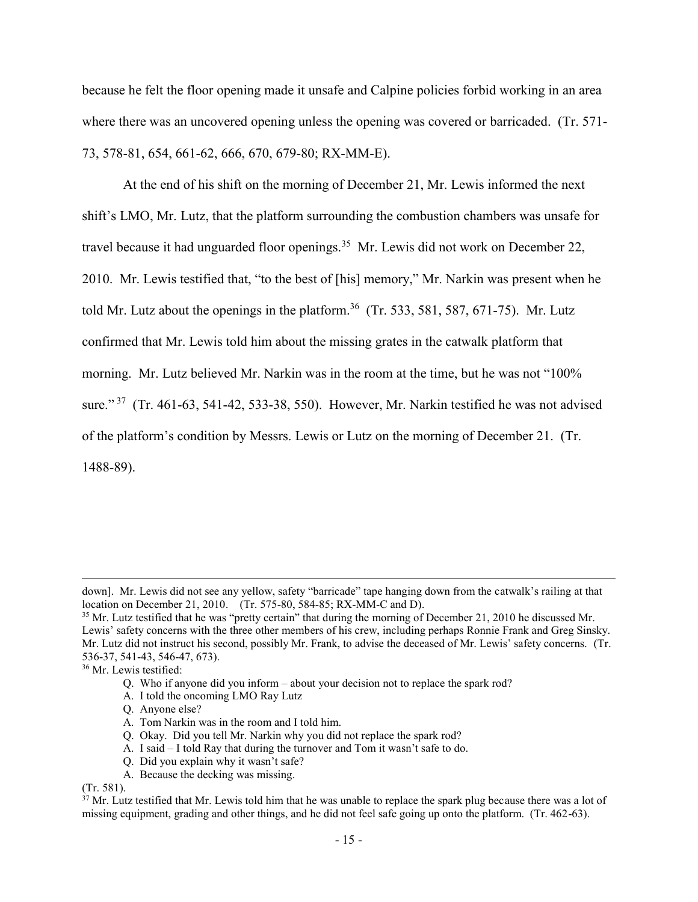because he felt the floor opening made it unsafe and Calpine policies forbid working in an area where there was an uncovered opening unless the opening was covered or barricaded. (Tr. 571-73, 578-81, 654, 661-62, 666, 670, 679-80; RX-MM-E).

At the end of his shift on the morning of December 21, Mr. Lewis informed the next shift's LMO, Mr. Lutz, that the platform surrounding the combustion chambers was unsafe for travel because it had unguarded floor openings.[35] Mr. Lewis did not work on December 22, 2010. Mr. Lewis testified that, "to the best of [his] memory," Mr. Narkin was present when he told Mr. Lutz about the openings in the platform.[36] (Tr. 533, 581, 587, 671-75). Mr. Lutz confirmed that Mr. Lewis told him about the missing grates in the catwalk platform that morning. Mr. Lutz believed Mr. Narkin was in the room at the time, but he was not "100% sure."[37] (Tr. 461-63, 541-42, 533-38, 550). However, Mr. Narkin testified he was not advised of the platform's condition by Messrs. Lewis or Lutz on the morning of December 21. (Tr. 1488-89).

---

down]. Mr. Lewis did not see any yellow, safety "barricade" tape hanging down from the catwalk's railing at that location on December 21, 2010. (Tr. 575-80, 584-85; RX-MM-C and D).

[35] Mr. Lutz testified that he was "pretty certain" that during the morning of December 21, 2010 he discussed Mr. Lewis' safety concerns with the three other members of his crew, including perhaps Ronnie Frank and Greg Sinsky. Mr. Lutz did not instruct his second, possibly Mr. Frank, to advise the deceased of Mr. Lewis' safety concerns. (Tr. 536-37, 541-43, 546-47, 673).

[36] Mr. Lewis testified:

> Q. Who if anyone did you inform – about your decision not to replace the spark rod?
> A. I told the oncoming LMO Ray Lutz
> Q. Anyone else?
> A. Tom Narkin was in the room and I told him.
> Q. Okay. Did you tell Mr. Narkin why you did not replace the spark rod?
> A. I said – I told Ray that during the turnover and Tom it wasn't safe to do.
> Q. Did you explain why it wasn't safe?
> A. Because the decking was missing.

(Tr. 581).

[37] Mr. Lutz testified that Mr. Lewis told him that he was unable to replace the spark plug because there was a lot of missing equipment, grading and other things, and he did not feel safe going up onto the platform. (Tr. 462-63).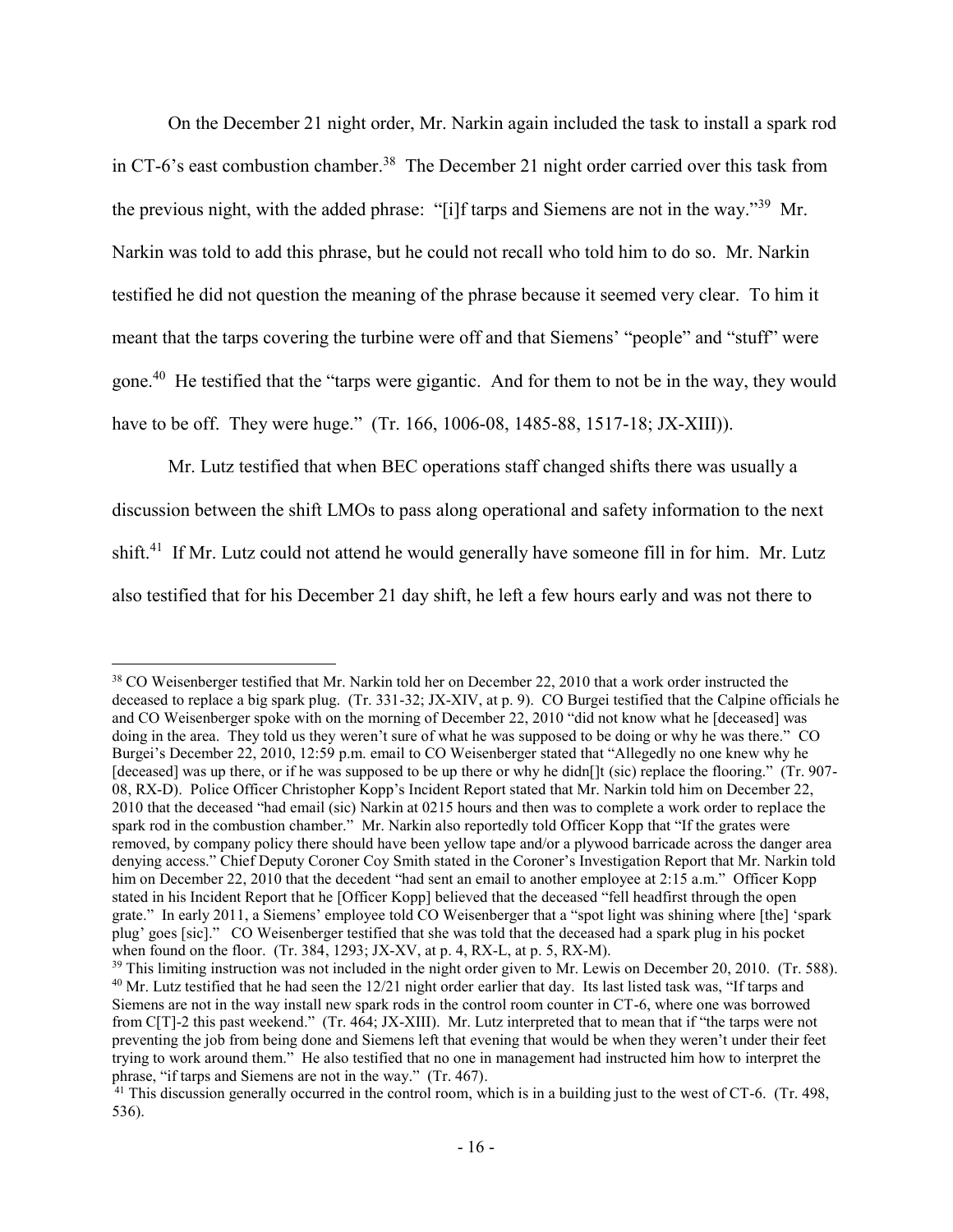On the December 21 night order, Mr. Narkin again included the task to install a spark rod in CT-6's east combustion chamber.[38] The December 21 night order carried over this task from the previous night, with the added phrase: "[i]f tarps and Siemens are not in the way."[39] Mr. Narkin was told to add this phrase, but he could not recall who told him to do so. Mr. Narkin testified he did not question the meaning of the phrase because it seemed very clear. To him it meant that the tarps covering the turbine were off and that Siemens' "people" and "stuff" were gone.[40] He testified that the "tarps were gigantic. And for them to not be in the way, they would have to be off. They were huge." (Tr. 166, 1006-08, 1485-88, 1517-18; JX-XIII)).

Mr. Lutz testified that when BEC operations staff changed shifts there was usually a discussion between the shift LMOs to pass along operational and safety information to the next shift.[41] If Mr. Lutz could not attend he would generally have someone fill in for him. Mr. Lutz also testified that for his December 21 day shift, he left a few hours early and was not there to

---

[38] CO Weisenberger testified that Mr. Narkin told her on December 22, 2010 that a work order instructed the deceased to replace a big spark plug. (Tr. 331-32; JX-XIV, at p. 9). CO Burgei testified that the Calpine officials he and CO Weisenberger spoke with on the morning of December 22, 2010 "did not know what he [deceased] was doing in the area. They told us they weren't sure of what he was supposed to be doing or why he was there." CO Burgei's December 22, 2010, 12:59 p.m. email to CO Weisenberger stated that "Allegedly no one knew why he [deceased] was up there, or if he was supposed to be up there or why he didn[]t (sic) replace the flooring." (Tr. 907-08, RX-D). Police Officer Christopher Kopp's Incident Report stated that Mr. Narkin told him on December 22, 2010 that the deceased "had email (sic) Narkin at 0215 hours and then was to complete a work order to replace the spark rod in the combustion chamber." Mr. Narkin also reportedly told Officer Kopp that "If the grates were removed, by company policy there should have been yellow tape and/or a plywood barricade across the danger area denying access." Chief Deputy Coroner Coy Smith stated in the Coroner's Investigation Report that Mr. Narkin told him on December 22, 2010 that the decedent "had sent an email to another employee at 2:15 a.m." Officer Kopp stated in his Incident Report that he [Officer Kopp] believed that the deceased "fell headfirst through the open grate." In early 2011, a Siemens' employee told CO Weisenberger that a "spot light was shining where [the] 'spark plug' goes [sic]." CO Weisenberger testified that she was told that the deceased had a spark plug in his pocket when found on the floor. (Tr. 384, 1293; JX-XV, at p. 4, RX-L, at p. 5, RX-M).

[39] This limiting instruction was not included in the night order given to Mr. Lewis on December 20, 2010. (Tr. 588).

[40] Mr. Lutz testified that he had seen the 12/21 night order earlier that day. Its last listed task was, "If tarps and Siemens are not in the way install new spark rods in the control room counter in CT-6, where one was borrowed from C[T]-2 this past weekend." (Tr. 464; JX-XIII). Mr. Lutz interpreted that to mean that if "the tarps were not preventing the job from being done and Siemens left that evening that would be when they weren't under their feet trying to work around them." He also testified that no one in management had instructed him how to interpret the phrase, "if tarps and Siemens are not in the way." (Tr. 467).

[41] This discussion generally occurred in the control room, which is in a building just to the west of CT-6. (Tr. 498, 536).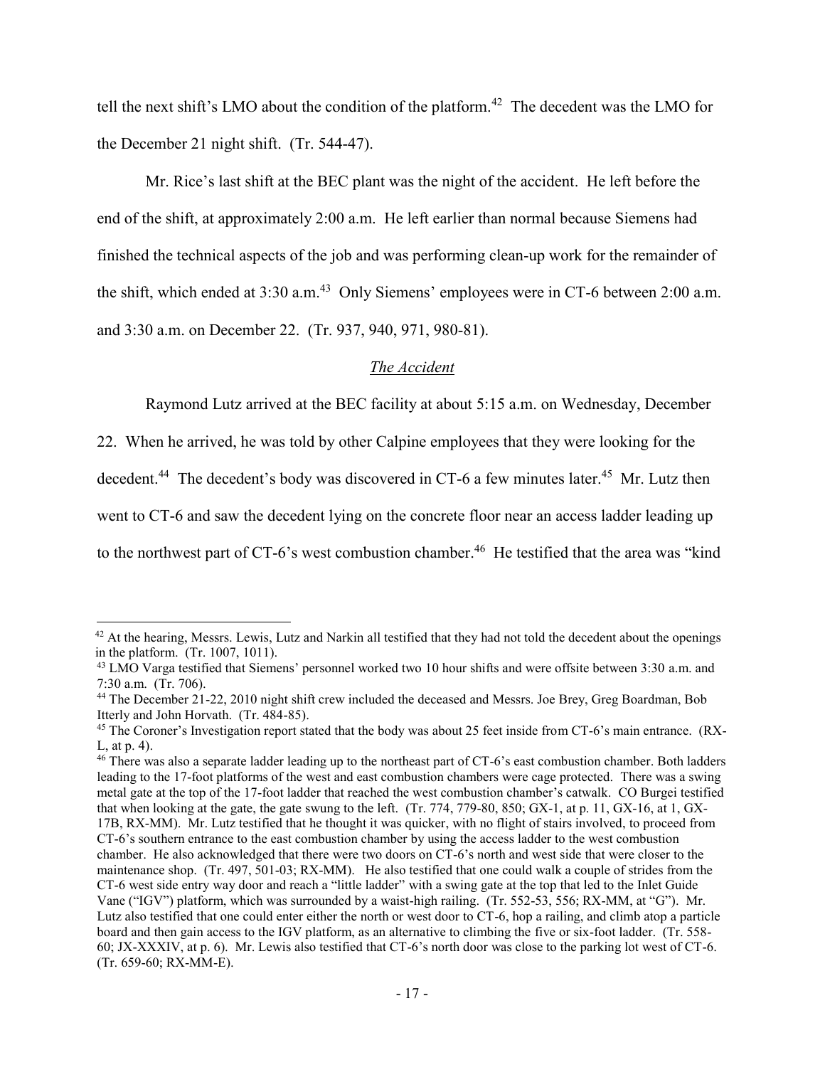tell the next shift's LMO about the condition of the platform.[42] The decedent was the LMO for the December 21 night shift. (Tr. 544-47).

Mr. Rice's last shift at the BEC plant was the night of the accident. He left before the end of the shift, at approximately 2:00 a.m. He left earlier than normal because Siemens had finished the technical aspects of the job and was performing clean-up work for the remainder of the shift, which ended at 3:30 a.m.[43] Only Siemens' employees were in CT-6 between 2:00 a.m. and 3:30 a.m. on December 22. (Tr. 937, 940, 971, 980-81).

*The Accident*

Raymond Lutz arrived at the BEC facility at about 5:15 a.m. on Wednesday, December 22. When he arrived, he was told by other Calpine employees that they were looking for the decedent.[44] The decedent's body was discovered in CT-6 a few minutes later.[45] Mr. Lutz then went to CT-6 and saw the decedent lying on the concrete floor near an access ladder leading up to the northwest part of CT-6's west combustion chamber.[46] He testified that the area was "kind

---

[42] At the hearing, Messrs. Lewis, Lutz and Narkin all testified that they had not told the decedent about the openings in the platform. (Tr. 1007, 1011).

[43] LMO Varga testified that Siemens' personnel worked two 10 hour shifts and were offsite between 3:30 a.m. and 7:30 a.m. (Tr. 706).

[44] The December 21-22, 2010 night shift crew included the deceased and Messrs. Joe Brey, Greg Boardman, Bob Itterly and John Horvath. (Tr. 484-85).

[45] The Coroner's Investigation report stated that the body was about 25 feet inside from CT-6's main entrance. (RX-L, at p. 4).

[46] There was also a separate ladder leading up to the northeast part of CT-6's east combustion chamber. Both ladders leading to the 17-foot platforms of the west and east combustion chambers were cage protected. There was a swing metal gate at the top of the 17-foot ladder that reached the west combustion chamber's catwalk. CO Burgei testified that when looking at the gate, the gate swung to the left. (Tr. 774, 779-80, 850; GX-1, at p. 11, GX-16, at 1, GX-17B, RX-MM). Mr. Lutz testified that he thought it was quicker, with no flight of stairs involved, to proceed from CT-6's southern entrance to the east combustion chamber by using the access ladder to the west combustion chamber. He also acknowledged that there were two doors on CT-6's north and west side that were closer to the maintenance shop. (Tr. 497, 501-03; RX-MM). He also testified that one could walk a couple of strides from the CT-6 west side entry way door and reach a "little ladder" with a swing gate at the top that led to the Inlet Guide Vane ("IGV") platform, which was surrounded by a waist-high railing. (Tr. 552-53, 556; RX-MM, at "G"). Mr. Lutz also testified that one could enter either the north or west door to CT-6, hop a railing, and climb atop a particle board and then gain access to the IGV platform, as an alternative to climbing the five or six-foot ladder. (Tr. 558-60; JX-XXXIV, at p. 6). Mr. Lewis also testified that CT-6's north door was close to the parking lot west of CT-6. (Tr. 659-60; RX-MM-E).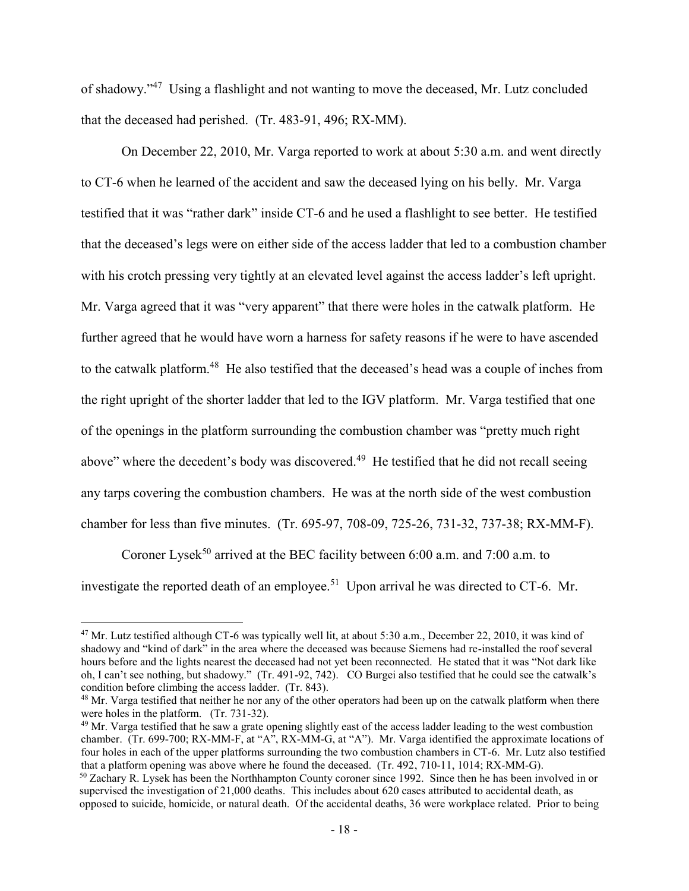of shadowy."[47] Using a flashlight and not wanting to move the deceased, Mr. Lutz concluded that the deceased had perished. (Tr. 483-91, 496; RX-MM).

On December 22, 2010, Mr. Varga reported to work at about 5:30 a.m. and went directly to CT-6 when he learned of the accident and saw the deceased lying on his belly. Mr. Varga testified that it was "rather dark" inside CT-6 and he used a flashlight to see better. He testified that the deceased's legs were on either side of the access ladder that led to a combustion chamber with his crotch pressing very tightly at an elevated level against the access ladder's left upright. Mr. Varga agreed that it was "very apparent" that there were holes in the catwalk platform. He further agreed that he would have worn a harness for safety reasons if he were to have ascended to the catwalk platform.[48] He also testified that the deceased's head was a couple of inches from the right upright of the shorter ladder that led to the IGV platform. Mr. Varga testified that one of the openings in the platform surrounding the combustion chamber was "pretty much right above" where the decedent's body was discovered.[49] He testified that he did not recall seeing any tarps covering the combustion chambers. He was at the north side of the west combustion chamber for less than five minutes. (Tr. 695-97, 708-09, 725-26, 731-32, 737-38; RX-MM-F).

Coroner Lysek[50] arrived at the BEC facility between 6:00 a.m. and 7:00 a.m. to investigate the reported death of an employee.[51] Upon arrival he was directed to CT-6. Mr.

---

[47] Mr. Lutz testified although CT-6 was typically well lit, at about 5:30 a.m., December 22, 2010, it was kind of shadowy and "kind of dark" in the area where the deceased was because Siemens had re-installed the roof several hours before and the lights nearest the deceased had not yet been reconnected. He stated that it was "Not dark like oh, I can't see nothing, but shadowy." (Tr. 491-92, 742). CO Burgei also testified that he could see the catwalk's condition before climbing the access ladder. (Tr. 843).

[48] Mr. Varga testified that neither he nor any of the other operators had been up on the catwalk platform when there were holes in the platform. (Tr. 731-32).

[49] Mr. Varga testified that he saw a grate opening slightly east of the access ladder leading to the west combustion chamber. (Tr. 699-700; RX-MM-F, at "A", RX-MM-G, at "A"). Mr. Varga identified the approximate locations of four holes in each of the upper platforms surrounding the two combustion chambers in CT-6. Mr. Lutz also testified that a platform opening was above where he found the deceased. (Tr. 492, 710-11, 1014; RX-MM-G).

[50] Zachary R. Lysek has been the Northhampton County coroner since 1992. Since then he has been involved in or supervised the investigation of 21,000 deaths. This includes about 620 cases attributed to accidental death, as opposed to suicide, homicide, or natural death. Of the accidental deaths, 36 were workplace related. Prior to being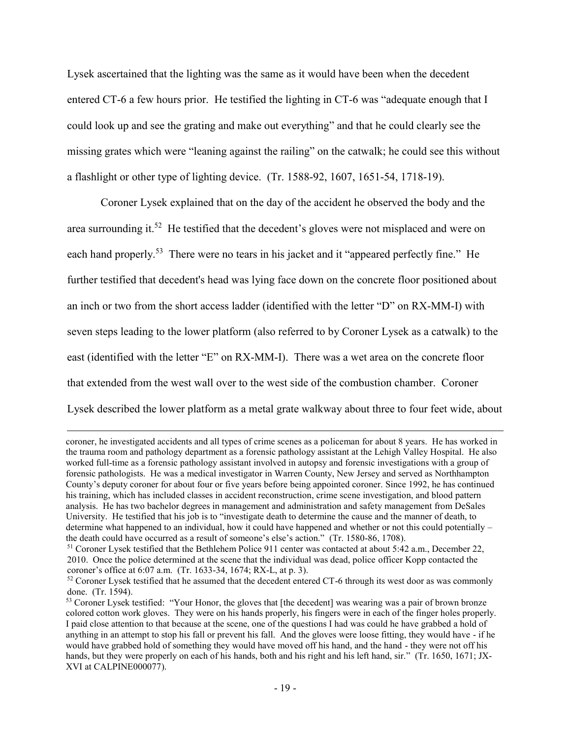Lysek ascertained that the lighting was the same as it would have been when the decedent entered CT-6 a few hours prior. He testified the lighting in CT-6 was "adequate enough that I could look up and see the grating and make out everything" and that he could clearly see the missing grates which were "leaning against the railing" on the catwalk; he could see this without a flashlight or other type of lighting device. (Tr. 1588-92, 1607, 1651-54, 1718-19).

Coroner Lysek explained that on the day of the accident he observed the body and the area surrounding it.[52] He testified that the decedent's gloves were not misplaced and were on each hand properly.[53] There were no tears in his jacket and it "appeared perfectly fine." He further testified that decedent's head was lying face down on the concrete floor positioned about an inch or two from the short access ladder (identified with the letter "D" on RX-MM-I) with seven steps leading to the lower platform (also referred to by Coroner Lysek as a catwalk) to the east (identified with the letter "E" on RX-MM-I). There was a wet area on the concrete floor that extended from the west wall over to the west side of the combustion chamber. Coroner Lysek described the lower platform as a metal grate walkway about three to four feet wide, about

---

coroner, he investigated accidents and all types of crime scenes as a policeman for about 8 years. He has worked in the trauma room and pathology department as a forensic pathology assistant at the Lehigh Valley Hospital. He also worked full-time as a forensic pathology assistant involved in autopsy and forensic investigations with a group of forensic pathologists. He was a medical investigator in Warren County, New Jersey and served as Northhampton County's deputy coroner for about four or five years before being appointed coroner. Since 1992, he has continued his training, which has included classes in accident reconstruction, crime scene investigation, and blood pattern analysis. He has two bachelor degrees in management and administration and safety management from DeSales University. He testified that his job is to "investigate death to determine the cause and the manner of death, to determine what happened to an individual, how it could have happened and whether or not this could potentially – the death could have occurred as a result of someone's else's action." (Tr. 1580-86, 1708).

[51] Coroner Lysek testified that the Bethlehem Police 911 center was contacted at about 5:42 a.m., December 22, 2010. Once the police determined at the scene that the individual was dead, police officer Kopp contacted the coroner's office at 6:07 a.m. (Tr. 1633-34, 1674; RX-L, at p. 3).

[52] Coroner Lysek testified that he assumed that the decedent entered CT-6 through its west door as was commonly done. (Tr. 1594).

[53] Coroner Lysek testified: "Your Honor, the gloves that [the decedent] was wearing was a pair of brown bronze colored cotton work gloves. They were on his hands properly, his fingers were in each of the finger holes properly. I paid close attention to that because at the scene, one of the questions I had was could he have grabbed a hold of anything in an attempt to stop his fall or prevent his fall. And the gloves were loose fitting, they would have - if he would have grabbed hold of something they would have moved off his hand, and the hand - they were not off his hands, but they were properly on each of his hands, both and his right and his left hand, sir." (Tr. 1650, 1671; JX-XVI at CALPINE000077).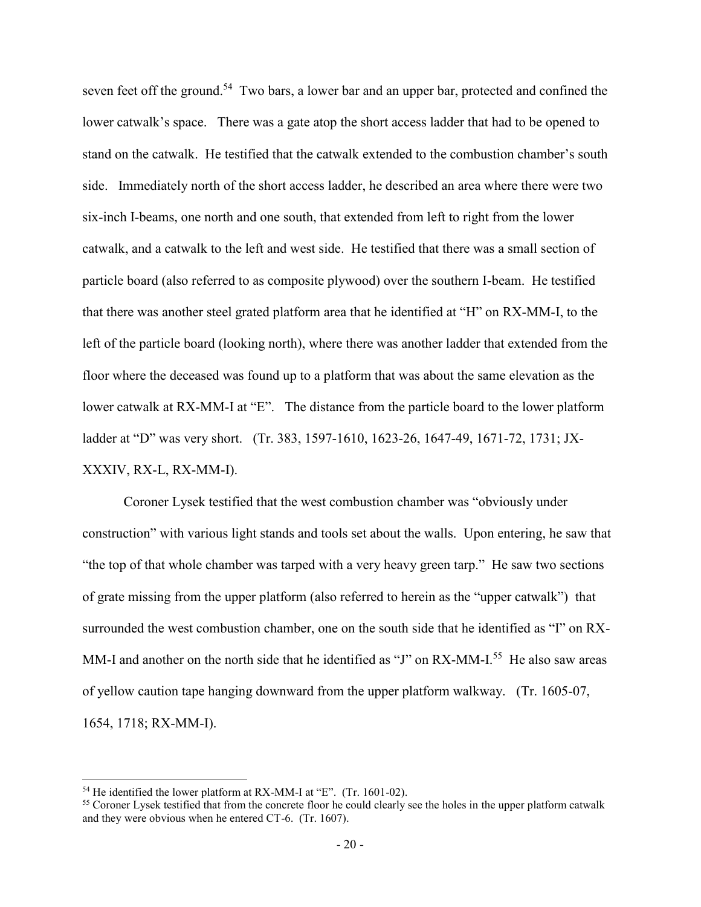seven feet off the ground.[54] Two bars, a lower bar and an upper bar, protected and confined the lower catwalk's space. There was a gate atop the short access ladder that had to be opened to stand on the catwalk. He testified that the catwalk extended to the combustion chamber's south side. Immediately north of the short access ladder, he described an area where there were two six-inch I-beams, one north and one south, that extended from left to right from the lower catwalk, and a catwalk to the left and west side. He testified that there was a small section of particle board (also referred to as composite plywood) over the southern I-beam. He testified that there was another steel grated platform area that he identified at "H" on RX-MM-I, to the left of the particle board (looking north), where there was another ladder that extended from the floor where the deceased was found up to a platform that was about the same elevation as the lower catwalk at RX-MM-I at "E". The distance from the particle board to the lower platform ladder at "D" was very short. (Tr. 383, 1597-1610, 1623-26, 1647-49, 1671-72, 1731; JX-XXXIV, RX-L, RX-MM-I).

Coroner Lysek testified that the west combustion chamber was "obviously under construction" with various light stands and tools set about the walls. Upon entering, he saw that "the top of that whole chamber was tarped with a very heavy green tarp." He saw two sections of grate missing from the upper platform (also referred to herein as the "upper catwalk") that surrounded the west combustion chamber, one on the south side that he identified as "I" on RX-MM-I and another on the north side that he identified as "J" on RX-MM-I.[55] He also saw areas of yellow caution tape hanging downward from the upper platform walkway. (Tr. 1605-07, 1654, 1718; RX-MM-I).

---

[54] He identified the lower platform at RX-MM-I at "E". (Tr. 1601-02).

[55] Coroner Lysek testified that from the concrete floor he could clearly see the holes in the upper platform catwalk and they were obvious when he entered CT-6. (Tr. 1607).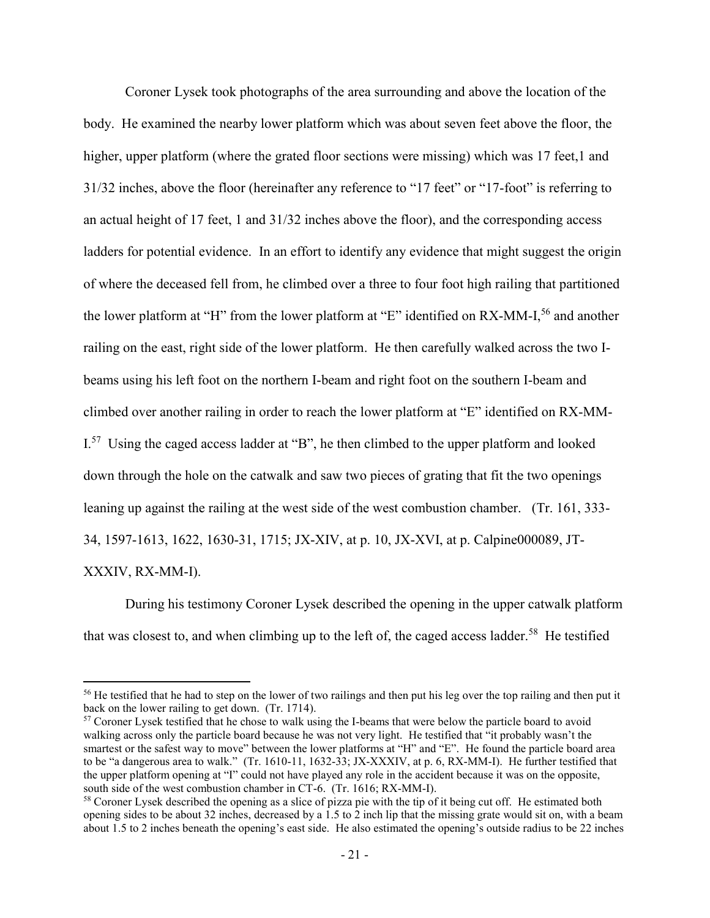Coroner Lysek took photographs of the area surrounding and above the location of the body. He examined the nearby lower platform which was about seven feet above the floor, the higher, upper platform (where the grated floor sections were missing) which was 17 feet,1 and 31/32 inches, above the floor (hereinafter any reference to "17 feet" or "17-foot" is referring to an actual height of 17 feet, 1 and 31/32 inches above the floor), and the corresponding access ladders for potential evidence. In an effort to identify any evidence that might suggest the origin of where the deceased fell from, he climbed over a three to four foot high railing that partitioned the lower platform at "H" from the lower platform at "E" identified on RX-MM-I,[56] and another railing on the east, right side of the lower platform. He then carefully walked across the two I-beams using his left foot on the northern I-beam and right foot on the southern I-beam and climbed over another railing in order to reach the lower platform at "E" identified on RX-MM-I.[57] Using the caged access ladder at "B", he then climbed to the upper platform and looked down through the hole on the catwalk and saw two pieces of grating that fit the two openings leaning up against the railing at the west side of the west combustion chamber. (Tr. 161, 333-34, 1597-1613, 1622, 1630-31, 1715; JX-XIV, at p. 10, JX-XVI, at p. Calpine000089, JT-XXXIV, RX-MM-I).

During his testimony Coroner Lysek described the opening in the upper catwalk platform that was closest to, and when climbing up to the left of, the caged access ladder.[58] He testified

[56] He testified that he had to step on the lower of two railings and then put his leg over the top railing and then put it back on the lower railing to get down. (Tr. 1714).

[57] Coroner Lysek testified that he chose to walk using the I-beams that were below the particle board to avoid walking across only the particle board because he was not very light. He testified that "it probably wasn't the smartest or the safest way to move" between the lower platforms at "H" and "E". He found the particle board area to be "a dangerous area to walk." (Tr. 1610-11, 1632-33; JX-XXXIV, at p. 6, RX-MM-I). He further testified that the upper platform opening at "I" could not have played any role in the accident because it was on the opposite, south side of the west combustion chamber in CT-6. (Tr. 1616; RX-MM-I).

[58] Coroner Lysek described the opening as a slice of pizza pie with the tip of it being cut off. He estimated both opening sides to be about 32 inches, decreased by a 1.5 to 2 inch lip that the missing grate would sit on, with a beam about 1.5 to 2 inches beneath the opening's east side. He also estimated the opening's outside radius to be 22 inches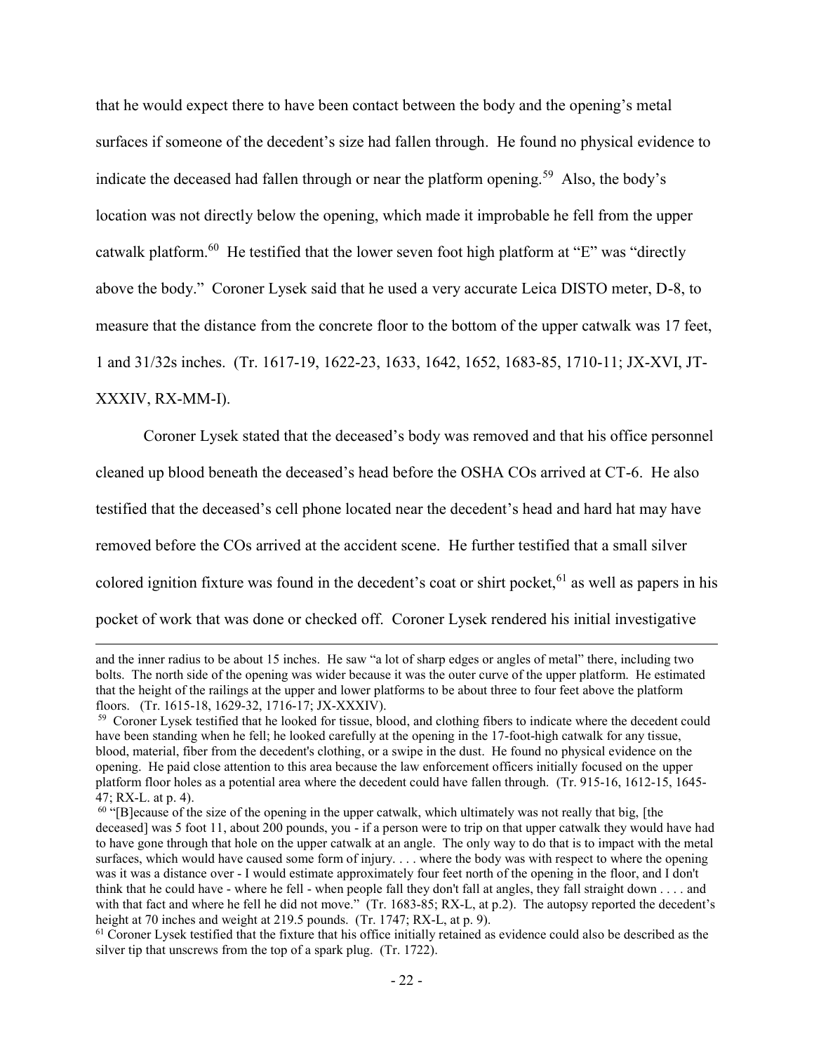that he would expect there to have been contact between the body and the opening's metal surfaces if someone of the decedent's size had fallen through. He found no physical evidence to indicate the deceased had fallen through or near the platform opening.[59] Also, the body's location was not directly below the opening, which made it improbable he fell from the upper catwalk platform.[60] He testified that the lower seven foot high platform at "E" was "directly above the body." Coroner Lysek said that he used a very accurate Leica DISTO meter, D-8, to measure that the distance from the concrete floor to the bottom of the upper catwalk was 17 feet, 1 and 31/32s inches. (Tr. 1617-19, 1622-23, 1633, 1642, 1652, 1683-85, 1710-11; JX-XVI, JT-XXXIV, RX-MM-I).

Coroner Lysek stated that the deceased's body was removed and that his office personnel cleaned up blood beneath the deceased's head before the OSHA COs arrived at CT-6. He also testified that the deceased's cell phone located near the decedent's head and hard hat may have removed before the COs arrived at the accident scene. He further testified that a small silver colored ignition fixture was found in the decedent's coat or shirt pocket,[61] as well as papers in his pocket of work that was done or checked off. Coroner Lysek rendered his initial investigative

---

and the inner radius to be about 15 inches. He saw "a lot of sharp edges or angles of metal" there, including two bolts. The north side of the opening was wider because it was the outer curve of the upper platform. He estimated that the height of the railings at the upper and lower platforms to be about three to four feet above the platform floors. (Tr. 1615-18, 1629-32, 1716-17; JX-XXXIV).

[59] Coroner Lysek testified that he looked for tissue, blood, and clothing fibers to indicate where the decedent could have been standing when he fell; he looked carefully at the opening in the 17-foot-high catwalk for any tissue, blood, material, fiber from the decedent's clothing, or a swipe in the dust. He found no physical evidence on the opening. He paid close attention to this area because the law enforcement officers initially focused on the upper platform floor holes as a potential area where the decedent could have fallen through. (Tr. 915-16, 1612-15, 1645-47; RX-L. at p. 4).

[60] "[B]ecause of the size of the opening in the upper catwalk, which ultimately was not really that big, [the deceased] was 5 foot 11, about 200 pounds, you - if a person were to trip on that upper catwalk they would have had to have gone through that hole on the upper catwalk at an angle. The only way to do that is to impact with the metal surfaces, which would have caused some form of injury. . . . where the body was with respect to where the opening was it was a distance over - I would estimate approximately four feet north of the opening in the floor, and I don't think that he could have - where he fell - when people fall they don't fall at angles, they fall straight down . . . . and with that fact and where he fell he did not move." (Tr. 1683-85; RX-L, at p.2). The autopsy reported the decedent's height at 70 inches and weight at 219.5 pounds. (Tr. 1747; RX-L, at p. 9).

[61] Coroner Lysek testified that the fixture that his office initially retained as evidence could also be described as the silver tip that unscrews from the top of a spark plug. (Tr. 1722).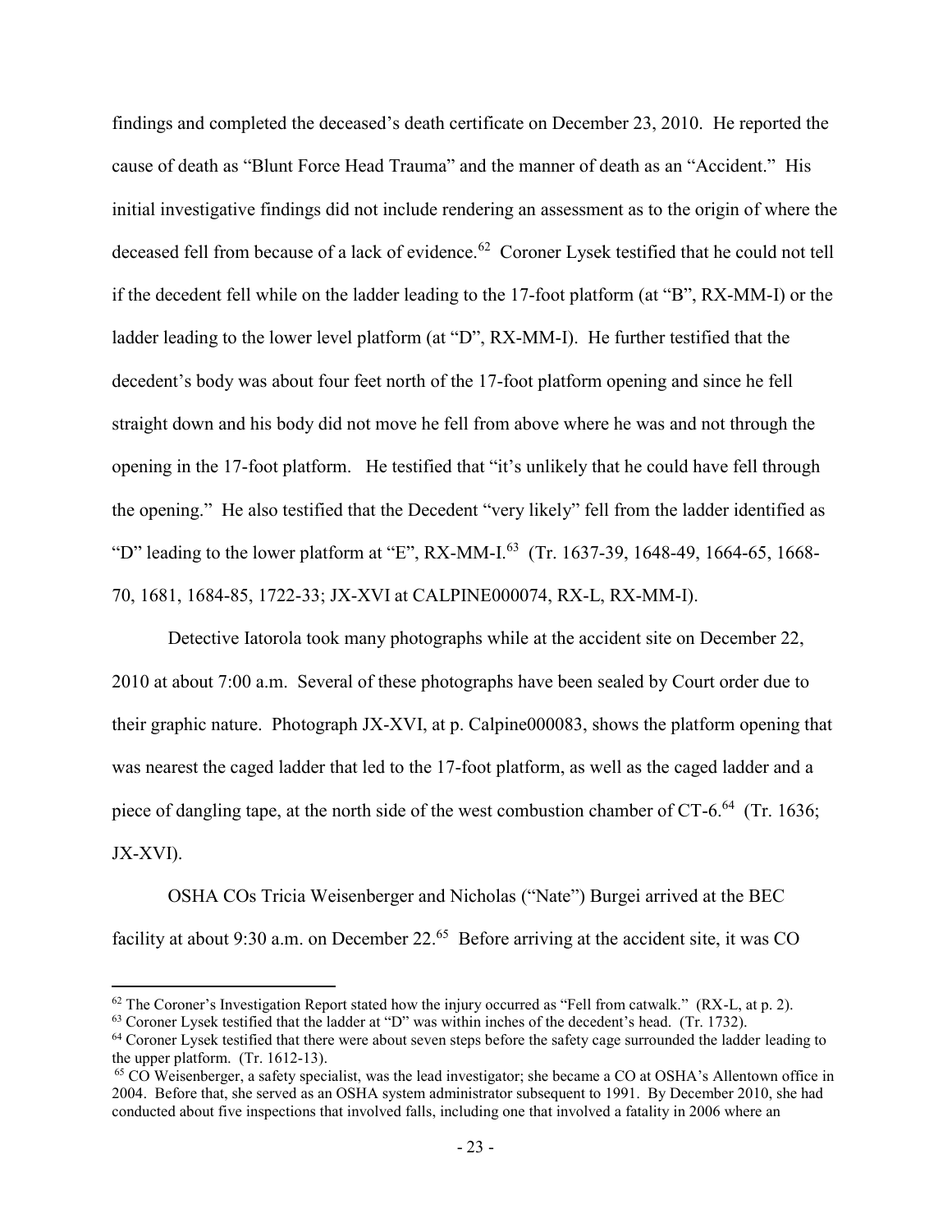findings and completed the deceased's death certificate on December 23, 2010. He reported the cause of death as "Blunt Force Head Trauma" and the manner of death as an "Accident." His initial investigative findings did not include rendering an assessment as to the origin of where the deceased fell from because of a lack of evidence.[62] Coroner Lysek testified that he could not tell if the decedent fell while on the ladder leading to the 17-foot platform (at "B", RX-MM-I) or the ladder leading to the lower level platform (at "D", RX-MM-I). He further testified that the decedent's body was about four feet north of the 17-foot platform opening and since he fell straight down and his body did not move he fell from above where he was and not through the opening in the 17-foot platform. He testified that "it's unlikely that he could have fell through the opening." He also testified that the Decedent "very likely" fell from the ladder identified as "D" leading to the lower platform at "E", RX-MM-I.[63] (Tr. 1637-39, 1648-49, 1664-65, 1668-70, 1681, 1684-85, 1722-33; JX-XVI at CALPINE000074, RX-L, RX-MM-I).

Detective Iatorola took many photographs while at the accident site on December 22, 2010 at about 7:00 a.m. Several of these photographs have been sealed by Court order due to their graphic nature. Photograph JX-XVI, at p. Calpine000083, shows the platform opening that was nearest the caged ladder that led to the 17-foot platform, as well as the caged ladder and a piece of dangling tape, at the north side of the west combustion chamber of CT-6.[64] (Tr. 1636; JX-XVI).

OSHA COs Tricia Weisenberger and Nicholas ("Nate") Burgei arrived at the BEC facility at about 9:30 a.m. on December 22.[65] Before arriving at the accident site, it was CO

---

[62] The Coroner's Investigation Report stated how the injury occurred as "Fell from catwalk." (RX-L, at p. 2).

[63] Coroner Lysek testified that the ladder at "D" was within inches of the decedent's head. (Tr. 1732).

[64] Coroner Lysek testified that there were about seven steps before the safety cage surrounded the ladder leading to the upper platform. (Tr. 1612-13).

[65] CO Weisenberger, a safety specialist, was the lead investigator; she became a CO at OSHA's Allentown office in 2004. Before that, she served as an OSHA system administrator subsequent to 1991. By December 2010, she had conducted about five inspections that involved falls, including one that involved a fatality in 2006 where an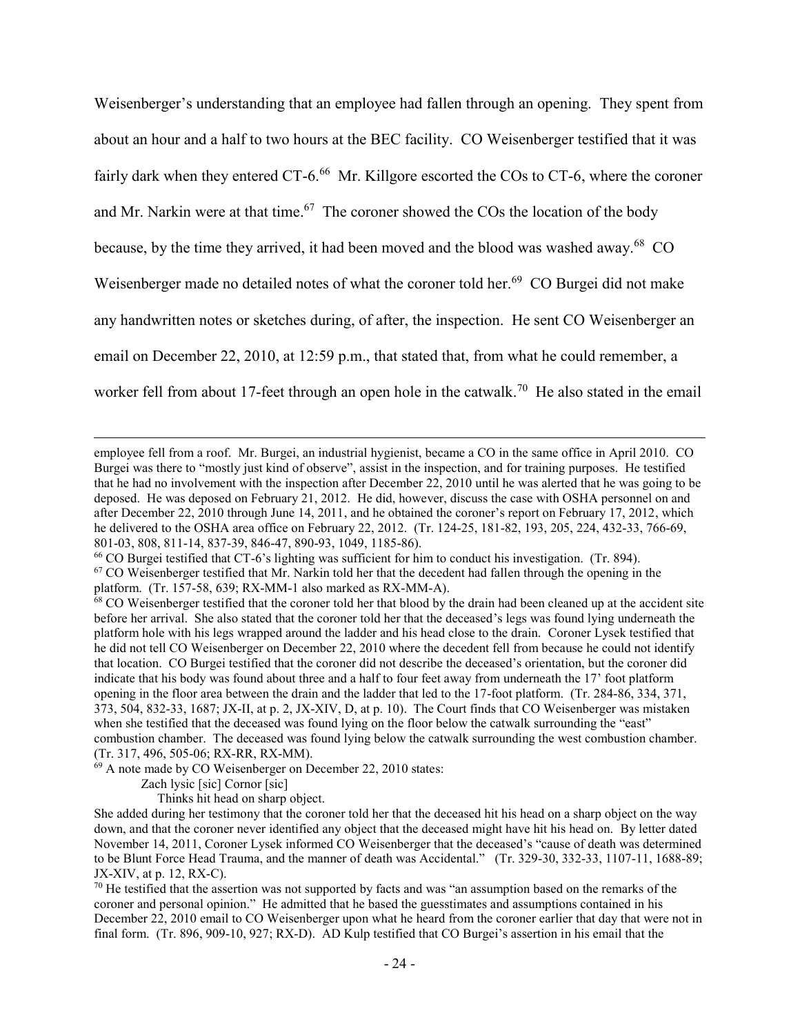Weisenberger's understanding that an employee had fallen through an opening. They spent from about an hour and a half to two hours at the BEC facility. CO Weisenberger testified that it was fairly dark when they entered CT-6.[66] Mr. Killgore escorted the COs to CT-6, where the coroner and Mr. Narkin were at that time.[67] The coroner showed the COs the location of the body because, by the time they arrived, it had been moved and the blood was washed away.[68] CO Weisenberger made no detailed notes of what the coroner told her.[69] CO Burgei did not make any handwritten notes or sketches during, of after, the inspection. He sent CO Weisenberger an email on December 22, 2010, at 12:59 p.m., that stated that, from what he could remember, a worker fell from about 17-feet through an open hole in the catwalk.[70] He also stated in the email

---

employee fell from a roof. Mr. Burgei, an industrial hygienist, became a CO in the same office in April 2010. CO Burgei was there to "mostly just kind of observe", assist in the inspection, and for training purposes. He testified that he had no involvement with the inspection after December 22, 2010 until he was alerted that he was going to be deposed. He was deposed on February 21, 2012. He did, however, discuss the case with OSHA personnel on and after December 22, 2010 through June 14, 2011, and he obtained the coroner's report on February 17, 2012, which he delivered to the OSHA area office on February 22, 2012. (Tr. 124-25, 181-82, 193, 205, 224, 432-33, 766-69, 801-03, 808, 811-14, 837-39, 846-47, 890-93, 1049, 1185-86).

[66] CO Burgei testified that CT-6's lighting was sufficient for him to conduct his investigation. (Tr. 894).

[67] CO Weisenberger testified that Mr. Narkin told her that the decedent had fallen through the opening in the platform. (Tr. 157-58, 639; RX-MM-1 also marked as RX-MM-A).

[68] CO Weisenberger testified that the coroner told her that blood by the drain had been cleaned up at the accident site before her arrival. She also stated that the coroner told her that the deceased's legs was found lying underneath the platform hole with his legs wrapped around the ladder and his head close to the drain. Coroner Lysek testified that he did not tell CO Weisenberger on December 22, 2010 where the decedent fell from because he could not identify that location. CO Burgei testified that the coroner did not describe the deceased's orientation, but the coroner did indicate that his body was found about three and a half to four feet away from underneath the 17' foot platform opening in the floor area between the drain and the ladder that led to the 17-foot platform. (Tr. 284-86, 334, 371, 373, 504, 832-33, 1687; JX-II, at p. 2, JX-XIV, D, at p. 10). The Court finds that CO Weisenberger was mistaken when she testified that the deceased was found lying on the floor below the catwalk surrounding the "east" combustion chamber. The deceased was found lying below the catwalk surrounding the west combustion chamber. (Tr. 317, 496, 505-06; RX-RR, RX-MM).

[69] A note made by CO Weisenberger on December 22, 2010 states:

Zach lysic [sic] Cornor [sic]
Thinks hit head on sharp object.

She added during her testimony that the coroner told her that the deceased hit his head on a sharp object on the way down, and that the coroner never identified any object that the deceased might have hit his head on. By letter dated November 14, 2011, Coroner Lysek informed CO Weisenberger that the deceased's "cause of death was determined to be Blunt Force Head Trauma, and the manner of death was Accidental." (Tr. 329-30, 332-33, 1107-11, 1688-89; JX-XIV, at p. 12, RX-C).

[70] He testified that the assertion was not supported by facts and was "an assumption based on the remarks of the coroner and personal opinion." He admitted that he based the guesstimates and assumptions contained in his December 22, 2010 email to CO Weisenberger upon what he heard from the coroner earlier that day that were not in final form. (Tr. 896, 909-10, 927; RX-D). AD Kulp testified that CO Burgei's assertion in his email that the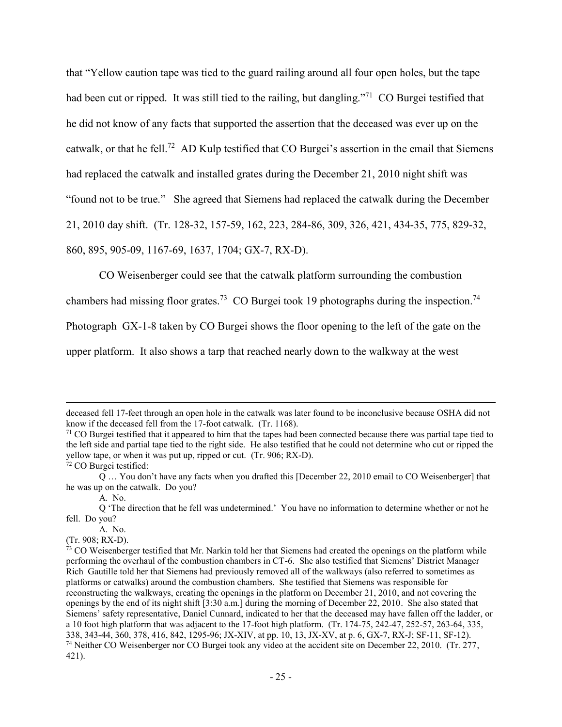that "Yellow caution tape was tied to the guard railing around all four open holes, but the tape had been cut or ripped. It was still tied to the railing, but dangling."[71] CO Burgei testified that he did not know of any facts that supported the assertion that the deceased was ever up on the catwalk, or that he fell.[72] AD Kulp testified that CO Burgei's assertion in the email that Siemens had replaced the catwalk and installed grates during the December 21, 2010 night shift was "found not to be true." She agreed that Siemens had replaced the catwalk during the December 21, 2010 day shift. (Tr. 128-32, 157-59, 162, 223, 284-86, 309, 326, 421, 434-35, 775, 829-32, 860, 895, 905-09, 1167-69, 1637, 1704; GX-7, RX-D).

CO Weisenberger could see that the catwalk platform surrounding the combustion chambers had missing floor grates.[73] CO Burgei took 19 photographs during the inspection.[74] Photograph GX-1-8 taken by CO Burgei shows the floor opening to the left of the gate on the upper platform. It also shows a tarp that reached nearly down to the walkway at the west

---

deceased fell 17-feet through an open hole in the catwalk was later found to be inconclusive because OSHA did not know if the deceased fell from the 17-foot catwalk. (Tr. 1168).

[71] CO Burgei testified that it appeared to him that the tapes had been connected because there was partial tape tied to the left side and partial tape tied to the right side. He also testified that he could not determine who cut or ripped the yellow tape, or when it was put up, ripped or cut. (Tr. 906; RX-D).

[72] CO Burgei testified:

Q … You don't have any facts when you drafted this [December 22, 2010 email to CO Weisenberger] that he was up on the catwalk. Do you?

A. No.

Q 'The direction that he fell was undetermined.' You have no information to determine whether or not he fell. Do you?

A. No.

(Tr. 908; RX-D).

[73] CO Weisenberger testified that Mr. Narkin told her that Siemens had created the openings on the platform while performing the overhaul of the combustion chambers in CT-6. She also testified that Siemens' District Manager Rich Gautille told her that Siemens had previously removed all of the walkways (also referred to sometimes as platforms or catwalks) around the combustion chambers. She testified that Siemens was responsible for reconstructing the walkways, creating the openings in the platform on December 21, 2010, and not covering the openings by the end of its night shift [3:30 a.m.] during the morning of December 22, 2010. She also stated that Siemens' safety representative, Daniel Cunnard, indicated to her that the deceased may have fallen off the ladder, or a 10 foot high platform that was adjacent to the 17-foot high platform. (Tr. 174-75, 242-47, 252-57, 263-64, 335, 338, 343-44, 360, 378, 416, 842, 1295-96; JX-XIV, at pp. 10, 13, JX-XV, at p. 6, GX-7, RX-J; SF-11, SF-12).

[74] Neither CO Weisenberger nor CO Burgei took any video at the accident site on December 22, 2010. (Tr. 277, 421).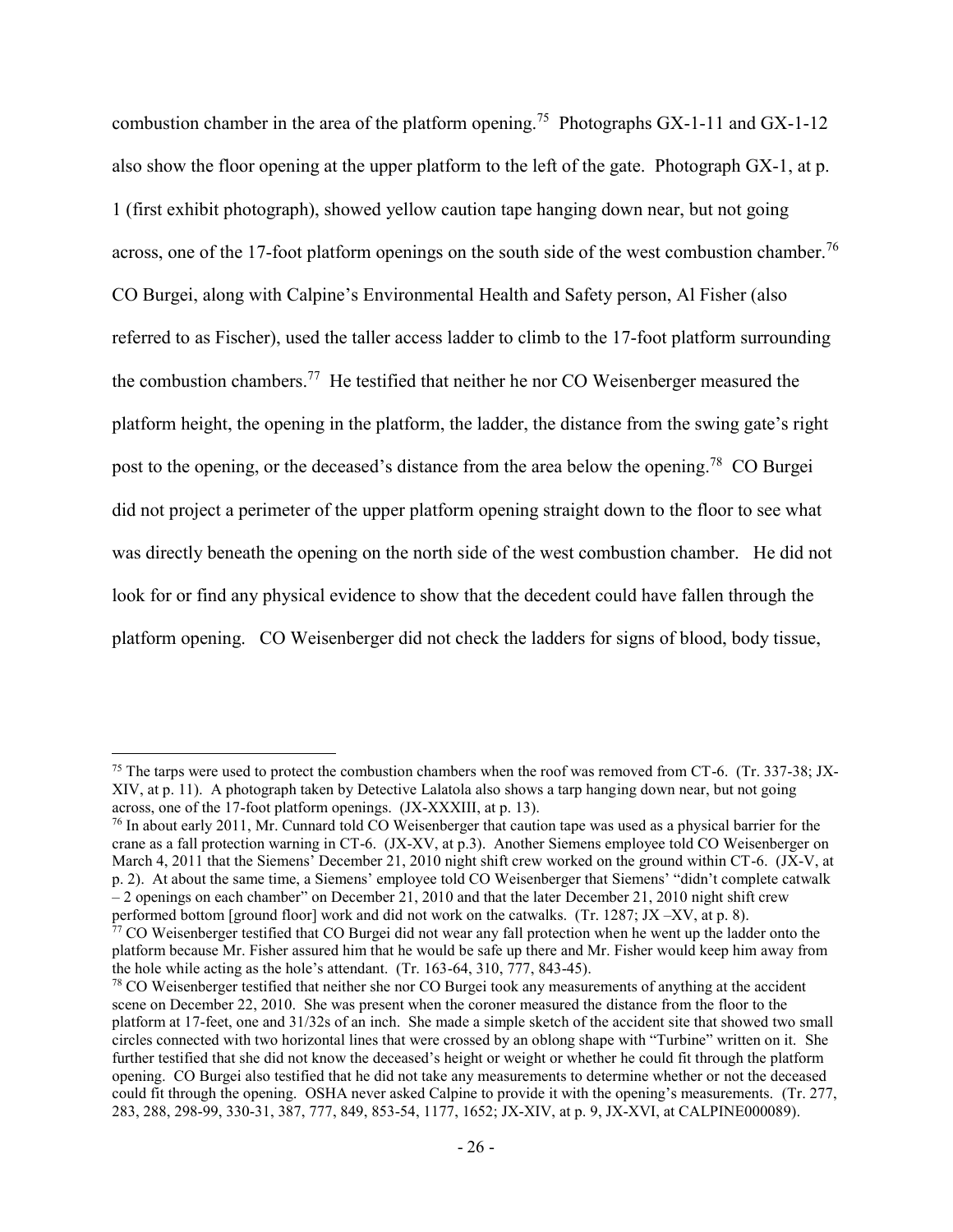combustion chamber in the area of the platform opening.[75] Photographs GX-1-11 and GX-1-12 also show the floor opening at the upper platform to the left of the gate. Photograph GX-1, at p. 1 (first exhibit photograph), showed yellow caution tape hanging down near, but not going across, one of the 17-foot platform openings on the south side of the west combustion chamber.[76] CO Burgei, along with Calpine's Environmental Health and Safety person, Al Fisher (also referred to as Fischer), used the taller access ladder to climb to the 17-foot platform surrounding the combustion chambers.[77] He testified that neither he nor CO Weisenberger measured the platform height, the opening in the platform, the ladder, the distance from the swing gate's right post to the opening, or the deceased's distance from the area below the opening.[78] CO Burgei did not project a perimeter of the upper platform opening straight down to the floor to see what was directly beneath the opening on the north side of the west combustion chamber. He did not look for or find any physical evidence to show that the decedent could have fallen through the platform opening. CO Weisenberger did not check the ladders for signs of blood, body tissue,

---

[75] The tarps were used to protect the combustion chambers when the roof was removed from CT-6. (Tr. 337-38; JX-XIV, at p. 11). A photograph taken by Detective Lalatola also shows a tarp hanging down near, but not going across, one of the 17-foot platform openings. (JX-XXXIII, at p. 13).

[76] In about early 2011, Mr. Cunnard told CO Weisenberger that caution tape was used as a physical barrier for the crane as a fall protection warning in CT-6. (JX-XV, at p.3). Another Siemens employee told CO Weisenberger on March 4, 2011 that the Siemens' December 21, 2010 night shift crew worked on the ground within CT-6. (JX-V, at p. 2). At about the same time, a Siemens' employee told CO Weisenberger that Siemens' "didn't complete catwalk – 2 openings on each chamber" on December 21, 2010 and that the later December 21, 2010 night shift crew performed bottom [ground floor] work and did not work on the catwalks. (Tr. 1287; JX –XV, at p. 8).

[77] CO Weisenberger testified that CO Burgei did not wear any fall protection when he went up the ladder onto the platform because Mr. Fisher assured him that he would be safe up there and Mr. Fisher would keep him away from the hole while acting as the hole's attendant. (Tr. 163-64, 310, 777, 843-45).

[78] CO Weisenberger testified that neither she nor CO Burgei took any measurements of anything at the accident scene on December 22, 2010. She was present when the coroner measured the distance from the floor to the platform at 17-feet, one and 31/32s of an inch. She made a simple sketch of the accident site that showed two small circles connected with two horizontal lines that were crossed by an oblong shape with "Turbine" written on it. She further testified that she did not know the deceased's height or weight or whether he could fit through the platform opening. CO Burgei also testified that he did not take any measurements to determine whether or not the deceased could fit through the opening. OSHA never asked Calpine to provide it with the opening's measurements. (Tr. 277, 283, 288, 298-99, 330-31, 387, 777, 849, 853-54, 1177, 1652; JX-XIV, at p. 9, JX-XVI, at CALPINE000089).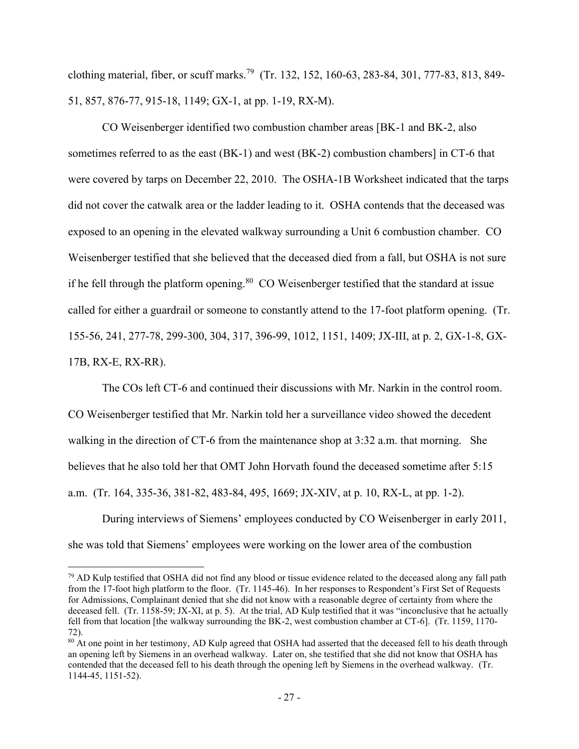clothing material, fiber, or scuff marks.[79] (Tr. 132, 152, 160-63, 283-84, 301, 777-83, 813, 849-51, 857, 876-77, 915-18, 1149; GX-1, at pp. 1-19, RX-M).

CO Weisenberger identified two combustion chamber areas [BK-1 and BK-2, also sometimes referred to as the east (BK-1) and west (BK-2) combustion chambers] in CT-6 that were covered by tarps on December 22, 2010. The OSHA-1B Worksheet indicated that the tarps did not cover the catwalk area or the ladder leading to it. OSHA contends that the deceased was exposed to an opening in the elevated walkway surrounding a Unit 6 combustion chamber. CO Weisenberger testified that she believed that the deceased died from a fall, but OSHA is not sure if he fell through the platform opening.[80] CO Weisenberger testified that the standard at issue called for either a guardrail or someone to constantly attend to the 17-foot platform opening. (Tr. 155-56, 241, 277-78, 299-300, 304, 317, 396-99, 1012, 1151, 1409; JX-III, at p. 2, GX-1-8, GX-17B, RX-E, RX-RR).

The COs left CT-6 and continued their discussions with Mr. Narkin in the control room. CO Weisenberger testified that Mr. Narkin told her a surveillance video showed the decedent walking in the direction of CT-6 from the maintenance shop at 3:32 a.m. that morning. She believes that he also told her that OMT John Horvath found the deceased sometime after 5:15 a.m. (Tr. 164, 335-36, 381-82, 483-84, 495, 1669; JX-XIV, at p. 10, RX-L, at pp. 1-2).

During interviews of Siemens' employees conducted by CO Weisenberger in early 2011, she was told that Siemens' employees were working on the lower area of the combustion

---

[79] AD Kulp testified that OSHA did not find any blood or tissue evidence related to the deceased along any fall path from the 17-foot high platform to the floor. (Tr. 1145-46). In her responses to Respondent's First Set of Requests for Admissions, Complainant denied that she did not know with a reasonable degree of certainty from where the deceased fell. (Tr. 1158-59; JX-XI, at p. 5). At the trial, AD Kulp testified that it was "inconclusive that he actually fell from that location [the walkway surrounding the BK-2, west combustion chamber at CT-6]. (Tr. 1159, 1170-72).

[80] At one point in her testimony, AD Kulp agreed that OSHA had asserted that the deceased fell to his death through an opening left by Siemens in an overhead walkway. Later on, she testified that she did not know that OSHA has contended that the deceased fell to his death through the opening left by Siemens in the overhead walkway. (Tr. 1144-45, 1151-52).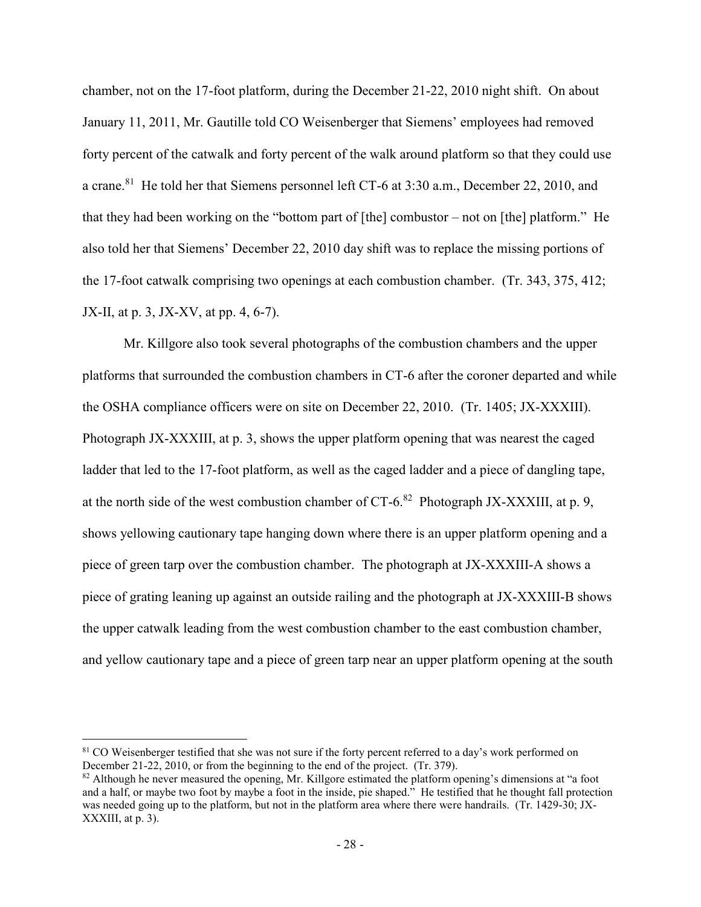chamber, not on the 17-foot platform, during the December 21-22, 2010 night shift. On about January 11, 2011, Mr. Gautille told CO Weisenberger that Siemens' employees had removed forty percent of the catwalk and forty percent of the walk around platform so that they could use a crane.[81] He told her that Siemens personnel left CT-6 at 3:30 a.m., December 22, 2010, and that they had been working on the "bottom part of [the] combustor – not on [the] platform." He also told her that Siemens' December 22, 2010 day shift was to replace the missing portions of the 17-foot catwalk comprising two openings at each combustion chamber. (Tr. 343, 375, 412; JX-II, at p. 3, JX-XV, at pp. 4, 6-7).

Mr. Killgore also took several photographs of the combustion chambers and the upper platforms that surrounded the combustion chambers in CT-6 after the coroner departed and while the OSHA compliance officers were on site on December 22, 2010. (Tr. 1405; JX-XXXIII). Photograph JX-XXXIII, at p. 3, shows the upper platform opening that was nearest the caged ladder that led to the 17-foot platform, as well as the caged ladder and a piece of dangling tape, at the north side of the west combustion chamber of CT-6.[82] Photograph JX-XXXIII, at p. 9, shows yellowing cautionary tape hanging down where there is an upper platform opening and a piece of green tarp over the combustion chamber. The photograph at JX-XXXIII-A shows a piece of grating leaning up against an outside railing and the photograph at JX-XXXIII-B shows the upper catwalk leading from the west combustion chamber to the east combustion chamber, and yellow cautionary tape and a piece of green tarp near an upper platform opening at the south

---

[81] CO Weisenberger testified that she was not sure if the forty percent referred to a day's work performed on December 21-22, 2010, or from the beginning to the end of the project. (Tr. 379).

[82] Although he never measured the opening, Mr. Killgore estimated the platform opening's dimensions at "a foot and a half, or maybe two foot by maybe a foot in the inside, pie shaped." He testified that he thought fall protection was needed going up to the platform, but not in the platform area where there were handrails. (Tr. 1429-30; JX-XXXIII, at p. 3).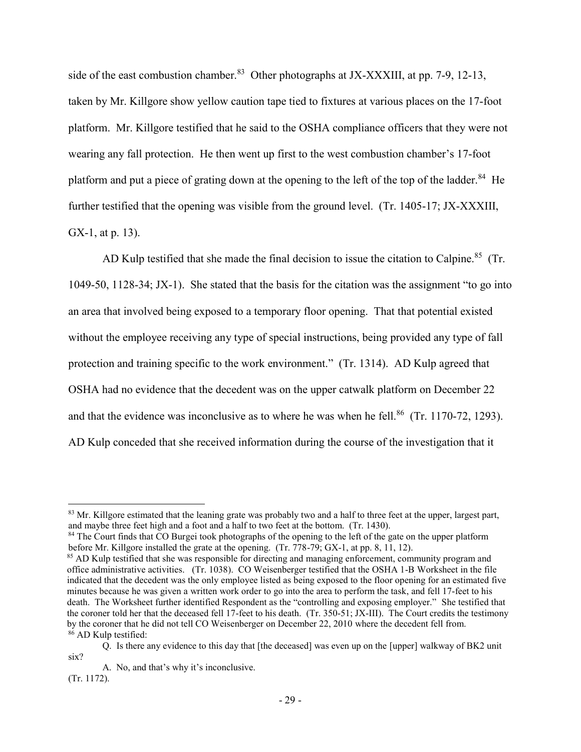side of the east combustion chamber.[83] Other photographs at JX-XXXIII, at pp. 7-9, 12-13, taken by Mr. Killgore show yellow caution tape tied to fixtures at various places on the 17-foot platform. Mr. Killgore testified that he said to the OSHA compliance officers that they were not wearing any fall protection. He then went up first to the west combustion chamber's 17-foot platform and put a piece of grating down at the opening to the left of the top of the ladder.[84] He further testified that the opening was visible from the ground level. (Tr. 1405-17; JX-XXXIII, GX-1, at p. 13).

AD Kulp testified that she made the final decision to issue the citation to Calpine.[85] (Tr. 1049-50, 1128-34; JX-1). She stated that the basis for the citation was the assignment "to go into an area that involved being exposed to a temporary floor opening. That that potential existed without the employee receiving any type of special instructions, being provided any type of fall protection and training specific to the work environment." (Tr. 1314). AD Kulp agreed that OSHA had no evidence that the decedent was on the upper catwalk platform on December 22 and that the evidence was inconclusive as to where he was when he fell.[86] (Tr. 1170-72, 1293). AD Kulp conceded that she received information during the course of the investigation that it

---

[83] Mr. Killgore estimated that the leaning grate was probably two and a half to three feet at the upper, largest part, and maybe three feet high and a foot and a half to two feet at the bottom. (Tr. 1430).

[84] The Court finds that CO Burgei took photographs of the opening to the left of the gate on the upper platform before Mr. Killgore installed the grate at the opening. (Tr. 778-79; GX-1, at pp. 8, 11, 12).

[85] AD Kulp testified that she was responsible for directing and managing enforcement, community program and office administrative activities. (Tr. 1038). CO Weisenberger testified that the OSHA 1-B Worksheet in the file indicated that the decedent was the only employee listed as being exposed to the floor opening for an estimated five minutes because he was given a written work order to go into the area to perform the task, and fell 17-feet to his death. The Worksheet further identified Respondent as the "controlling and exposing employer." She testified that the coroner told her that the deceased fell 17-feet to his death. (Tr. 350-51; JX-III). The Court credits the testimony by the coroner that he did not tell CO Weisenberger on December 22, 2010 where the decedent fell from.

[86] AD Kulp testified:

> Q. Is there any evidence to this day that [the deceased] was even up on the [upper] walkway of BK2 unit six?
>
> A. No, and that's why it's inconclusive.

(Tr. 1172).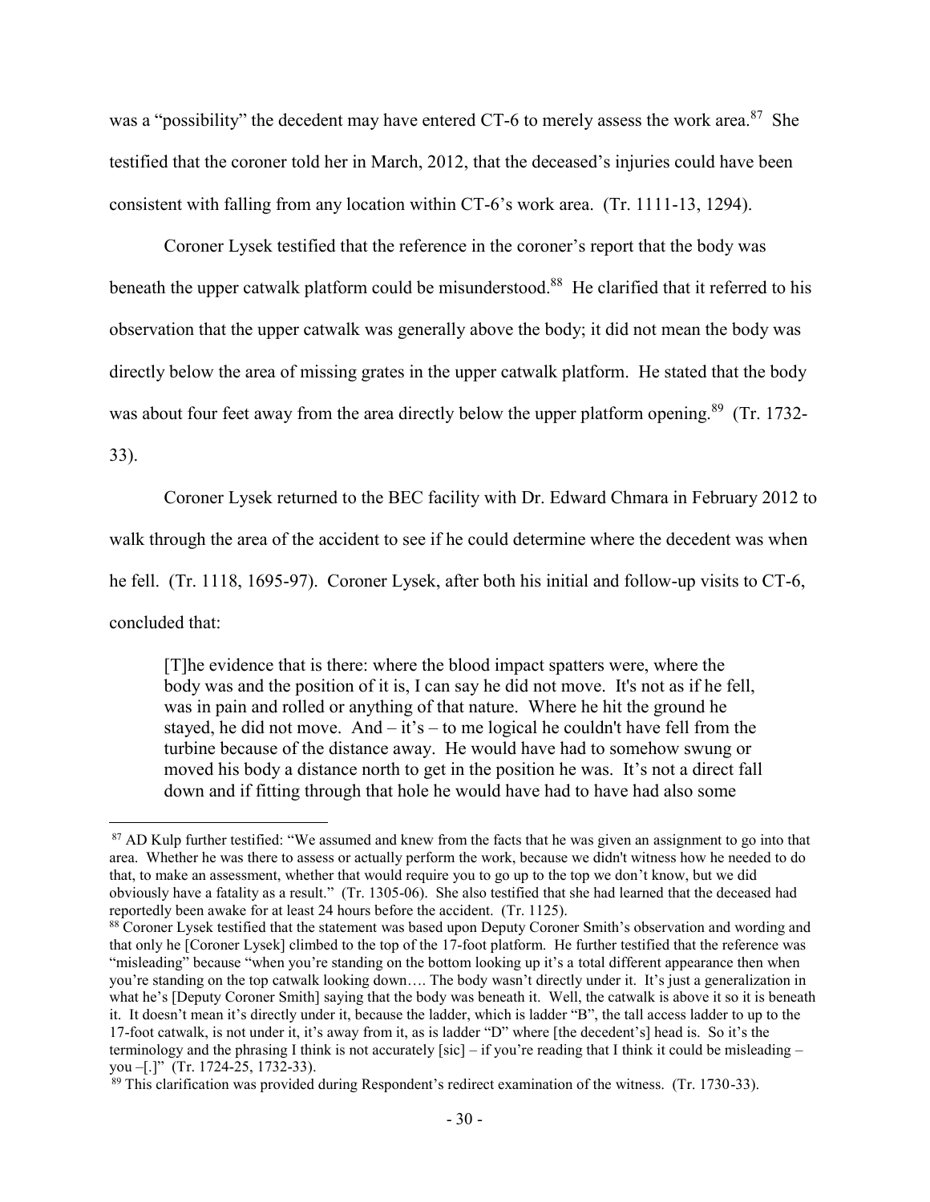was a "possibility" the decedent may have entered CT-6 to merely assess the work area.[87] She testified that the coroner told her in March, 2012, that the deceased's injuries could have been consistent with falling from any location within CT-6's work area. (Tr. 1111-13, 1294).

Coroner Lysek testified that the reference in the coroner's report that the body was beneath the upper catwalk platform could be misunderstood.[88] He clarified that it referred to his observation that the upper catwalk was generally above the body; it did not mean the body was directly below the area of missing grates in the upper catwalk platform. He stated that the body was about four feet away from the area directly below the upper platform opening.[89] (Tr. 1732-33).

Coroner Lysek returned to the BEC facility with Dr. Edward Chmara in February 2012 to walk through the area of the accident to see if he could determine where the decedent was when he fell. (Tr. 1118, 1695-97). Coroner Lysek, after both his initial and follow-up visits to CT-6, concluded that:

> [T]he evidence that is there: where the blood impact spatters were, where the body was and the position of it is, I can say he did not move. It's not as if he fell, was in pain and rolled or anything of that nature. Where he hit the ground he stayed, he did not move. And – it's – to me logical he couldn't have fell from the turbine because of the distance away. He would have had to somehow swung or moved his body a distance north to get in the position he was. It's not a direct fall down and if fitting through that hole he would have had to have had also some

---

[87] AD Kulp further testified: "We assumed and knew from the facts that he was given an assignment to go into that area. Whether he was there to assess or actually perform the work, because we didn't witness how he needed to do that, to make an assessment, whether that would require you to go up to the top we don't know, but we did obviously have a fatality as a result." (Tr. 1305-06). She also testified that she had learned that the deceased had reportedly been awake for at least 24 hours before the accident. (Tr. 1125).

[88] Coroner Lysek testified that the statement was based upon Deputy Coroner Smith's observation and wording and that only he [Coroner Lysek] climbed to the top of the 17-foot platform. He further testified that the reference was "misleading" because "when you're standing on the bottom looking up it's a total different appearance then when you're standing on the top catwalk looking down…. The body wasn't directly under it. It's just a generalization in what he's [Deputy Coroner Smith] saying that the body was beneath it. Well, the catwalk is above it so it is beneath it. It doesn't mean it's directly under it, because the ladder, which is ladder "B", the tall access ladder to up to the 17-foot catwalk, is not under it, it's away from it, as is ladder "D" where [the decedent's] head is. So it's the terminology and the phrasing I think is not accurately [sic] – if you're reading that I think it could be misleading – you –[.]" (Tr. 1724-25, 1732-33).

[89] This clarification was provided during Respondent's redirect examination of the witness. (Tr. 1730-33).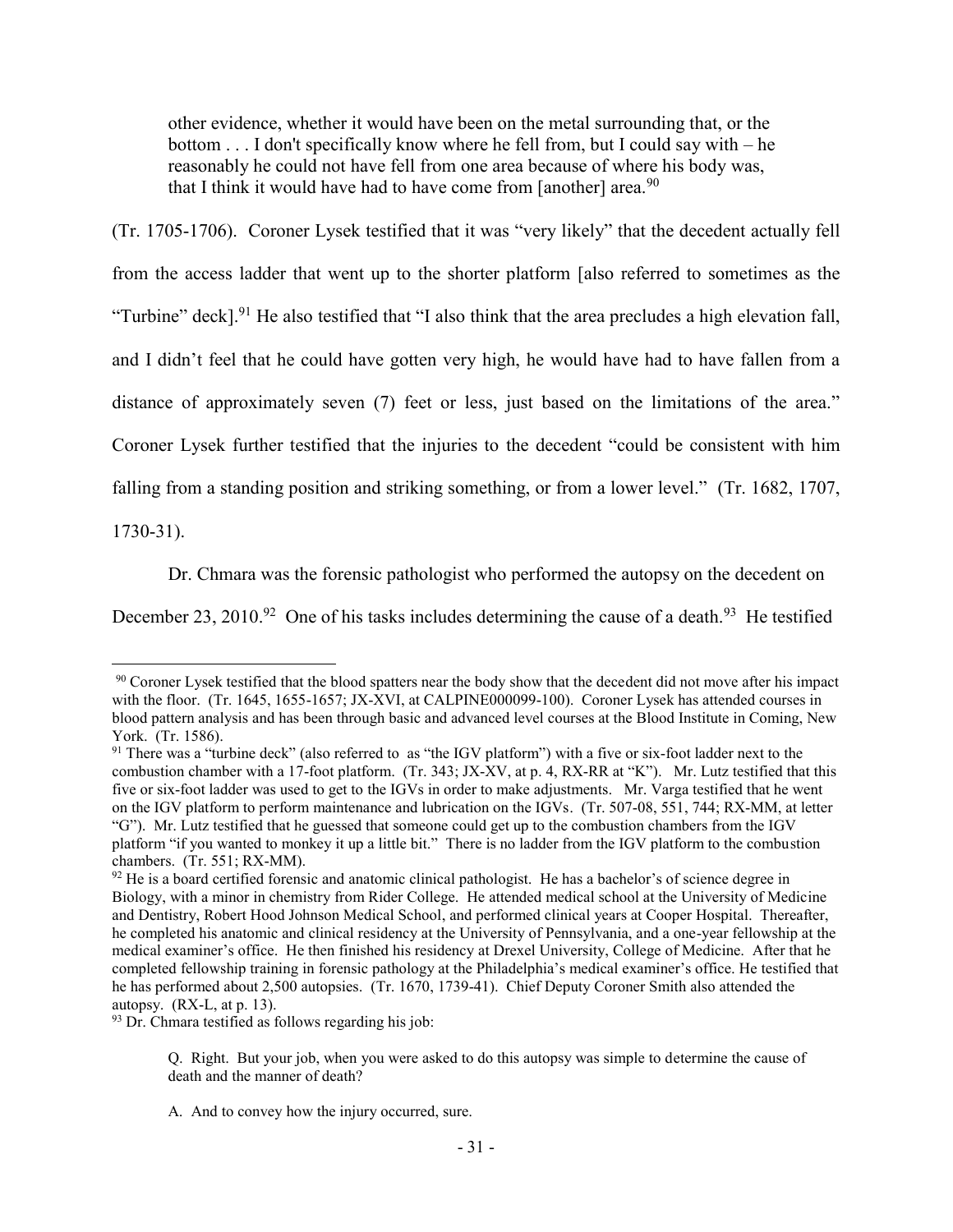> other evidence, whether it would have been on the metal surrounding that, or the bottom . . . I don't specifically know where he fell from, but I could say with – he reasonably he could not have fell from one area because of where his body was, that I think it would have had to have come from [another] area.[90]

(Tr. 1705-1706). Coroner Lysek testified that it was "very likely" that the decedent actually fell from the access ladder that went up to the shorter platform [also referred to sometimes as the "Turbine" deck].[91] He also testified that "I also think that the area precludes a high elevation fall, and I didn't feel that he could have gotten very high, he would have had to have fallen from a distance of approximately seven (7) feet or less, just based on the limitations of the area." Coroner Lysek further testified that the injuries to the decedent "could be consistent with him falling from a standing position and striking something, or from a lower level." (Tr. 1682, 1707, 1730-31).

Dr. Chmara was the forensic pathologist who performed the autopsy on the decedent on December 23, 2010.[92] One of his tasks includes determining the cause of a death.[93] He testified

---

[90] Coroner Lysek testified that the blood spatters near the body show that the decedent did not move after his impact with the floor. (Tr. 1645, 1655-1657; JX-XVI, at CALPINE000099-100). Coroner Lysek has attended courses in blood pattern analysis and has been through basic and advanced level courses at the Blood Institute in Coming, New York. (Tr. 1586).

[91] There was a "turbine deck" (also referred to as "the IGV platform") with a five or six-foot ladder next to the combustion chamber with a 17-foot platform. (Tr. 343; JX-XV, at p. 4, RX-RR at "K"). Mr. Lutz testified that this five or six-foot ladder was used to get to the IGVs in order to make adjustments. Mr. Varga testified that he went on the IGV platform to perform maintenance and lubrication on the IGVs. (Tr. 507-08, 551, 744; RX-MM, at letter "G"). Mr. Lutz testified that he guessed that someone could get up to the combustion chambers from the IGV platform "if you wanted to monkey it up a little bit." There is no ladder from the IGV platform to the combustion chambers. (Tr. 551; RX-MM).

[92] He is a board certified forensic and anatomic clinical pathologist. He has a bachelor's of science degree in Biology, with a minor in chemistry from Rider College. He attended medical school at the University of Medicine and Dentistry, Robert Hood Johnson Medical School, and performed clinical years at Cooper Hospital. Thereafter, he completed his anatomic and clinical residency at the University of Pennsylvania, and a one-year fellowship at the medical examiner's office. He then finished his residency at Drexel University, College of Medicine. After that he completed fellowship training in forensic pathology at the Philadelphia's medical examiner's office. He testified that he has performed about 2,500 autopsies. (Tr. 1670, 1739-41). Chief Deputy Coroner Smith also attended the autopsy. (RX-L, at p. 13).

[93] Dr. Chmara testified as follows regarding his job:

> Q. Right. But your job, when you were asked to do this autopsy was simple to determine the cause of death and the manner of death?
>
> A. And to convey how the injury occurred, sure.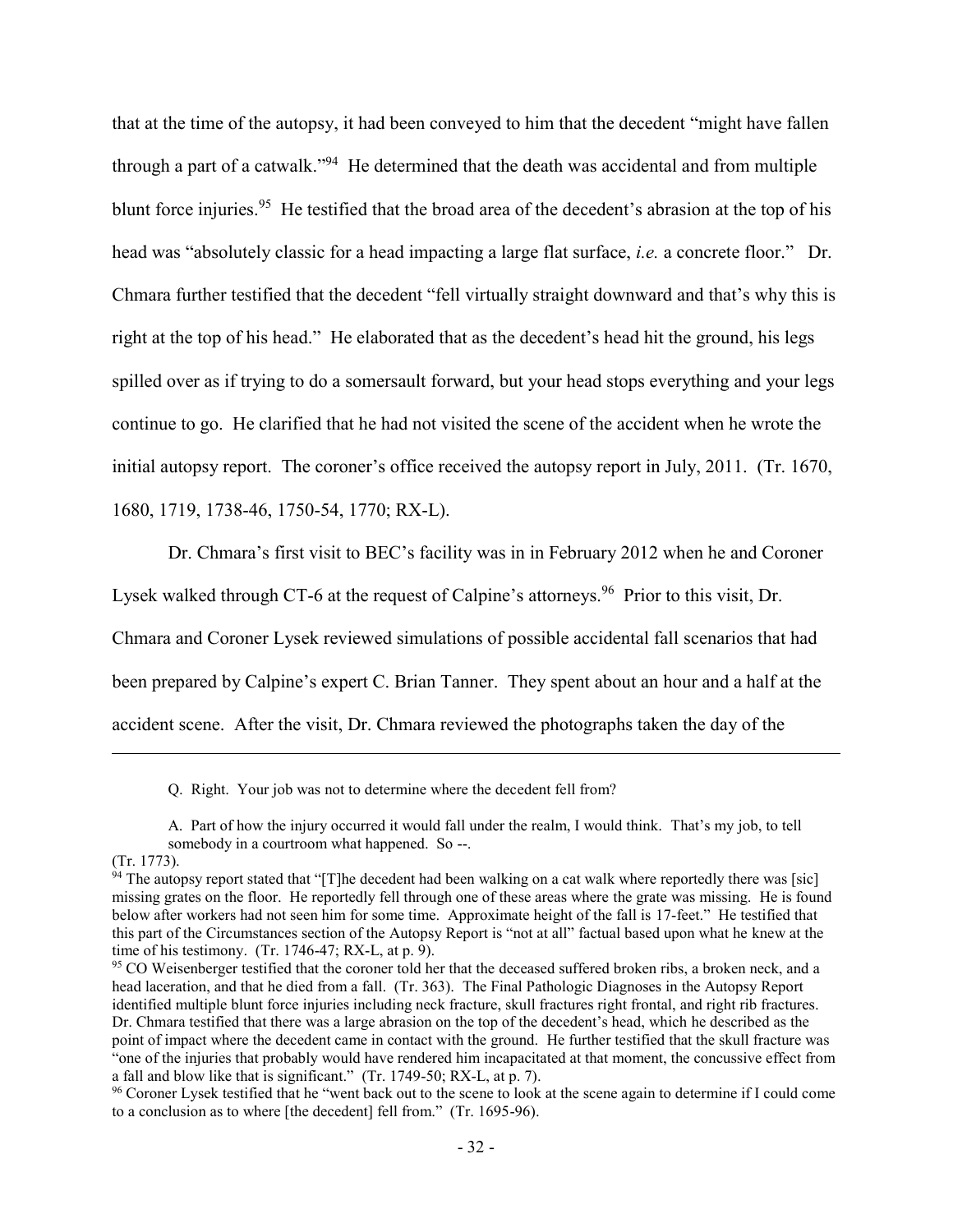that at the time of the autopsy, it had been conveyed to him that the decedent "might have fallen through a part of a catwalk."[94] He determined that the death was accidental and from multiple blunt force injuries.[95] He testified that the broad area of the decedent's abrasion at the top of his head was "absolutely classic for a head impacting a large flat surface, *i.e.* a concrete floor." Dr. Chmara further testified that the decedent "fell virtually straight downward and that's why this is right at the top of his head." He elaborated that as the decedent's head hit the ground, his legs spilled over as if trying to do a somersault forward, but your head stops everything and your legs continue to go. He clarified that he had not visited the scene of the accident when he wrote the initial autopsy report. The coroner's office received the autopsy report in July, 2011. (Tr. 1670, 1680, 1719, 1738-46, 1750-54, 1770; RX-L).

Dr. Chmara's first visit to BEC's facility was in in February 2012 when he and Coroner Lysek walked through CT-6 at the request of Calpine's attorneys.[96] Prior to this visit, Dr. Chmara and Coroner Lysek reviewed simulations of possible accidental fall scenarios that had been prepared by Calpine's expert C. Brian Tanner. They spent about an hour and a half at the accident scene. After the visit, Dr. Chmara reviewed the photographs taken the day of the

---

> Q. Right. Your job was not to determine where the decedent fell from?
>
> A. Part of how the injury occurred it would fall under the realm, I would think. That's my job, to tell somebody in a courtroom what happened. So --.

(Tr. 1773).

[94] The autopsy report stated that "[T]he decedent had been walking on a cat walk where reportedly there was [sic] missing grates on the floor. He reportedly fell through one of these areas where the grate was missing. He is found below after workers had not seen him for some time. Approximate height of the fall is 17-feet." He testified that this part of the Circumstances section of the Autopsy Report is "not at all" factual based upon what he knew at the time of his testimony. (Tr. 1746-47; RX-L, at p. 9).

[95] CO Weisenberger testified that the coroner told her that the deceased suffered broken ribs, a broken neck, and a head laceration, and that he died from a fall. (Tr. 363). The Final Pathologic Diagnoses in the Autopsy Report identified multiple blunt force injuries including neck fracture, skull fractures right frontal, and right rib fractures. Dr. Chmara testified that there was a large abrasion on the top of the decedent's head, which he described as the point of impact where the decedent came in contact with the ground. He further testified that the skull fracture was "one of the injuries that probably would have rendered him incapacitated at that moment, the concussive effect from a fall and blow like that is significant." (Tr. 1749-50; RX-L, at p. 7).

[96] Coroner Lysek testified that he "went back out to the scene to look at the scene again to determine if I could come to a conclusion as to where [the decedent] fell from." (Tr. 1695-96).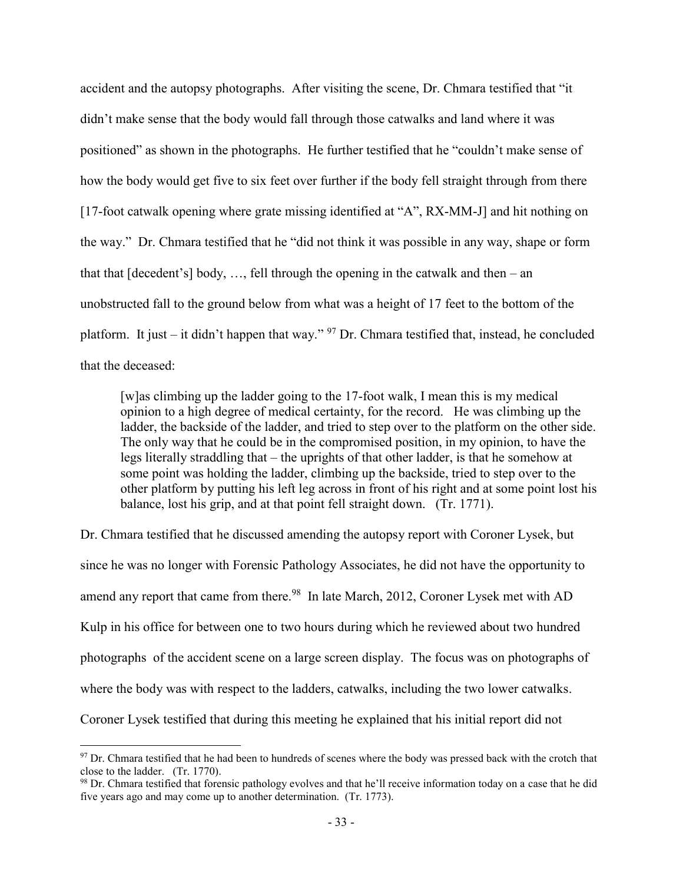accident and the autopsy photographs. After visiting the scene, Dr. Chmara testified that "it didn't make sense that the body would fall through those catwalks and land where it was positioned" as shown in the photographs. He further testified that he "couldn't make sense of how the body would get five to six feet over further if the body fell straight through from there [17-foot catwalk opening where grate missing identified at "A", RX-MM-J] and hit nothing on the way." Dr. Chmara testified that he "did not think it was possible in any way, shape or form that that [decedent's] body, …, fell through the opening in the catwalk and then – an unobstructed fall to the ground below from what was a height of 17 feet to the bottom of the platform. It just – it didn't happen that way." [97] Dr. Chmara testified that, instead, he concluded that the deceased:

> [w]as climbing up the ladder going to the 17-foot walk, I mean this is my medical opinion to a high degree of medical certainty, for the record. He was climbing up the ladder, the backside of the ladder, and tried to step over to the platform on the other side. The only way that he could be in the compromised position, in my opinion, to have the legs literally straddling that – the uprights of that other ladder, is that he somehow at some point was holding the ladder, climbing up the backside, tried to step over to the other platform by putting his left leg across in front of his right and at some point lost his balance, lost his grip, and at that point fell straight down. (Tr. 1771).

Dr. Chmara testified that he discussed amending the autopsy report with Coroner Lysek, but since he was no longer with Forensic Pathology Associates, he did not have the opportunity to amend any report that came from there.[98] In late March, 2012, Coroner Lysek met with AD Kulp in his office for between one to two hours during which he reviewed about two hundred photographs of the accident scene on a large screen display. The focus was on photographs of where the body was with respect to the ladders, catwalks, including the two lower catwalks. Coroner Lysek testified that during this meeting he explained that his initial report did not

---

[97] Dr. Chmara testified that he had been to hundreds of scenes where the body was pressed back with the crotch that close to the ladder. (Tr. 1770).

[98] Dr. Chmara testified that forensic pathology evolves and that he'll receive information today on a case that he did five years ago and may come up to another determination. (Tr. 1773).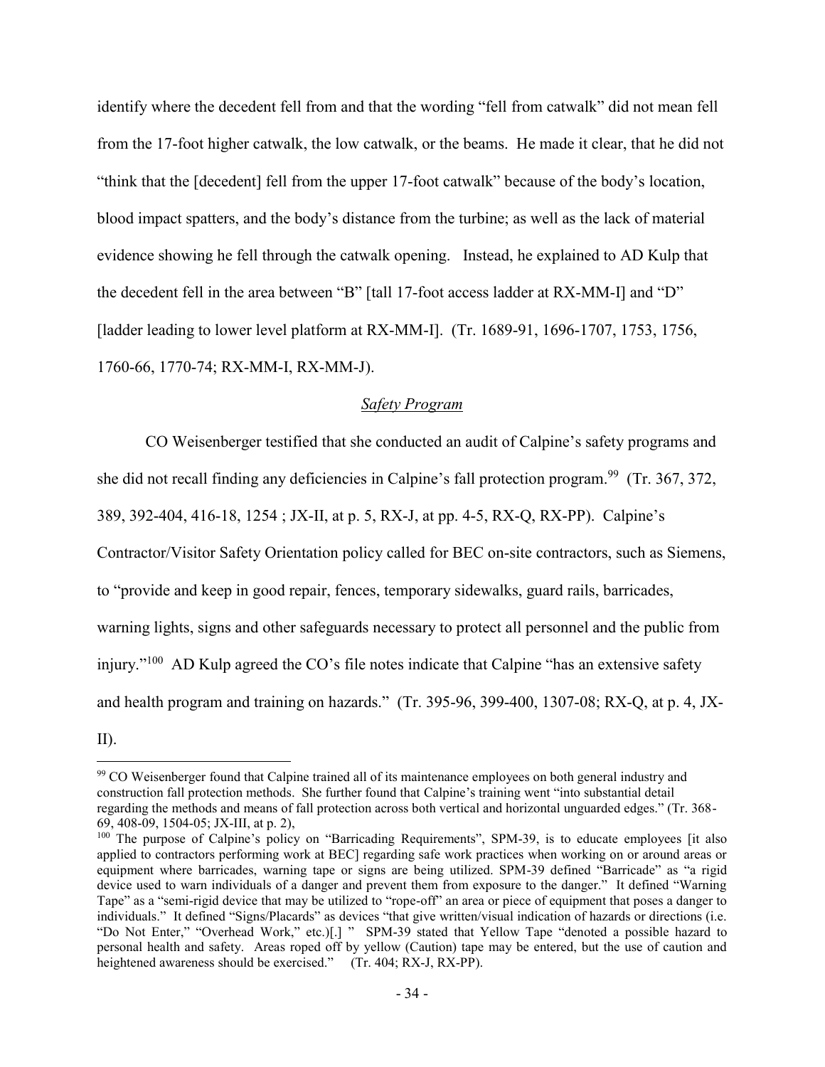identify where the decedent fell from and that the wording "fell from catwalk" did not mean fell from the 17-foot higher catwalk, the low catwalk, or the beams. He made it clear, that he did not "think that the [decedent] fell from the upper 17-foot catwalk" because of the body's location, blood impact spatters, and the body's distance from the turbine; as well as the lack of material evidence showing he fell through the catwalk opening. Instead, he explained to AD Kulp that the decedent fell in the area between "B" [tall 17-foot access ladder at RX-MM-I] and "D" [ladder leading to lower level platform at RX-MM-I]. (Tr. 1689-91, 1696-1707, 1753, 1756, 1760-66, 1770-74; RX-MM-I, RX-MM-J).

*Safety Program*

CO Weisenberger testified that she conducted an audit of Calpine's safety programs and she did not recall finding any deficiencies in Calpine's fall protection program.[99] (Tr. 367, 372, 389, 392-404, 416-18, 1254 ; JX-II, at p. 5, RX-J, at pp. 4-5, RX-Q, RX-PP). Calpine's Contractor/Visitor Safety Orientation policy called for BEC on-site contractors, such as Siemens, to "provide and keep in good repair, fences, temporary sidewalks, guard rails, barricades, warning lights, signs and other safeguards necessary to protect all personnel and the public from injury."[100] AD Kulp agreed the CO's file notes indicate that Calpine "has an extensive safety and health program and training on hazards." (Tr. 395-96, 399-400, 1307-08; RX-Q, at p. 4, JX-II).

---

[99] CO Weisenberger found that Calpine trained all of its maintenance employees on both general industry and construction fall protection methods. She further found that Calpine's training went "into substantial detail regarding the methods and means of fall protection across both vertical and horizontal unguarded edges." (Tr. 368-69, 408-09, 1504-05; JX-III, at p. 2),

[100] The purpose of Calpine's policy on "Barricading Requirements", SPM-39, is to educate employees [it also applied to contractors performing work at BEC] regarding safe work practices when working on or around areas or equipment where barricades, warning tape or signs are being utilized. SPM-39 defined "Barricade" as "a rigid device used to warn individuals of a danger and prevent them from exposure to the danger." It defined "Warning Tape" as a "semi-rigid device that may be utilized to "rope-off" an area or piece of equipment that poses a danger to individuals." It defined "Signs/Placards" as devices "that give written/visual indication of hazards or directions (i.e. "Do Not Enter," "Overhead Work," etc.)[.] " SPM-39 stated that Yellow Tape "denoted a possible hazard to personal health and safety. Areas roped off by yellow (Caution) tape may be entered, but the use of caution and heightened awareness should be exercised." (Tr. 404; RX-J, RX-PP).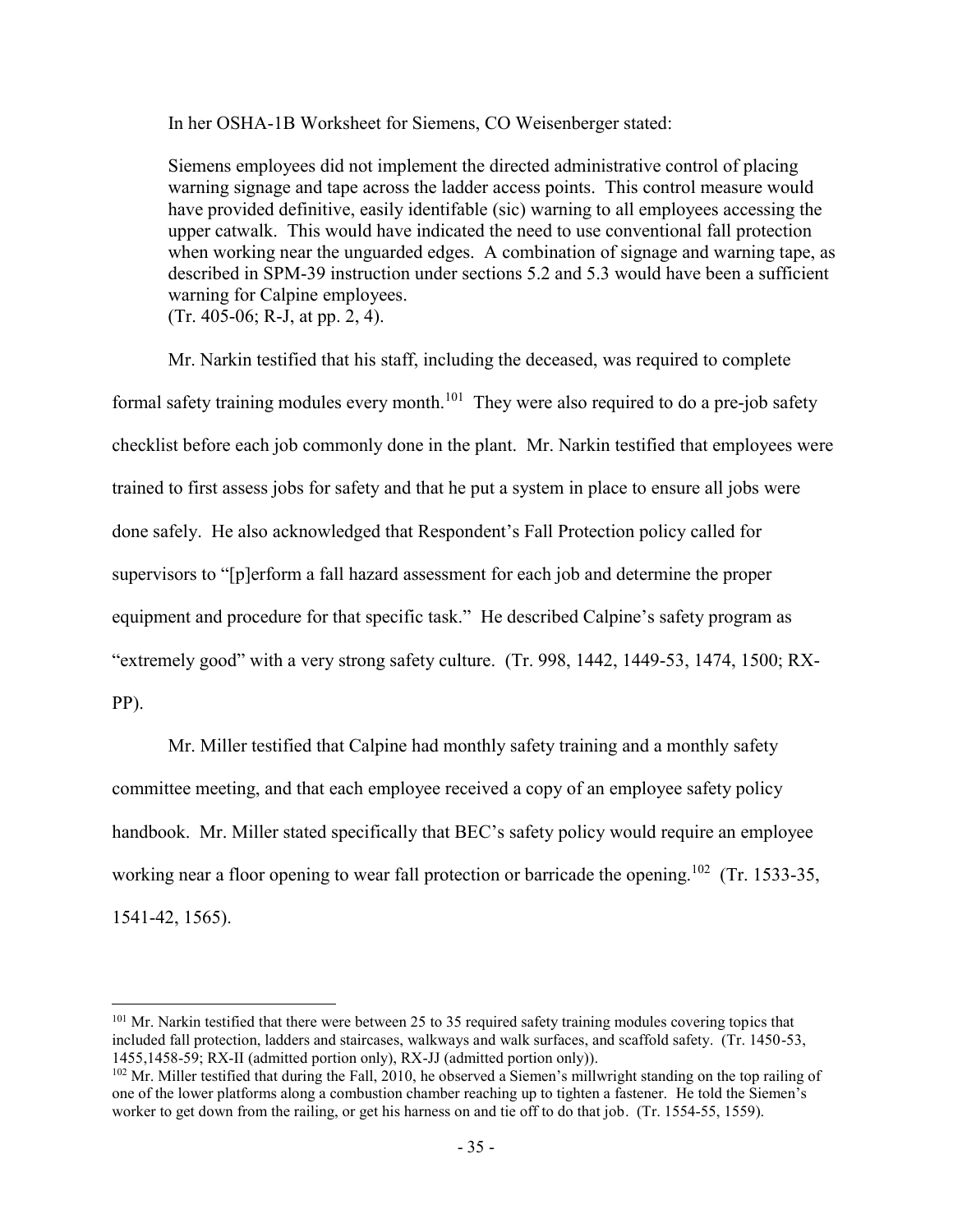In her OSHA-1B Worksheet for Siemens, CO Weisenberger stated:

> Siemens employees did not implement the directed administrative control of placing warning signage and tape across the ladder access points. This control measure would have provided definitive, easily identifable (sic) warning to all employees accessing the upper catwalk. This would have indicated the need to use conventional fall protection when working near the unguarded edges. A combination of signage and warning tape, as described in SPM-39 instruction under sections 5.2 and 5.3 would have been a sufficient warning for Calpine employees.
> (Tr. 405-06; R-J, at pp. 2, 4).

Mr. Narkin testified that his staff, including the deceased, was required to complete formal safety training modules every month.[101] They were also required to do a pre-job safety checklist before each job commonly done in the plant. Mr. Narkin testified that employees were trained to first assess jobs for safety and that he put a system in place to ensure all jobs were done safely. He also acknowledged that Respondent's Fall Protection policy called for supervisors to "[p]erform a fall hazard assessment for each job and determine the proper equipment and procedure for that specific task." He described Calpine's safety program as "extremely good" with a very strong safety culture. (Tr. 998, 1442, 1449-53, 1474, 1500; RX-PP).

Mr. Miller testified that Calpine had monthly safety training and a monthly safety committee meeting, and that each employee received a copy of an employee safety policy handbook. Mr. Miller stated specifically that BEC's safety policy would require an employee working near a floor opening to wear fall protection or barricade the opening.[102] (Tr. 1533-35, 1541-42, 1565).

---

[101] Mr. Narkin testified that there were between 25 to 35 required safety training modules covering topics that included fall protection, ladders and staircases, walkways and walk surfaces, and scaffold safety. (Tr. 1450-53, 1455,1458-59; RX-II (admitted portion only), RX-JJ (admitted portion only)).

[102] Mr. Miller testified that during the Fall, 2010, he observed a Siemen's millwright standing on the top railing of one of the lower platforms along a combustion chamber reaching up to tighten a fastener. He told the Siemen's worker to get down from the railing, or get his harness on and tie off to do that job. (Tr. 1554-55, 1559).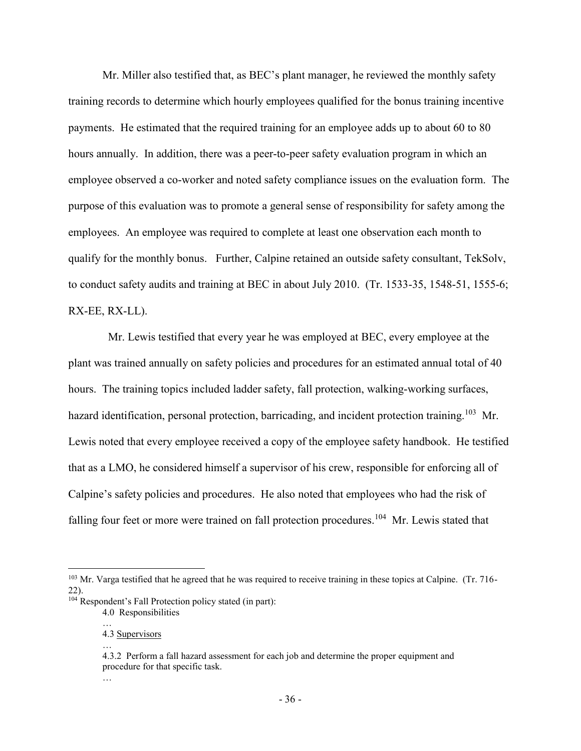Mr. Miller also testified that, as BEC's plant manager, he reviewed the monthly safety training records to determine which hourly employees qualified for the bonus training incentive payments. He estimated that the required training for an employee adds up to about 60 to 80 hours annually. In addition, there was a peer-to-peer safety evaluation program in which an employee observed a co-worker and noted safety compliance issues on the evaluation form. The purpose of this evaluation was to promote a general sense of responsibility for safety among the employees. An employee was required to complete at least one observation each month to qualify for the monthly bonus. Further, Calpine retained an outside safety consultant, TekSolv, to conduct safety audits and training at BEC in about July 2010. (Tr. 1533-35, 1548-51, 1555-6; RX-EE, RX-LL).

Mr. Lewis testified that every year he was employed at BEC, every employee at the plant was trained annually on safety policies and procedures for an estimated annual total of 40 hours. The training topics included ladder safety, fall protection, walking-working surfaces, hazard identification, personal protection, barricading, and incident protection training.[103] Mr. Lewis noted that every employee received a copy of the employee safety handbook. He testified that as a LMO, he considered himself a supervisor of his crew, responsible for enforcing all of Calpine's safety policies and procedures. He also noted that employees who had the risk of falling four feet or more were trained on fall protection procedures.[104] Mr. Lewis stated that

---

[103] Mr. Varga testified that he agreed that he was required to receive training in these topics at Calpine. (Tr. 716-22).

[104] Respondent's Fall Protection policy stated (in part):

> 4.0 Responsibilities
>
> …
>
> 4.3 <u>Supervisors</u>
>
> …
>
> 4.3.2 Perform a fall hazard assessment for each job and determine the proper equipment and procedure for that specific task.
>
> …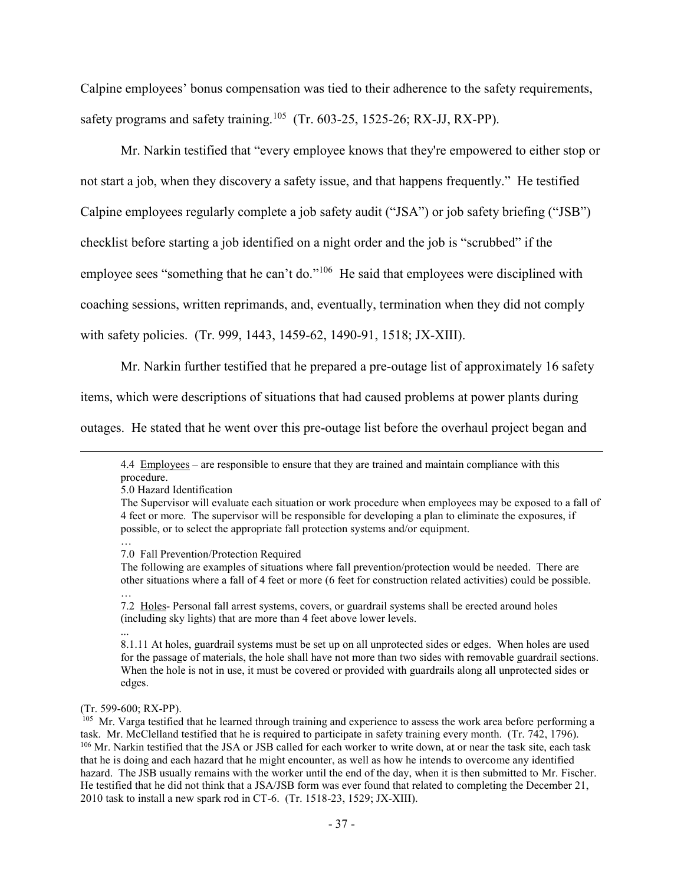Calpine employees' bonus compensation was tied to their adherence to the safety requirements, safety programs and safety training.[105] (Tr. 603-25, 1525-26; RX-JJ, RX-PP).

Mr. Narkin testified that "every employee knows that they're empowered to either stop or not start a job, when they discovery a safety issue, and that happens frequently." He testified Calpine employees regularly complete a job safety audit ("JSA") or job safety briefing ("JSB") checklist before starting a job identified on a night order and the job is "scrubbed" if the employee sees "something that he can't do."[106] He said that employees were disciplined with coaching sessions, written reprimands, and, eventually, termination when they did not comply with safety policies. (Tr. 999, 1443, 1459-62, 1490-91, 1518; JX-XIII).

Mr. Narkin further testified that he prepared a pre-outage list of approximately 16 safety items, which were descriptions of situations that had caused problems at power plants during outages. He stated that he went over this pre-outage list before the overhaul project began and

---

> 4.4 Employees – are responsible to ensure that they are trained and maintain compliance with this procedure.
>
> 5.0 Hazard Identification
>
> The Supervisor will evaluate each situation or work procedure when employees may be exposed to a fall of 4 feet or more. The supervisor will be responsible for developing a plan to eliminate the exposures, if possible, or to select the appropriate fall protection systems and/or equipment.
>
> …
>
> 7.0 Fall Prevention/Protection Required
>
> The following are examples of situations where fall prevention/protection would be needed. There are other situations where a fall of 4 feet or more (6 feet for construction related activities) could be possible.
>
> …
>
> 7.2 Holes- Personal fall arrest systems, covers, or guardrail systems shall be erected around holes (including sky lights) that are more than 4 feet above lower levels.
>
> ...
>
> 8.1.11 At holes, guardrail systems must be set up on all unprotected sides or edges. When holes are used for the passage of materials, the hole shall have not more than two sides with removable guardrail sections. When the hole is not in use, it must be covered or provided with guardrails along all unprotected sides or edges.

(Tr. 599-600; RX-PP).

[105] Mr. Varga testified that he learned through training and experience to assess the work area before performing a task. Mr. McClelland testified that he is required to participate in safety training every month. (Tr. 742, 1796).

[106] Mr. Narkin testified that the JSA or JSB called for each worker to write down, at or near the task site, each task that he is doing and each hazard that he might encounter, as well as how he intends to overcome any identified hazard. The JSB usually remains with the worker until the end of the day, when it is then submitted to Mr. Fischer. He testified that he did not think that a JSA/JSB form was ever found that related to completing the December 21, 2010 task to install a new spark rod in CT-6. (Tr. 1518-23, 1529; JX-XIII).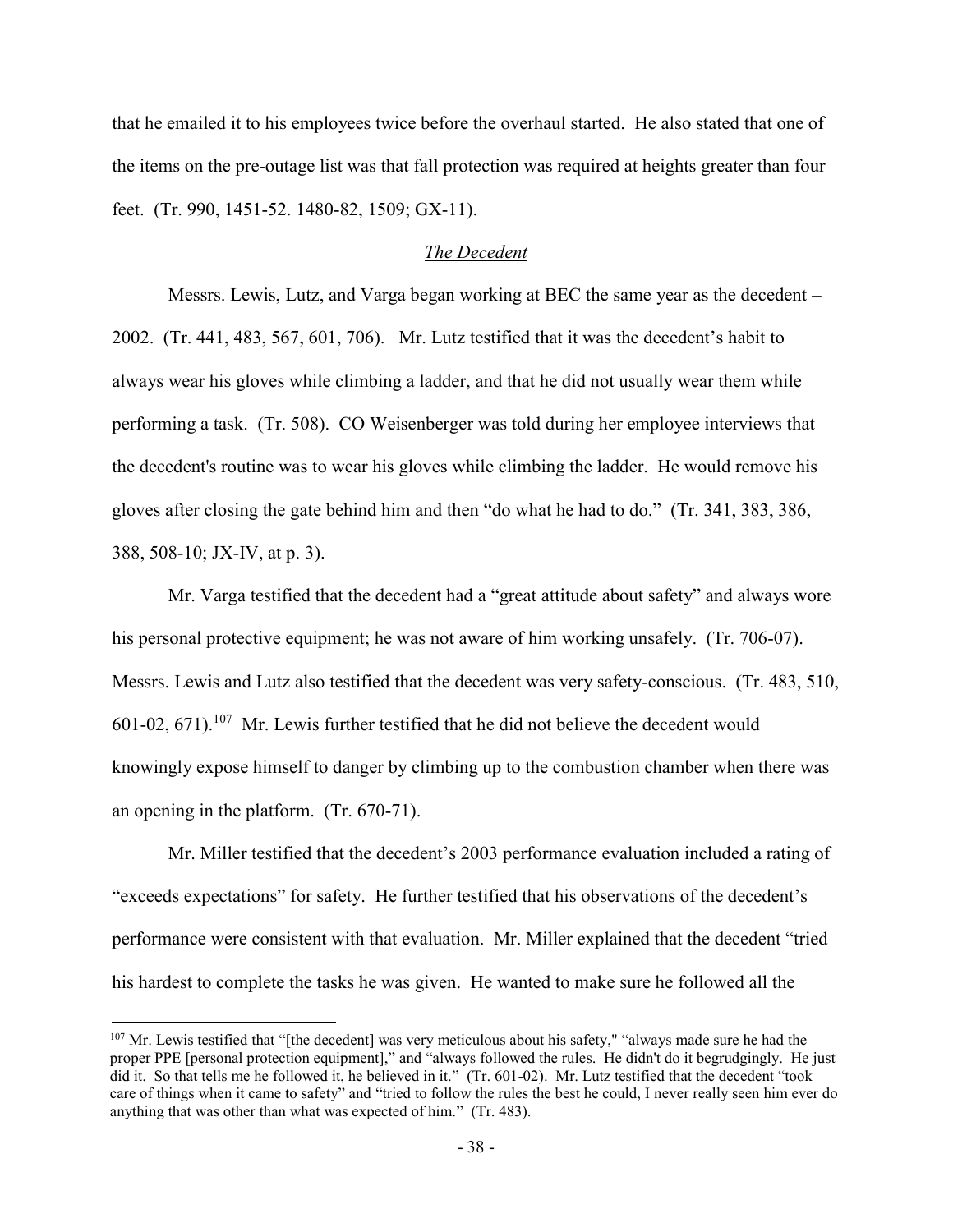that he emailed it to his employees twice before the overhaul started. He also stated that one of the items on the pre-outage list was that fall protection was required at heights greater than four feet. (Tr. 990, 1451-52. 1480-82, 1509; GX-11).

*The Decedent*

Messrs. Lewis, Lutz, and Varga began working at BEC the same year as the decedent – 2002. (Tr. 441, 483, 567, 601, 706). Mr. Lutz testified that it was the decedent's habit to always wear his gloves while climbing a ladder, and that he did not usually wear them while performing a task. (Tr. 508). CO Weisenberger was told during her employee interviews that the decedent's routine was to wear his gloves while climbing the ladder. He would remove his gloves after closing the gate behind him and then "do what he had to do." (Tr. 341, 383, 386, 388, 508-10; JX-IV, at p. 3).

Mr. Varga testified that the decedent had a "great attitude about safety" and always wore his personal protective equipment; he was not aware of him working unsafely. (Tr. 706-07). Messrs. Lewis and Lutz also testified that the decedent was very safety-conscious. (Tr. 483, 510, 601-02, 671).[107] Mr. Lewis further testified that he did not believe the decedent would knowingly expose himself to danger by climbing up to the combustion chamber when there was an opening in the platform. (Tr. 670-71).

Mr. Miller testified that the decedent's 2003 performance evaluation included a rating of "exceeds expectations" for safety. He further testified that his observations of the decedent's performance were consistent with that evaluation. Mr. Miller explained that the decedent "tried his hardest to complete the tasks he was given. He wanted to make sure he followed all the

---

[107] Mr. Lewis testified that "[the decedent] was very meticulous about his safety," "always made sure he had the proper PPE [personal protection equipment]," and "always followed the rules. He didn't do it begrudgingly. He just did it. So that tells me he followed it, he believed in it." (Tr. 601-02). Mr. Lutz testified that the decedent "took care of things when it came to safety" and "tried to follow the rules the best he could, I never really seen him ever do anything that was other than what was expected of him." (Tr. 483).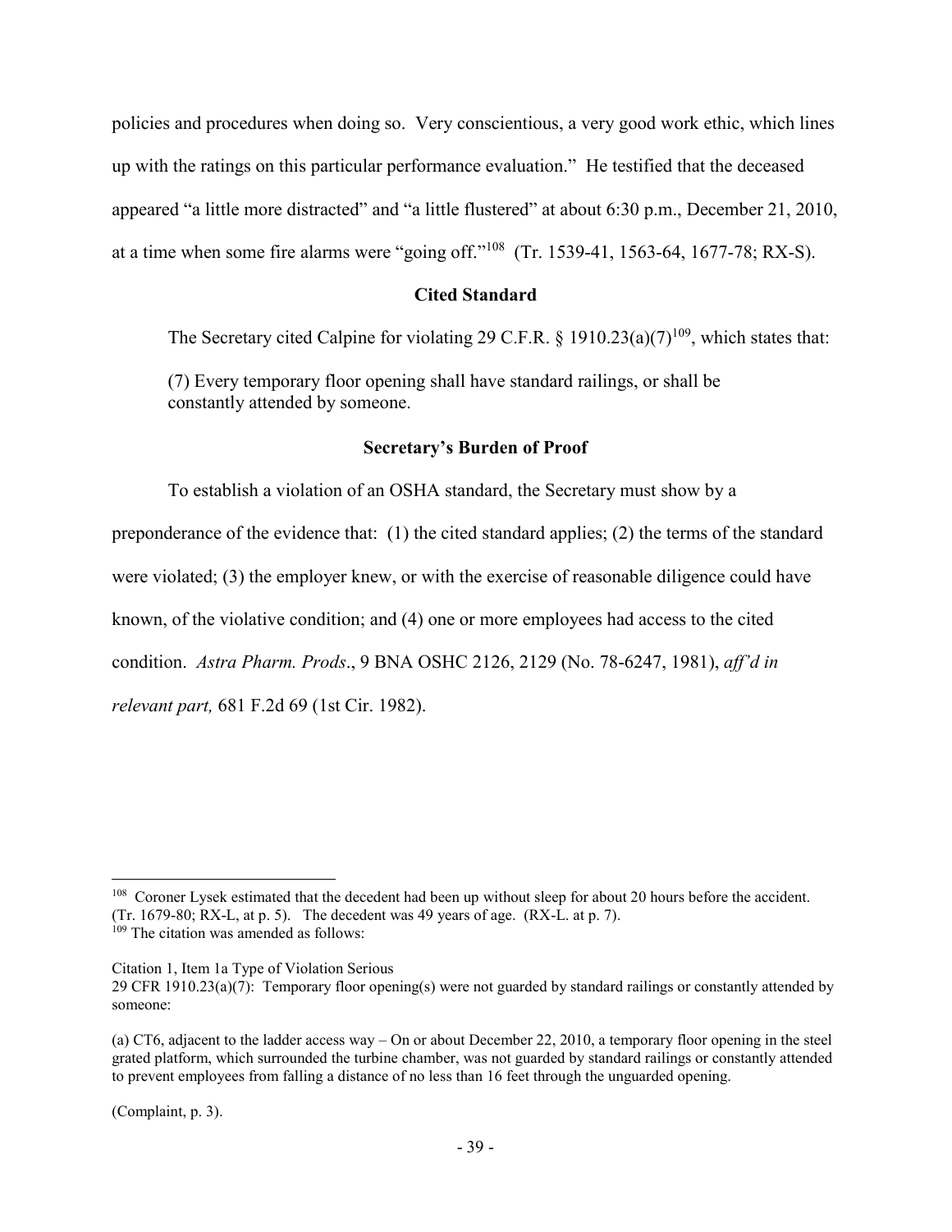policies and procedures when doing so. Very conscientious, a very good work ethic, which lines up with the ratings on this particular performance evaluation." He testified that the deceased appeared "a little more distracted" and "a little flustered" at about 6:30 p.m., December 21, 2010, at a time when some fire alarms were "going off."[108] (Tr. 1539-41, 1563-64, 1677-78; RX-S).

### Cited Standard

The Secretary cited Calpine for violating 29 C.F.R. § 1910.23(a)(7)[109], which states that:

> (7) Every temporary floor opening shall have standard railings, or shall be constantly attended by someone.

### Secretary's Burden of Proof

To establish a violation of an OSHA standard, the Secretary must show by a preponderance of the evidence that: (1) the cited standard applies; (2) the terms of the standard were violated; (3) the employer knew, or with the exercise of reasonable diligence could have known, of the violative condition; and (4) one or more employees had access to the cited condition. *Astra Pharm. Prods*., 9 BNA OSHC 2126, 2129 (No. 78-6247, 1981), *aff'd in relevant part,* 681 F.2d 69 (1st Cir. 1982).

---

[108] Coroner Lysek estimated that the decedent had been up without sleep for about 20 hours before the accident. (Tr. 1679-80; RX-L, at p. 5). The decedent was 49 years of age. (RX-L. at p. 7).

[109] The citation was amended as follows:

Citation 1, Item 1a Type of Violation Serious

29 CFR 1910.23(a)(7): Temporary floor opening(s) were not guarded by standard railings or constantly attended by someone:

(a) CT6, adjacent to the ladder access way – On or about December 22, 2010, a temporary floor opening in the steel grated platform, which surrounded the turbine chamber, was not guarded by standard railings or constantly attended to prevent employees from falling a distance of no less than 16 feet through the unguarded opening.

(Complaint, p. 3).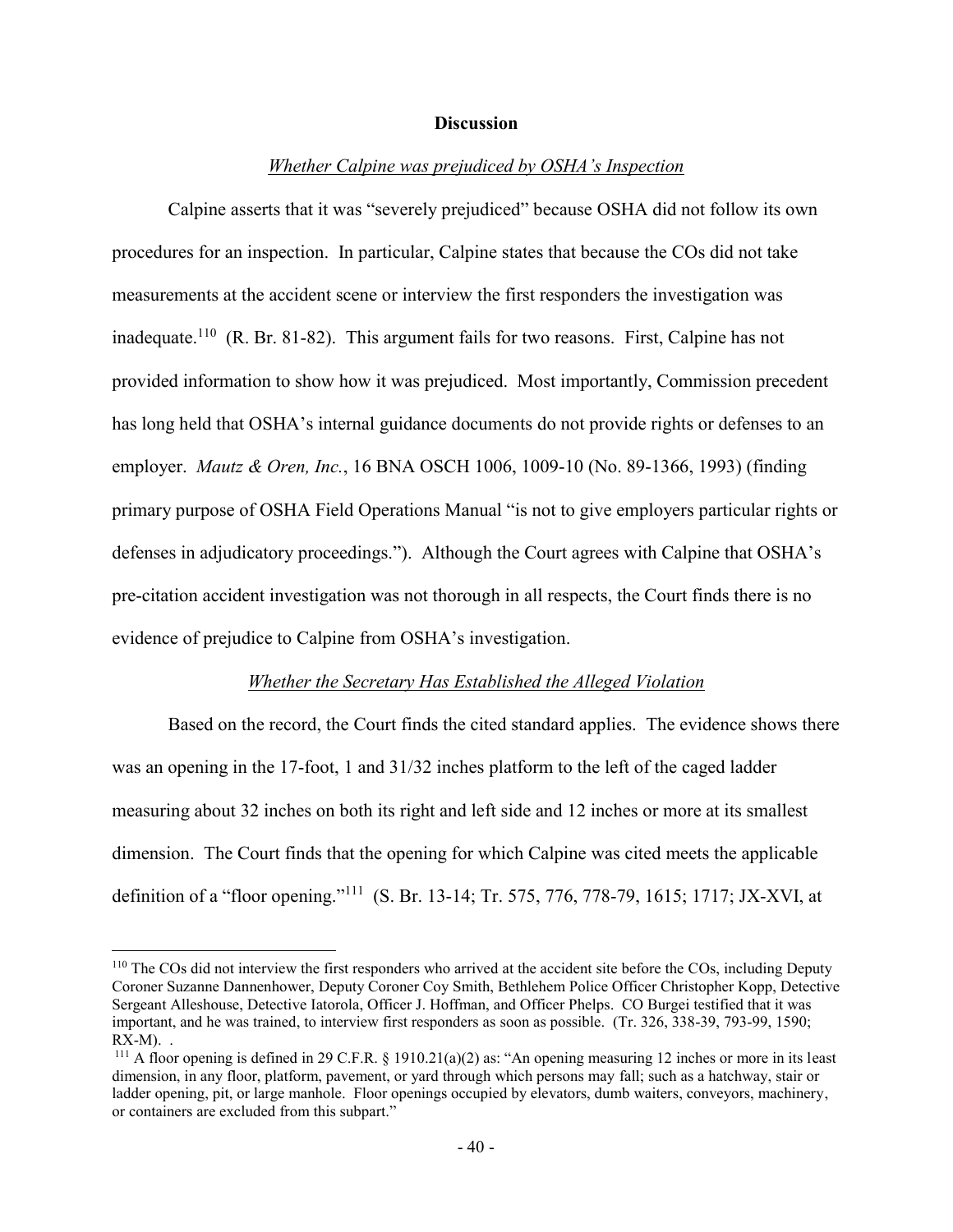**Discussion**

*Whether Calpine was prejudiced by OSHA's Inspection*

Calpine asserts that it was "severely prejudiced" because OSHA did not follow its own procedures for an inspection. In particular, Calpine states that because the COs did not take measurements at the accident scene or interview the first responders the investigation was inadequate.[110] (R. Br. 81-82). This argument fails for two reasons. First, Calpine has not provided information to show how it was prejudiced. Most importantly, Commission precedent has long held that OSHA's internal guidance documents do not provide rights or defenses to an employer. *Mautz & Oren, Inc.*, 16 BNA OSCH 1006, 1009-10 (No. 89-1366, 1993) (finding primary purpose of OSHA Field Operations Manual "is not to give employers particular rights or defenses in adjudicatory proceedings."). Although the Court agrees with Calpine that OSHA's pre-citation accident investigation was not thorough in all respects, the Court finds there is no evidence of prejudice to Calpine from OSHA's investigation.

*Whether the Secretary Has Established the Alleged Violation*

Based on the record, the Court finds the cited standard applies. The evidence shows there was an opening in the 17-foot, 1 and 31/32 inches platform to the left of the caged ladder measuring about 32 inches on both its right and left side and 12 inches or more at its smallest dimension. The Court finds that the opening for which Calpine was cited meets the applicable definition of a "floor opening."[111] (S. Br. 13-14; Tr. 575, 776, 778-79, 1615; 1717; JX-XVI, at

---

[110] The COs did not interview the first responders who arrived at the accident site before the COs, including Deputy Coroner Suzanne Dannenhower, Deputy Coroner Coy Smith, Bethlehem Police Officer Christopher Kopp, Detective Sergeant Alleshouse, Detective Iatorola, Officer J. Hoffman, and Officer Phelps. CO Burgei testified that it was important, and he was trained, to interview first responders as soon as possible. (Tr. 326, 338-39, 793-99, 1590; RX-M). .

[111] A floor opening is defined in 29 C.F.R. § 1910.21(a)(2) as: "An opening measuring 12 inches or more in its least dimension, in any floor, platform, pavement, or yard through which persons may fall; such as a hatchway, stair or ladder opening, pit, or large manhole. Floor openings occupied by elevators, dumb waiters, conveyors, machinery, or containers are excluded from this subpart."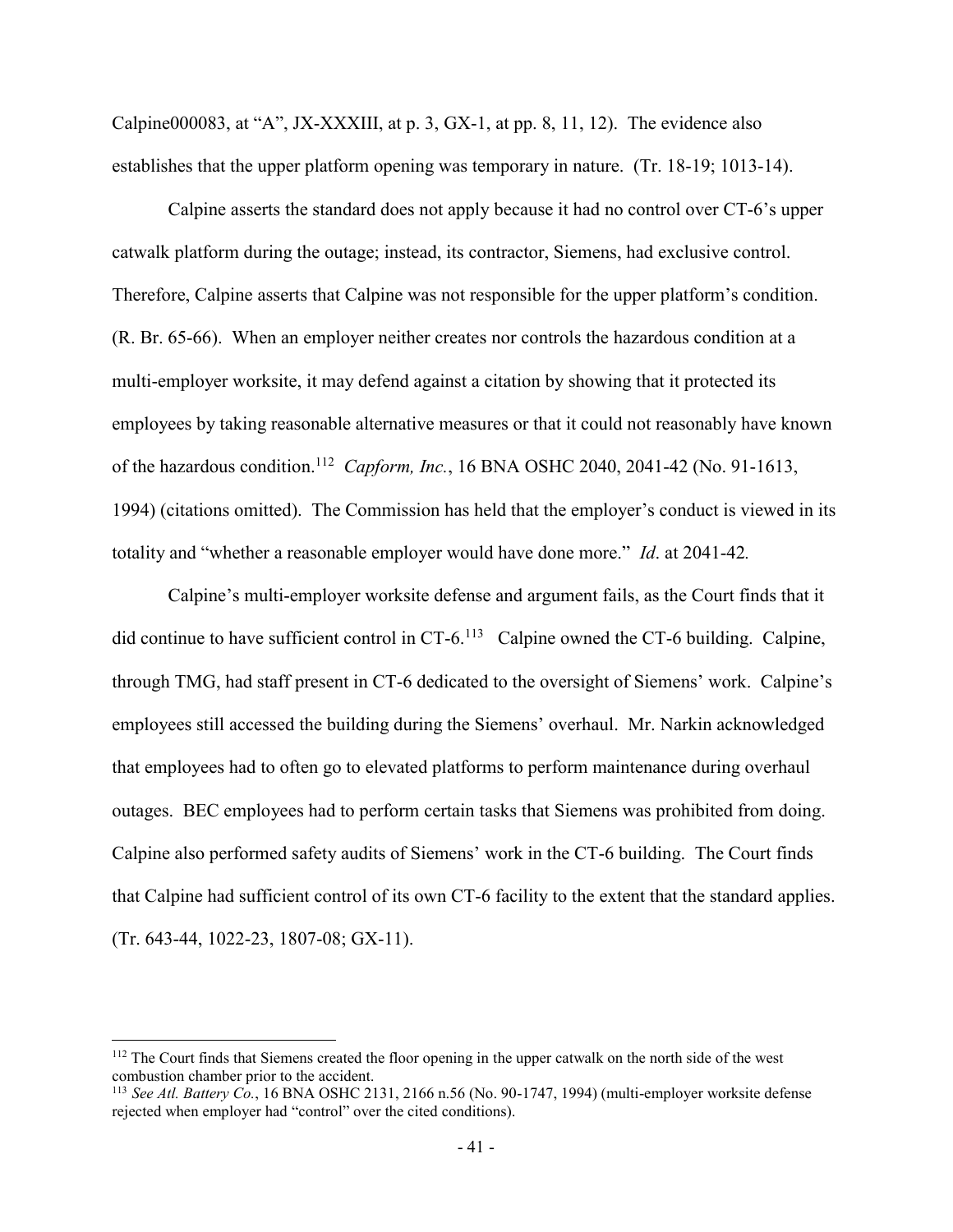Calpine000083, at "A", JX-XXXIII, at p. 3, GX-1, at pp. 8, 11, 12). The evidence also establishes that the upper platform opening was temporary in nature. (Tr. 18-19; 1013-14).

Calpine asserts the standard does not apply because it had no control over CT-6's upper catwalk platform during the outage; instead, its contractor, Siemens, had exclusive control. Therefore, Calpine asserts that Calpine was not responsible for the upper platform's condition. (R. Br. 65-66). When an employer neither creates nor controls the hazardous condition at a multi-employer worksite, it may defend against a citation by showing that it protected its employees by taking reasonable alternative measures or that it could not reasonably have known of the hazardous condition.[112] *Capform, Inc.*, 16 BNA OSHC 2040, 2041-42 (No. 91-1613, 1994) (citations omitted). The Commission has held that the employer's conduct is viewed in its totality and "whether a reasonable employer would have done more." *Id*. at 2041-42*.*

Calpine's multi-employer worksite defense and argument fails, as the Court finds that it did continue to have sufficient control in CT-6.[113] Calpine owned the CT-6 building. Calpine, through TMG, had staff present in CT-6 dedicated to the oversight of Siemens' work. Calpine's employees still accessed the building during the Siemens' overhaul. Mr. Narkin acknowledged that employees had to often go to elevated platforms to perform maintenance during overhaul outages. BEC employees had to perform certain tasks that Siemens was prohibited from doing. Calpine also performed safety audits of Siemens' work in the CT-6 building. The Court finds that Calpine had sufficient control of its own CT-6 facility to the extent that the standard applies. (Tr. 643-44, 1022-23, 1807-08; GX-11).

---

[112] The Court finds that Siemens created the floor opening in the upper catwalk on the north side of the west combustion chamber prior to the accident.

[113] *See Atl. Battery Co.*, 16 BNA OSHC 2131, 2166 n.56 (No. 90-1747, 1994) (multi-employer worksite defense rejected when employer had "control" over the cited conditions).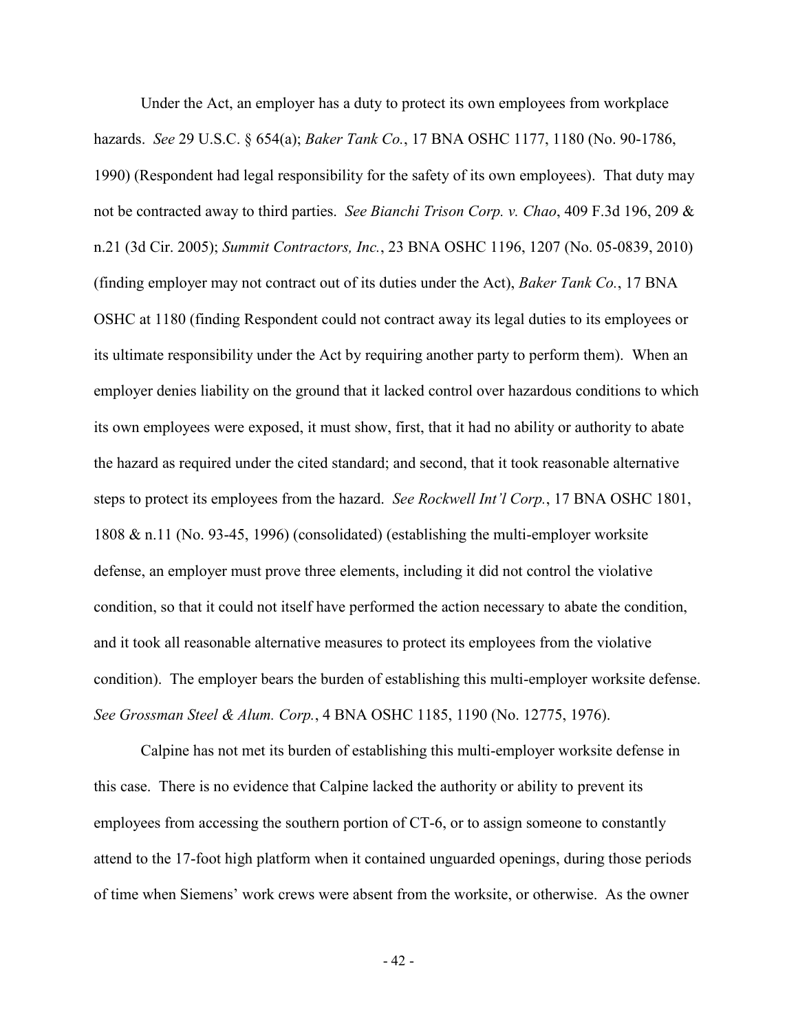Under the Act, an employer has a duty to protect its own employees from workplace hazards. *See* 29 U.S.C. § 654(a); *Baker Tank Co.*, 17 BNA OSHC 1177, 1180 (No. 90-1786, 1990) (Respondent had legal responsibility for the safety of its own employees). That duty may not be contracted away to third parties. *See Bianchi Trison Corp. v. Chao*, 409 F.3d 196, 209 & n.21 (3d Cir. 2005); *Summit Contractors, Inc.*, 23 BNA OSHC 1196, 1207 (No. 05-0839, 2010) (finding employer may not contract out of its duties under the Act), *Baker Tank Co.*, 17 BNA OSHC at 1180 (finding Respondent could not contract away its legal duties to its employees or its ultimate responsibility under the Act by requiring another party to perform them). When an employer denies liability on the ground that it lacked control over hazardous conditions to which its own employees were exposed, it must show, first, that it had no ability or authority to abate the hazard as required under the cited standard; and second, that it took reasonable alternative steps to protect its employees from the hazard. *See Rockwell Int'l Corp.*, 17 BNA OSHC 1801, 1808 & n.11 (No. 93-45, 1996) (consolidated) (establishing the multi-employer worksite defense, an employer must prove three elements, including it did not control the violative condition, so that it could not itself have performed the action necessary to abate the condition, and it took all reasonable alternative measures to protect its employees from the violative condition). The employer bears the burden of establishing this multi-employer worksite defense. *See Grossman Steel & Alum. Corp.*, 4 BNA OSHC 1185, 1190 (No. 12775, 1976).

Calpine has not met its burden of establishing this multi-employer worksite defense in this case. There is no evidence that Calpine lacked the authority or ability to prevent its employees from accessing the southern portion of CT-6, or to assign someone to constantly attend to the 17-foot high platform when it contained unguarded openings, during those periods of time when Siemens' work crews were absent from the worksite, or otherwise. As the owner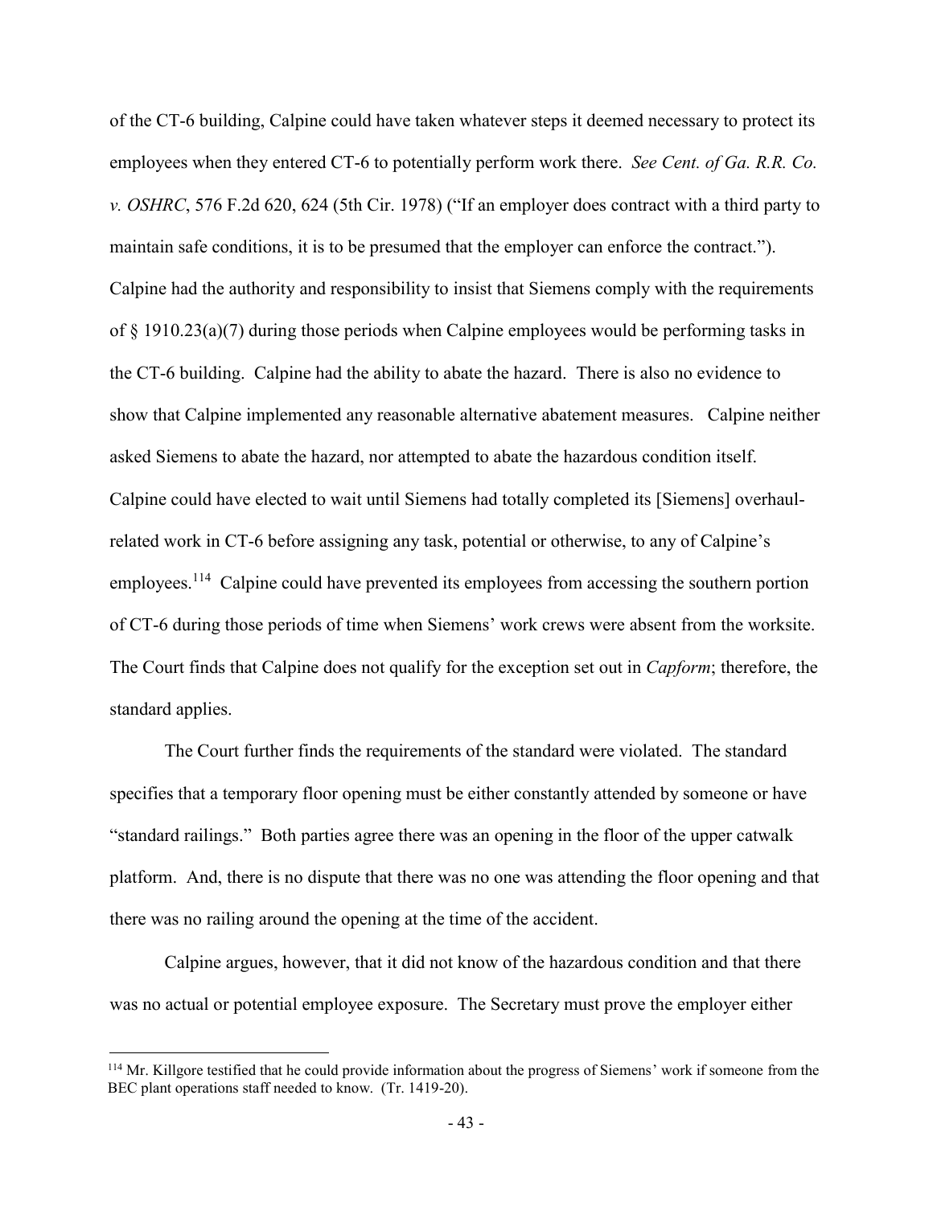of the CT-6 building, Calpine could have taken whatever steps it deemed necessary to protect its employees when they entered CT-6 to potentially perform work there. *See Cent. of Ga. R.R. Co. v. OSHRC*, 576 F.2d 620, 624 (5th Cir. 1978) ("If an employer does contract with a third party to maintain safe conditions, it is to be presumed that the employer can enforce the contract."). Calpine had the authority and responsibility to insist that Siemens comply with the requirements of § 1910.23(a)(7) during those periods when Calpine employees would be performing tasks in the CT-6 building. Calpine had the ability to abate the hazard. There is also no evidence to show that Calpine implemented any reasonable alternative abatement measures. Calpine neither asked Siemens to abate the hazard, nor attempted to abate the hazardous condition itself. Calpine could have elected to wait until Siemens had totally completed its [Siemens] overhaul-related work in CT-6 before assigning any task, potential or otherwise, to any of Calpine's employees.[114] Calpine could have prevented its employees from accessing the southern portion of CT-6 during those periods of time when Siemens' work crews were absent from the worksite. The Court finds that Calpine does not qualify for the exception set out in *Capform*; therefore, the standard applies.

The Court further finds the requirements of the standard were violated. The standard specifies that a temporary floor opening must be either constantly attended by someone or have "standard railings." Both parties agree there was an opening in the floor of the upper catwalk platform. And, there is no dispute that there was no one was attending the floor opening and that there was no railing around the opening at the time of the accident.

Calpine argues, however, that it did not know of the hazardous condition and that there was no actual or potential employee exposure. The Secretary must prove the employer either

[114] Mr. Killgore testified that he could provide information about the progress of Siemens' work if someone from the BEC plant operations staff needed to know. (Tr. 1419-20).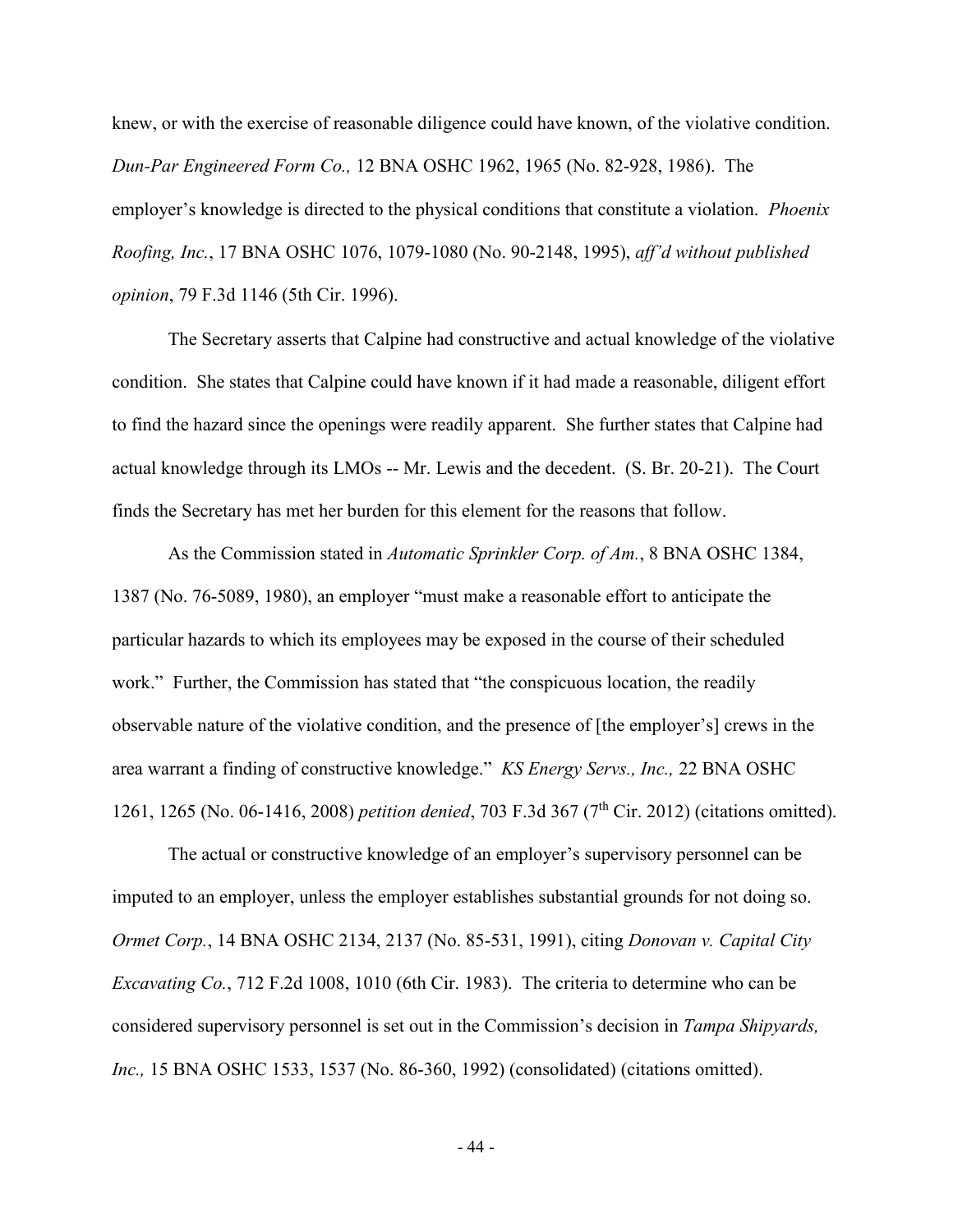knew, or with the exercise of reasonable diligence could have known, of the violative condition. *Dun-Par Engineered Form Co.,* 12 BNA OSHC 1962, 1965 (No. 82-928, 1986). The employer's knowledge is directed to the physical conditions that constitute a violation. *Phoenix Roofing, Inc.*, 17 BNA OSHC 1076, 1079-1080 (No. 90-2148, 1995), *aff'd without published opinion*, 79 F.3d 1146 (5th Cir. 1996).

The Secretary asserts that Calpine had constructive and actual knowledge of the violative condition. She states that Calpine could have known if it had made a reasonable, diligent effort to find the hazard since the openings were readily apparent. She further states that Calpine had actual knowledge through its LMOs -- Mr. Lewis and the decedent. (S. Br. 20-21). The Court finds the Secretary has met her burden for this element for the reasons that follow.

As the Commission stated in *Automatic Sprinkler Corp. of Am.*, 8 BNA OSHC 1384, 1387 (No. 76-5089, 1980), an employer "must make a reasonable effort to anticipate the particular hazards to which its employees may be exposed in the course of their scheduled work." Further, the Commission has stated that "the conspicuous location, the readily observable nature of the violative condition, and the presence of [the employer's] crews in the area warrant a finding of constructive knowledge." *KS Energy Servs., Inc.,* 22 BNA OSHC 1261, 1265 (No. 06-1416, 2008) *petition denied*, 703 F.3d 367 (7th Cir. 2012) (citations omitted).

The actual or constructive knowledge of an employer's supervisory personnel can be imputed to an employer, unless the employer establishes substantial grounds for not doing so. *Ormet Corp.*, 14 BNA OSHC 2134, 2137 (No. 85-531, 1991), citing *Donovan v. Capital City Excavating Co.*, 712 F.2d 1008, 1010 (6th Cir. 1983). The criteria to determine who can be considered supervisory personnel is set out in the Commission's decision in *Tampa Shipyards, Inc.,* 15 BNA OSHC 1533, 1537 (No. 86-360, 1992) (consolidated) (citations omitted).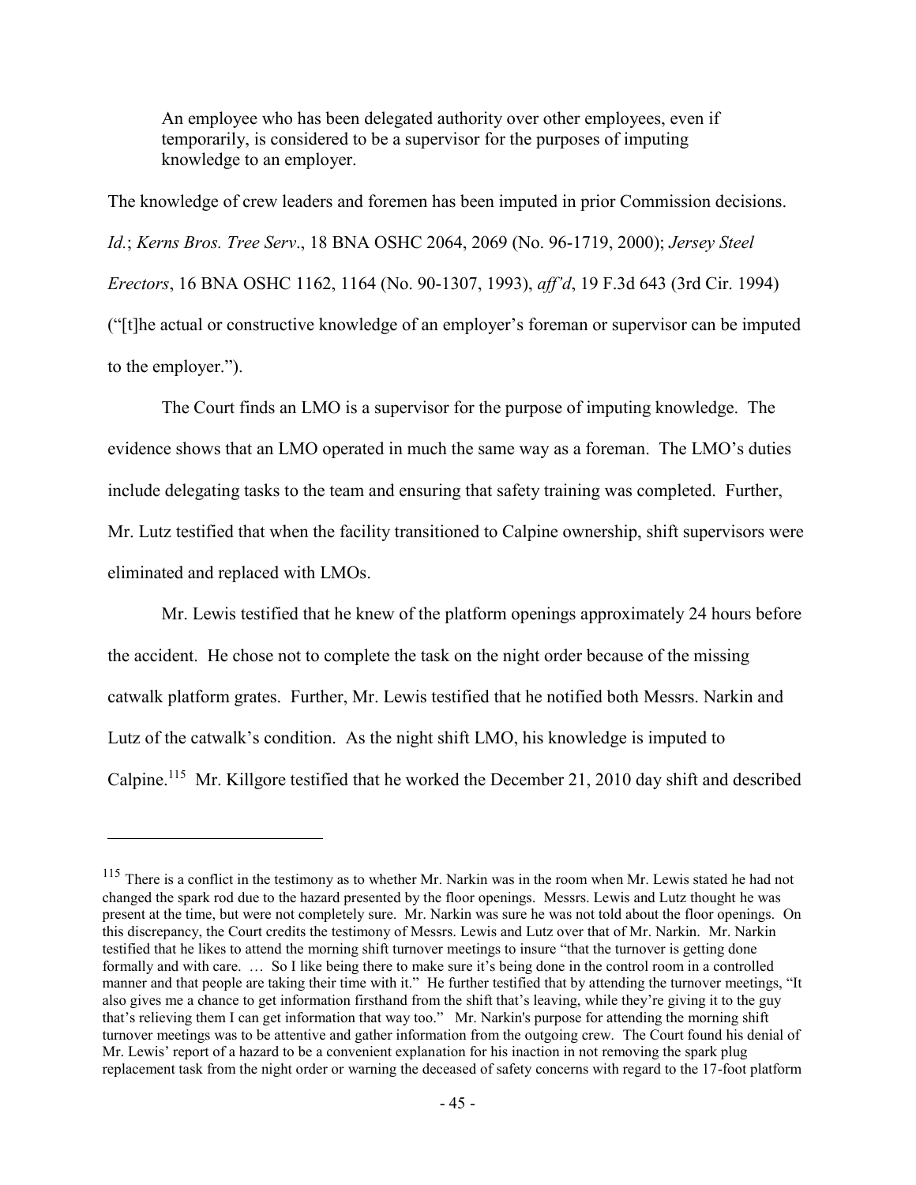> An employee who has been delegated authority over other employees, even if temporarily, is considered to be a supervisor for the purposes of imputing knowledge to an employer.

The knowledge of crew leaders and foremen has been imputed in prior Commission decisions. *Id.*; *Kerns Bros. Tree Serv*., 18 BNA OSHC 2064, 2069 (No. 96-1719, 2000); *Jersey Steel Erectors*, 16 BNA OSHC 1162, 1164 (No. 90-1307, 1993), *aff'd*, 19 F.3d 643 (3rd Cir. 1994) ("[t]he actual or constructive knowledge of an employer's foreman or supervisor can be imputed to the employer.").

The Court finds an LMO is a supervisor for the purpose of imputing knowledge. The evidence shows that an LMO operated in much the same way as a foreman. The LMO's duties include delegating tasks to the team and ensuring that safety training was completed. Further, Mr. Lutz testified that when the facility transitioned to Calpine ownership, shift supervisors were eliminated and replaced with LMOs.

Mr. Lewis testified that he knew of the platform openings approximately 24 hours before the accident. He chose not to complete the task on the night order because of the missing catwalk platform grates. Further, Mr. Lewis testified that he notified both Messrs. Narkin and Lutz of the catwalk's condition. As the night shift LMO, his knowledge is imputed to Calpine.[115] Mr. Killgore testified that he worked the December 21, 2010 day shift and described

---

[115] There is a conflict in the testimony as to whether Mr. Narkin was in the room when Mr. Lewis stated he had not changed the spark rod due to the hazard presented by the floor openings. Messrs. Lewis and Lutz thought he was present at the time, but were not completely sure. Mr. Narkin was sure he was not told about the floor openings. On this discrepancy, the Court credits the testimony of Messrs. Lewis and Lutz over that of Mr. Narkin. Mr. Narkin testified that he likes to attend the morning shift turnover meetings to insure "that the turnover is getting done formally and with care. … So I like being there to make sure it's being done in the control room in a controlled manner and that people are taking their time with it." He further testified that by attending the turnover meetings, "It also gives me a chance to get information firsthand from the shift that's leaving, while they're giving it to the guy that's relieving them I can get information that way too." Mr. Narkin's purpose for attending the morning shift turnover meetings was to be attentive and gather information from the outgoing crew. The Court found his denial of Mr. Lewis' report of a hazard to be a convenient explanation for his inaction in not removing the spark plug replacement task from the night order or warning the deceased of safety concerns with regard to the 17-foot platform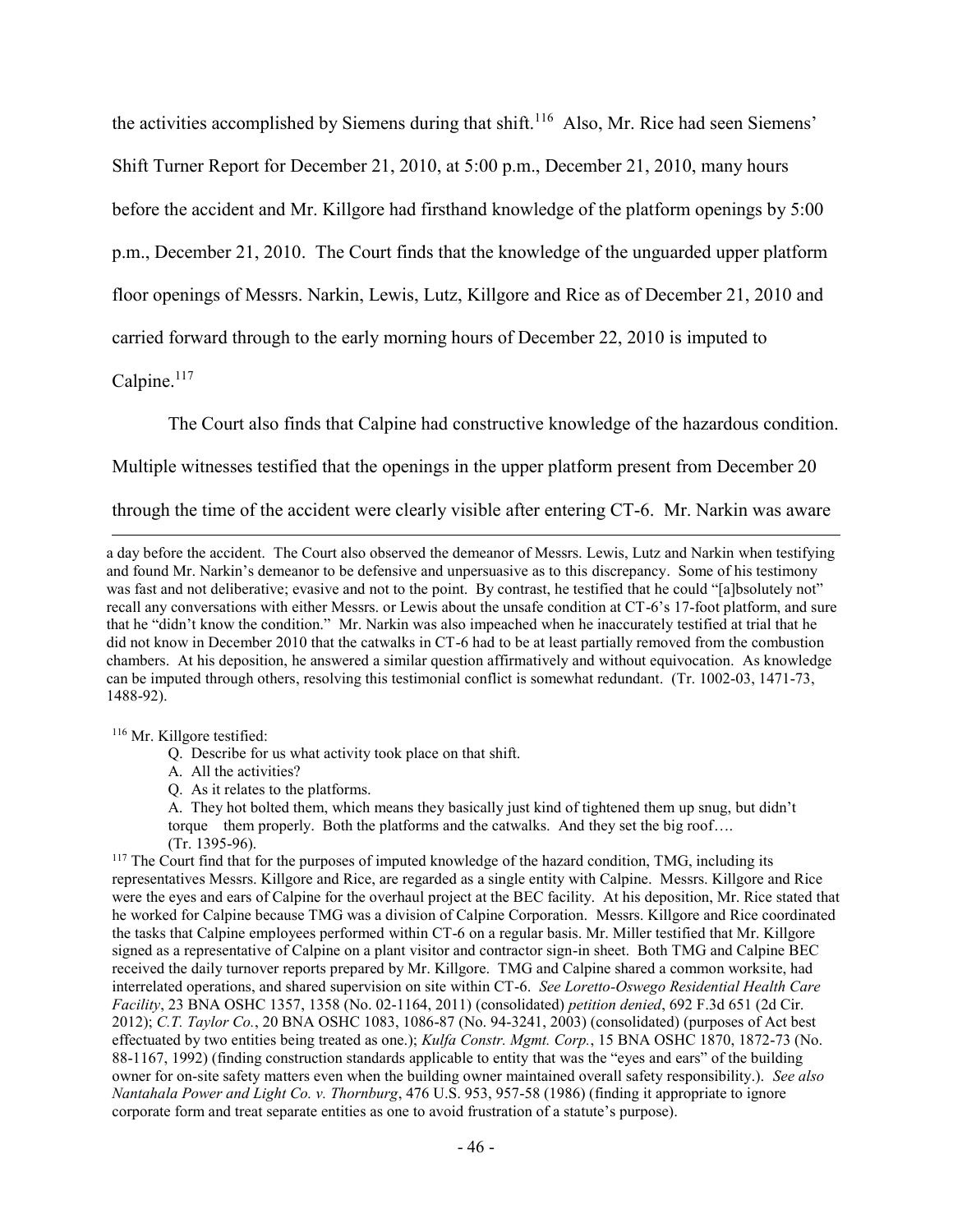the activities accomplished by Siemens during that shift.[116] Also, Mr. Rice had seen Siemens' Shift Turner Report for December 21, 2010, at 5:00 p.m., December 21, 2010, many hours before the accident and Mr. Killgore had firsthand knowledge of the platform openings by 5:00 p.m., December 21, 2010. The Court finds that the knowledge of the unguarded upper platform floor openings of Messrs. Narkin, Lewis, Lutz, Killgore and Rice as of December 21, 2010 and carried forward through to the early morning hours of December 22, 2010 is imputed to Calpine.[117]

The Court also finds that Calpine had constructive knowledge of the hazardous condition. Multiple witnesses testified that the openings in the upper platform present from December 20 through the time of the accident were clearly visible after entering CT-6. Mr. Narkin was aware

---

a day before the accident. The Court also observed the demeanor of Messrs. Lewis, Lutz and Narkin when testifying and found Mr. Narkin's demeanor to be defensive and unpersuasive as to this discrepancy. Some of his testimony was fast and not deliberative; evasive and not to the point. By contrast, he testified that he could "[a]bsolutely not" recall any conversations with either Messrs. or Lewis about the unsafe condition at CT-6's 17-foot platform, and sure that he "didn't know the condition." Mr. Narkin was also impeached when he inaccurately testified at trial that he did not know in December 2010 that the catwalks in CT-6 had to be at least partially removed from the combustion chambers. At his deposition, he answered a similar question affirmatively and without equivocation. As knowledge can be imputed through others, resolving this testimonial conflict is somewhat redundant. (Tr. 1002-03, 1471-73, 1488-92).

[116] Mr. Killgore testified:

> Q. Describe for us what activity took place on that shift.
>
> A. All the activities?
>
> Q. As it relates to the platforms.
>
> A. They hot bolted them, which means they basically just kind of tightened them up snug, but didn't torque them properly. Both the platforms and the catwalks. And they set the big roof….
>
> (Tr. 1395-96).

[117] The Court find that for the purposes of imputed knowledge of the hazard condition, TMG, including its representatives Messrs. Killgore and Rice, are regarded as a single entity with Calpine. Messrs. Killgore and Rice were the eyes and ears of Calpine for the overhaul project at the BEC facility. At his deposition, Mr. Rice stated that he worked for Calpine because TMG was a division of Calpine Corporation. Messrs. Killgore and Rice coordinated the tasks that Calpine employees performed within CT-6 on a regular basis. Mr. Miller testified that Mr. Killgore signed as a representative of Calpine on a plant visitor and contractor sign-in sheet. Both TMG and Calpine BEC received the daily turnover reports prepared by Mr. Killgore. TMG and Calpine shared a common worksite, had interrelated operations, and shared supervision on site within CT-6. *See Loretto-Oswego Residential Health Care Facility*, 23 BNA OSHC 1357, 1358 (No. 02-1164, 2011) (consolidated) *petition denied*, 692 F.3d 651 (2d Cir. 2012); *C.T. Taylor Co.*, 20 BNA OSHC 1083, 1086-87 (No. 94-3241, 2003) (consolidated) (purposes of Act best effectuated by two entities being treated as one.); *Kulfa Constr. Mgmt. Corp.*, 15 BNA OSHC 1870, 1872-73 (No. 88-1167, 1992) (finding construction standards applicable to entity that was the "eyes and ears" of the building owner for on-site safety matters even when the building owner maintained overall safety responsibility.). *See also Nantahala Power and Light Co. v. Thornburg*, 476 U.S. 953, 957-58 (1986) (finding it appropriate to ignore corporate form and treat separate entities as one to avoid frustration of a statute's purpose).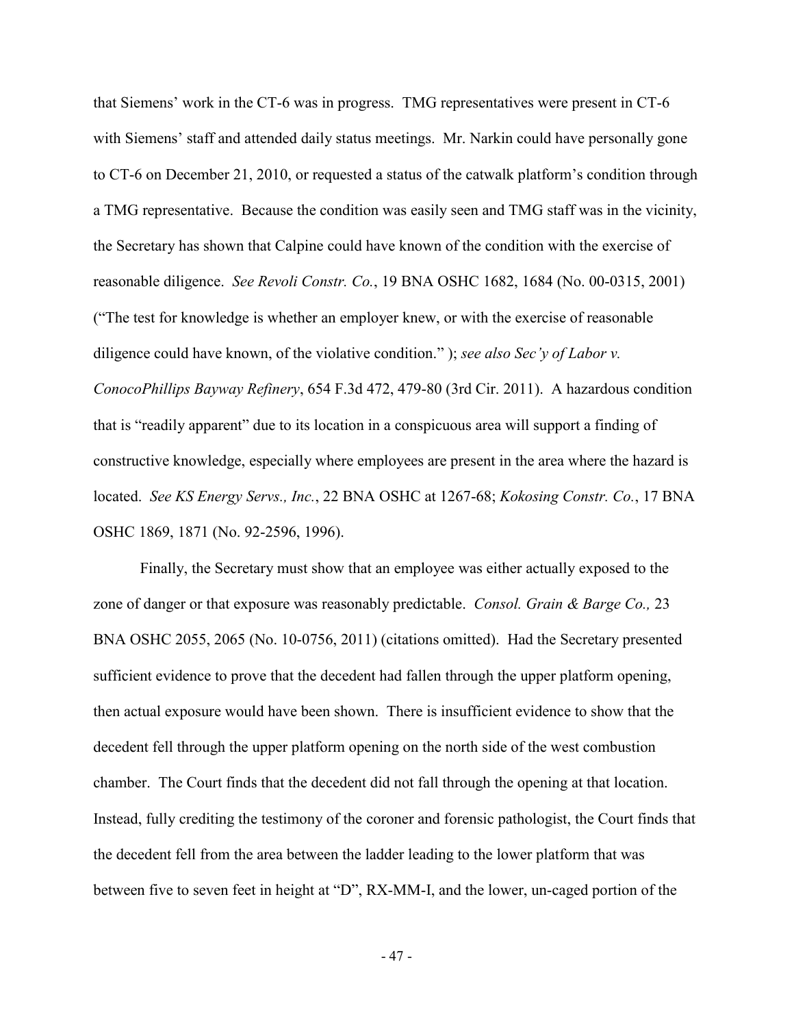that Siemens' work in the CT-6 was in progress. TMG representatives were present in CT-6 with Siemens' staff and attended daily status meetings. Mr. Narkin could have personally gone to CT-6 on December 21, 2010, or requested a status of the catwalk platform's condition through a TMG representative. Because the condition was easily seen and TMG staff was in the vicinity, the Secretary has shown that Calpine could have known of the condition with the exercise of reasonable diligence. *See Revoli Constr. Co.*, 19 BNA OSHC 1682, 1684 (No. 00-0315, 2001) ("The test for knowledge is whether an employer knew, or with the exercise of reasonable diligence could have known, of the violative condition." ); *see also Sec'y of Labor v. ConocoPhillips Bayway Refinery*, 654 F.3d 472, 479-80 (3rd Cir. 2011). A hazardous condition that is "readily apparent" due to its location in a conspicuous area will support a finding of constructive knowledge, especially where employees are present in the area where the hazard is located. *See KS Energy Servs., Inc.*, 22 BNA OSHC at 1267-68; *Kokosing Constr. Co.*, 17 BNA OSHC 1869, 1871 (No. 92-2596, 1996).

Finally, the Secretary must show that an employee was either actually exposed to the zone of danger or that exposure was reasonably predictable. *Consol. Grain & Barge Co.,* 23 BNA OSHC 2055, 2065 (No. 10-0756, 2011) (citations omitted). Had the Secretary presented sufficient evidence to prove that the decedent had fallen through the upper platform opening, then actual exposure would have been shown. There is insufficient evidence to show that the decedent fell through the upper platform opening on the north side of the west combustion chamber. The Court finds that the decedent did not fall through the opening at that location. Instead, fully crediting the testimony of the coroner and forensic pathologist, the Court finds that the decedent fell from the area between the ladder leading to the lower platform that was between five to seven feet in height at "D", RX-MM-I, and the lower, un-caged portion of the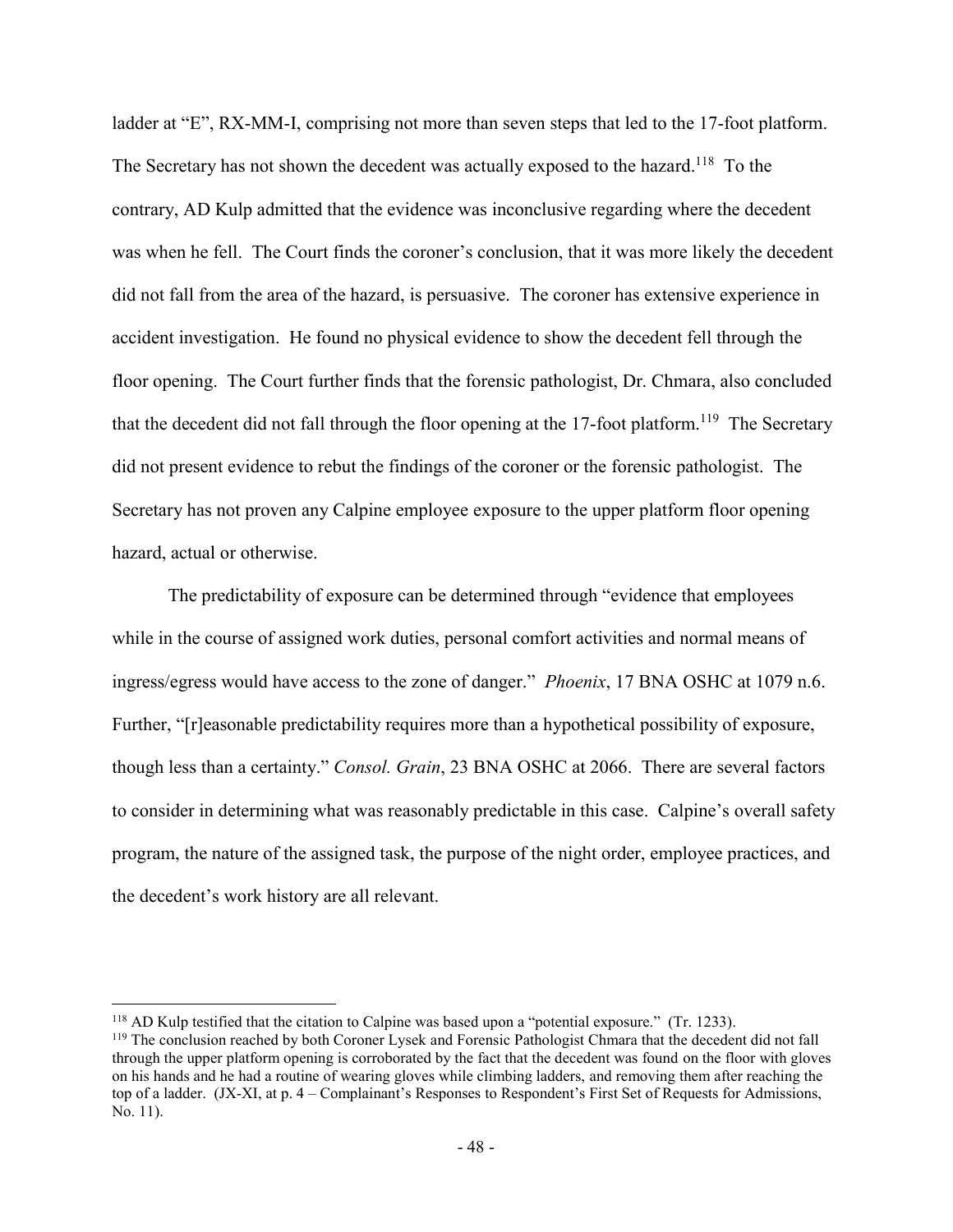ladder at "E", RX-MM-I, comprising not more than seven steps that led to the 17-foot platform. The Secretary has not shown the decedent was actually exposed to the hazard.[118] To the contrary, AD Kulp admitted that the evidence was inconclusive regarding where the decedent was when he fell. The Court finds the coroner's conclusion, that it was more likely the decedent did not fall from the area of the hazard, is persuasive. The coroner has extensive experience in accident investigation. He found no physical evidence to show the decedent fell through the floor opening. The Court further finds that the forensic pathologist, Dr. Chmara, also concluded that the decedent did not fall through the floor opening at the 17-foot platform.[119] The Secretary did not present evidence to rebut the findings of the coroner or the forensic pathologist. The Secretary has not proven any Calpine employee exposure to the upper platform floor opening hazard, actual or otherwise.

The predictability of exposure can be determined through "evidence that employees while in the course of assigned work duties, personal comfort activities and normal means of ingress/egress would have access to the zone of danger." *Phoenix*, 17 BNA OSHC at 1079 n.6. Further, "[r]easonable predictability requires more than a hypothetical possibility of exposure, though less than a certainty." *Consol. Grain*, 23 BNA OSHC at 2066. There are several factors to consider in determining what was reasonably predictable in this case. Calpine's overall safety program, the nature of the assigned task, the purpose of the night order, employee practices, and the decedent's work history are all relevant.

---

[118] AD Kulp testified that the citation to Calpine was based upon a "potential exposure." (Tr. 1233).

[119] The conclusion reached by both Coroner Lysek and Forensic Pathologist Chmara that the decedent did not fall through the upper platform opening is corroborated by the fact that the decedent was found on the floor with gloves on his hands and he had a routine of wearing gloves while climbing ladders, and removing them after reaching the top of a ladder. (JX-XI, at p. 4 – Complainant's Responses to Respondent's First Set of Requests for Admissions, No. 11).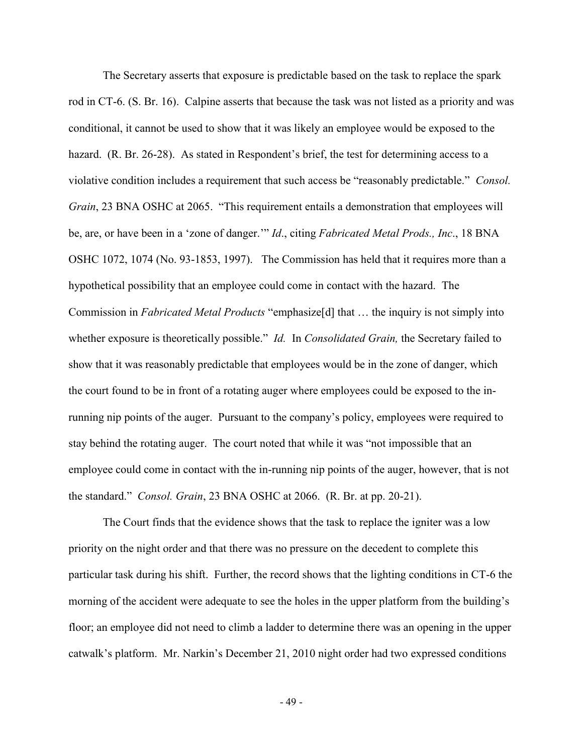The Secretary asserts that exposure is predictable based on the task to replace the spark rod in CT-6. (S. Br. 16). Calpine asserts that because the task was not listed as a priority and was conditional, it cannot be used to show that it was likely an employee would be exposed to the hazard. (R. Br. 26-28). As stated in Respondent's brief, the test for determining access to a violative condition includes a requirement that such access be "reasonably predictable." *Consol. Grain*, 23 BNA OSHC at 2065. "This requirement entails a demonstration that employees will be, are, or have been in a 'zone of danger.'" *Id*., citing *Fabricated Metal Prods., Inc*., 18 BNA OSHC 1072, 1074 (No. 93-1853, 1997). The Commission has held that it requires more than a hypothetical possibility that an employee could come in contact with the hazard. The Commission in *Fabricated Metal Products* "emphasize[d] that … the inquiry is not simply into whether exposure is theoretically possible." *Id.* In *Consolidated Grain,* the Secretary failed to show that it was reasonably predictable that employees would be in the zone of danger, which the court found to be in front of a rotating auger where employees could be exposed to the in-running nip points of the auger. Pursuant to the company's policy, employees were required to stay behind the rotating auger. The court noted that while it was "not impossible that an employee could come in contact with the in-running nip points of the auger, however, that is not the standard." *Consol. Grain*, 23 BNA OSHC at 2066. (R. Br. at pp. 20-21).

The Court finds that the evidence shows that the task to replace the igniter was a low priority on the night order and that there was no pressure on the decedent to complete this particular task during his shift. Further, the record shows that the lighting conditions in CT-6 the morning of the accident were adequate to see the holes in the upper platform from the building's floor; an employee did not need to climb a ladder to determine there was an opening in the upper catwalk's platform. Mr. Narkin's December 21, 2010 night order had two expressed conditions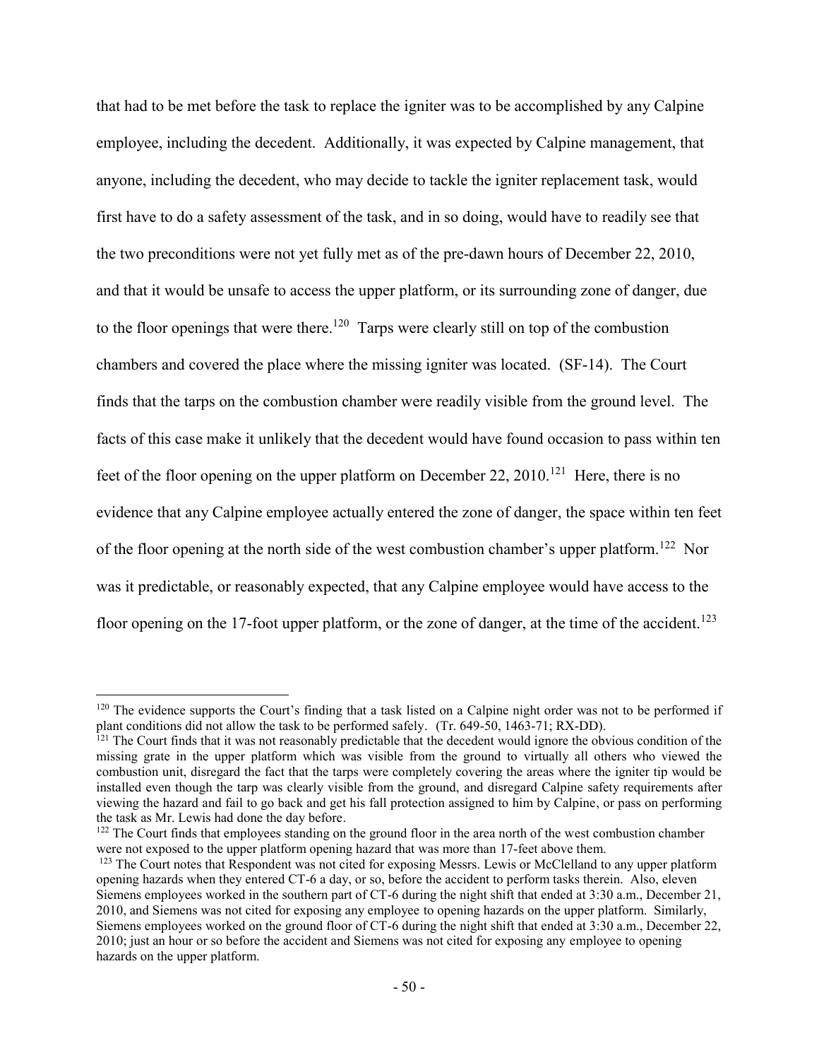that had to be met before the task to replace the igniter was to be accomplished by any Calpine employee, including the decedent. Additionally, it was expected by Calpine management, that anyone, including the decedent, who may decide to tackle the igniter replacement task, would first have to do a safety assessment of the task, and in so doing, would have to readily see that the two preconditions were not yet fully met as of the pre-dawn hours of December 22, 2010, and that it would be unsafe to access the upper platform, or its surrounding zone of danger, due to the floor openings that were there.[120] Tarps were clearly still on top of the combustion chambers and covered the place where the missing igniter was located. (SF-14). The Court finds that the tarps on the combustion chamber were readily visible from the ground level. The facts of this case make it unlikely that the decedent would have found occasion to pass within ten feet of the floor opening on the upper platform on December 22, 2010.[121] Here, there is no evidence that any Calpine employee actually entered the zone of danger, the space within ten feet of the floor opening at the north side of the west combustion chamber's upper platform.[122] Nor was it predictable, or reasonably expected, that any Calpine employee would have access to the floor opening on the 17-foot upper platform, or the zone of danger, at the time of the accident.[123]

---

[120] The evidence supports the Court's finding that a task listed on a Calpine night order was not to be performed if plant conditions did not allow the task to be performed safely. (Tr. 649-50, 1463-71; RX-DD).

[121] The Court finds that it was not reasonably predictable that the decedent would ignore the obvious condition of the missing grate in the upper platform which was visible from the ground to virtually all others who viewed the combustion unit, disregard the fact that the tarps were completely covering the areas where the igniter tip would be installed even though the tarp was clearly visible from the ground, and disregard Calpine safety requirements after viewing the hazard and fail to go back and get his fall protection assigned to him by Calpine, or pass on performing the task as Mr. Lewis had done the day before.

[122] The Court finds that employees standing on the ground floor in the area north of the west combustion chamber were not exposed to the upper platform opening hazard that was more than 17-feet above them.

[123] The Court notes that Respondent was not cited for exposing Messrs. Lewis or McClelland to any upper platform opening hazards when they entered CT-6 a day, or so, before the accident to perform tasks therein. Also, eleven Siemens employees worked in the southern part of CT-6 during the night shift that ended at 3:30 a.m., December 21, 2010, and Siemens was not cited for exposing any employee to opening hazards on the upper platform. Similarly, Siemens employees worked on the ground floor of CT-6 during the night shift that ended at 3:30 a.m., December 22, 2010; just an hour or so before the accident and Siemens was not cited for exposing any employee to opening hazards on the upper platform.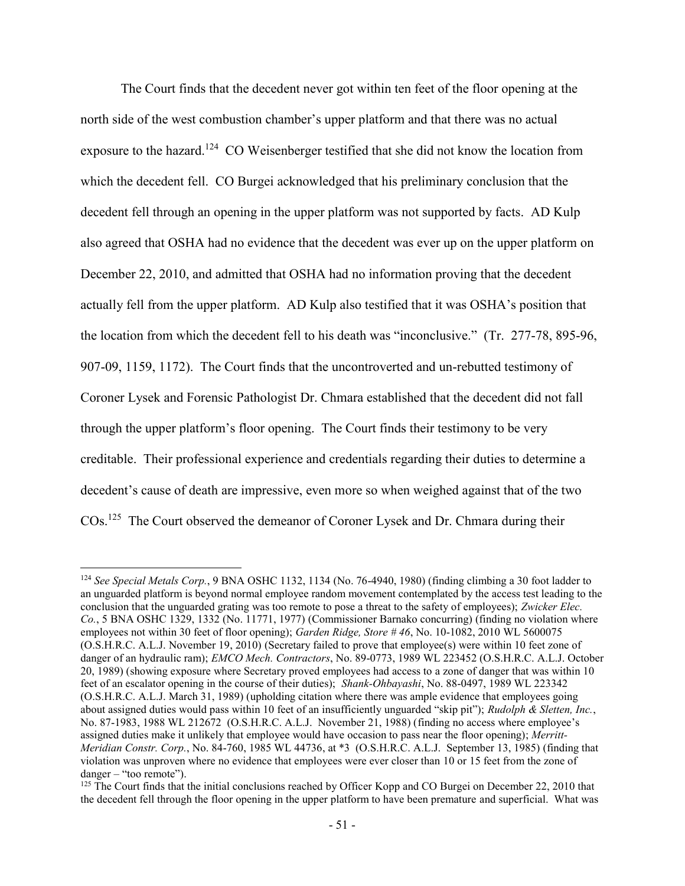The Court finds that the decedent never got within ten feet of the floor opening at the north side of the west combustion chamber's upper platform and that there was no actual exposure to the hazard.[124] CO Weisenberger testified that she did not know the location from which the decedent fell. CO Burgei acknowledged that his preliminary conclusion that the decedent fell through an opening in the upper platform was not supported by facts. AD Kulp also agreed that OSHA had no evidence that the decedent was ever up on the upper platform on December 22, 2010, and admitted that OSHA had no information proving that the decedent actually fell from the upper platform. AD Kulp also testified that it was OSHA's position that the location from which the decedent fell to his death was "inconclusive." (Tr. 277-78, 895-96, 907-09, 1159, 1172). The Court finds that the uncontroverted and un-rebutted testimony of Coroner Lysek and Forensic Pathologist Dr. Chmara established that the decedent did not fall through the upper platform's floor opening. The Court finds their testimony to be very creditable. Their professional experience and credentials regarding their duties to determine a decedent's cause of death are impressive, even more so when weighed against that of the two COs.[125] The Court observed the demeanor of Coroner Lysek and Dr. Chmara during their

---

[124] *See Special Metals Corp.*, 9 BNA OSHC 1132, 1134 (No. 76-4940, 1980) (finding climbing a 30 foot ladder to an unguarded platform is beyond normal employee random movement contemplated by the access test leading to the conclusion that the unguarded grating was too remote to pose a threat to the safety of employees); *Zwicker Elec. Co.*, 5 BNA OSHC 1329, 1332 (No. 11771, 1977) (Commissioner Barnako concurring) (finding no violation where employees not within 30 feet of floor opening); *Garden Ridge, Store # 46*, No. 10-1082, 2010 WL 5600075 (O.S.H.R.C. A.L.J. November 19, 2010) (Secretary failed to prove that employee(s) were within 10 feet zone of danger of an hydraulic ram); *EMCO Mech. Contractors*, No. 89-0773, 1989 WL 223452 (O.S.H.R.C. A.L.J. October 20, 1989) (showing exposure where Secretary proved employees had access to a zone of danger that was within 10 feet of an escalator opening in the course of their duties); *Shank-Ohbayashi*, No. 88-0497, 1989 WL 223342 (O.S.H.R.C. A.L.J. March 31, 1989) (upholding citation where there was ample evidence that employees going about assigned duties would pass within 10 feet of an insufficiently unguarded "skip pit"); *Rudolph & Sletten, Inc.*, No. 87-1983, 1988 WL 212672 (O.S.H.R.C. A.L.J. November 21, 1988) (finding no access where employee's assigned duties make it unlikely that employee would have occasion to pass near the floor opening); *Merritt-Meridian Constr. Corp.*, No. 84-760, 1985 WL 44736, at *3 (O.S.H.R.C. A.L.J. September 13, 1985) (finding that violation was unproven where no evidence that employees were ever closer than 10 or 15 feet from the zone of danger – "too remote").

[125] The Court finds that the initial conclusions reached by Officer Kopp and CO Burgei on December 22, 2010 that the decedent fell through the floor opening in the upper platform to have been premature and superficial. What was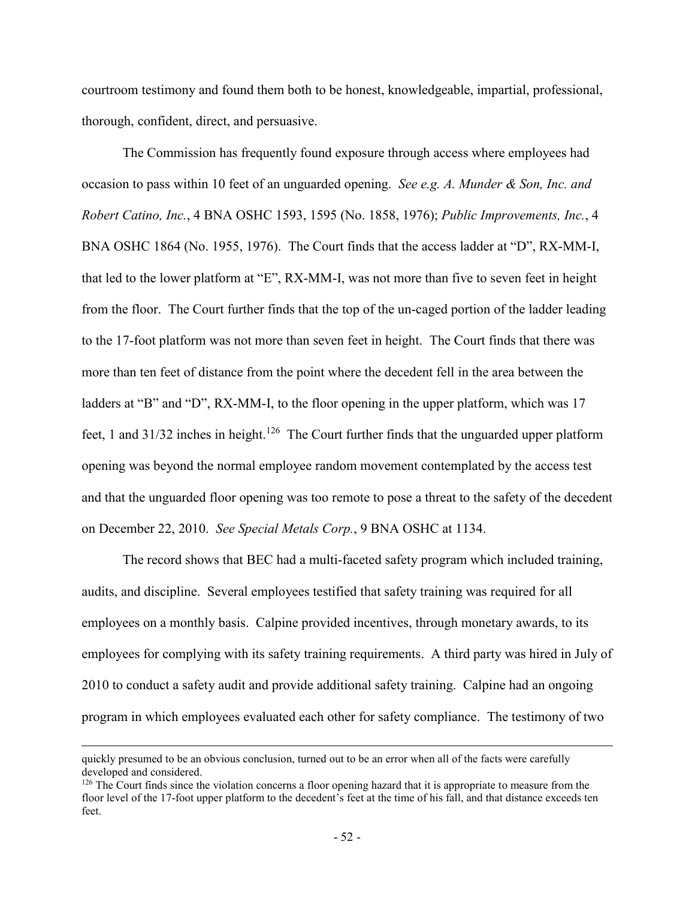courtroom testimony and found them both to be honest, knowledgeable, impartial, professional, thorough, confident, direct, and persuasive.

The Commission has frequently found exposure through access where employees had occasion to pass within 10 feet of an unguarded opening. *See e.g. A. Munder & Son, Inc. and Robert Catino, Inc.*, 4 BNA OSHC 1593, 1595 (No. 1858, 1976); *Public Improvements, Inc.*, 4 BNA OSHC 1864 (No. 1955, 1976). The Court finds that the access ladder at "D", RX-MM-I, that led to the lower platform at "E", RX-MM-I, was not more than five to seven feet in height from the floor. The Court further finds that the top of the un-caged portion of the ladder leading to the 17-foot platform was not more than seven feet in height. The Court finds that there was more than ten feet of distance from the point where the decedent fell in the area between the ladders at "B" and "D", RX-MM-I, to the floor opening in the upper platform, which was 17 feet, 1 and 31/32 inches in height.[126] The Court further finds that the unguarded upper platform opening was beyond the normal employee random movement contemplated by the access test and that the unguarded floor opening was too remote to pose a threat to the safety of the decedent on December 22, 2010. *See Special Metals Corp.*, 9 BNA OSHC at 1134.

The record shows that BEC had a multi-faceted safety program which included training, audits, and discipline. Several employees testified that safety training was required for all employees on a monthly basis. Calpine provided incentives, through monetary awards, to its employees for complying with its safety training requirements. A third party was hired in July of 2010 to conduct a safety audit and provide additional safety training. Calpine had an ongoing program in which employees evaluated each other for safety compliance. The testimony of two

---

quickly presumed to be an obvious conclusion, turned out to be an error when all of the facts were carefully developed and considered.

[126] The Court finds since the violation concerns a floor opening hazard that it is appropriate to measure from the floor level of the 17-foot upper platform to the decedent's feet at the time of his fall, and that distance exceeds ten feet.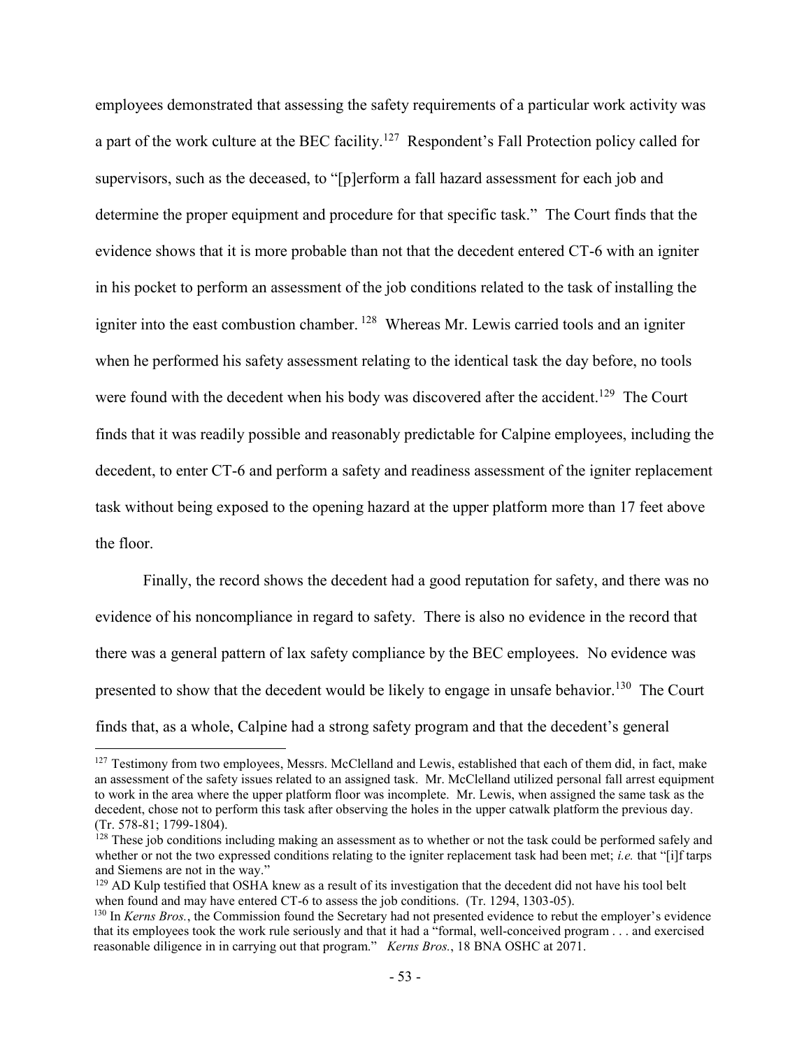employees demonstrated that assessing the safety requirements of a particular work activity was a part of the work culture at the BEC facility.[127] Respondent's Fall Protection policy called for supervisors, such as the deceased, to "[p]erform a fall hazard assessment for each job and determine the proper equipment and procedure for that specific task." The Court finds that the evidence shows that it is more probable than not that the decedent entered CT-6 with an igniter in his pocket to perform an assessment of the job conditions related to the task of installing the igniter into the east combustion chamber.[128] Whereas Mr. Lewis carried tools and an igniter when he performed his safety assessment relating to the identical task the day before, no tools were found with the decedent when his body was discovered after the accident.[129] The Court finds that it was readily possible and reasonably predictable for Calpine employees, including the decedent, to enter CT-6 and perform a safety and readiness assessment of the igniter replacement task without being exposed to the opening hazard at the upper platform more than 17 feet above the floor.

Finally, the record shows the decedent had a good reputation for safety, and there was no evidence of his noncompliance in regard to safety. There is also no evidence in the record that there was a general pattern of lax safety compliance by the BEC employees. No evidence was presented to show that the decedent would be likely to engage in unsafe behavior.[130] The Court finds that, as a whole, Calpine had a strong safety program and that the decedent's general

---

[127] Testimony from two employees, Messrs. McClelland and Lewis, established that each of them did, in fact, make an assessment of the safety issues related to an assigned task. Mr. McClelland utilized personal fall arrest equipment to work in the area where the upper platform floor was incomplete. Mr. Lewis, when assigned the same task as the decedent, chose not to perform this task after observing the holes in the upper catwalk platform the previous day. (Tr. 578-81; 1799-1804).

[128] These job conditions including making an assessment as to whether or not the task could be performed safely and whether or not the two expressed conditions relating to the igniter replacement task had been met; *i.e.* that "[i]f tarps and Siemens are not in the way."

[129] AD Kulp testified that OSHA knew as a result of its investigation that the decedent did not have his tool belt when found and may have entered CT-6 to assess the job conditions. (Tr. 1294, 1303-05).

[130] In *Kerns Bros.*, the Commission found the Secretary had not presented evidence to rebut the employer's evidence that its employees took the work rule seriously and that it had a "formal, well-conceived program . . . and exercised reasonable diligence in in carrying out that program." *Kerns Bros.*, 18 BNA OSHC at 2071.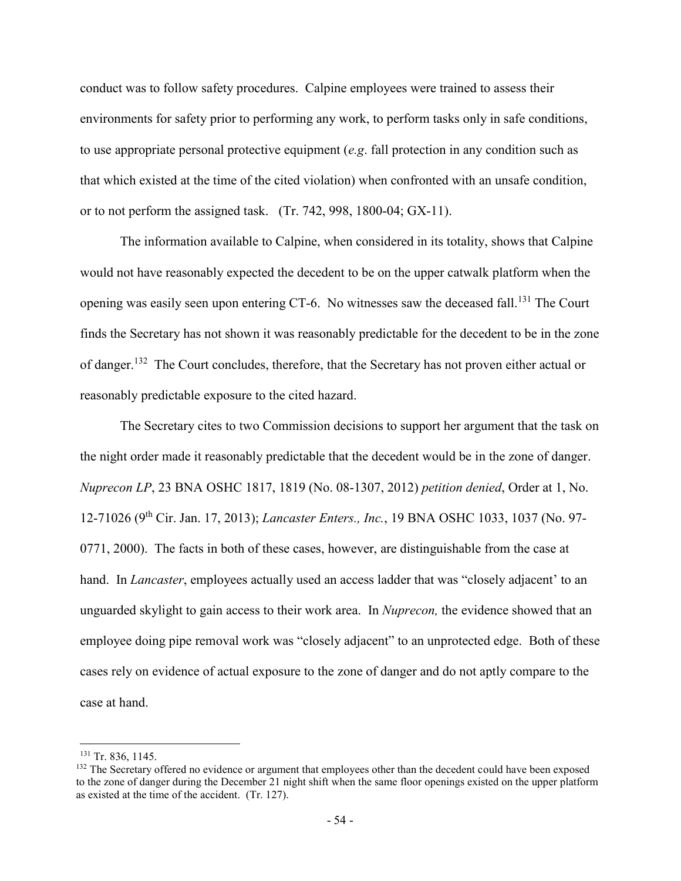conduct was to follow safety procedures. Calpine employees were trained to assess their environments for safety prior to performing any work, to perform tasks only in safe conditions, to use appropriate personal protective equipment (*e.g*. fall protection in any condition such as that which existed at the time of the cited violation) when confronted with an unsafe condition, or to not perform the assigned task. (Tr. 742, 998, 1800-04; GX-11).

The information available to Calpine, when considered in its totality, shows that Calpine would not have reasonably expected the decedent to be on the upper catwalk platform when the opening was easily seen upon entering CT-6. No witnesses saw the deceased fall.[131] The Court finds the Secretary has not shown it was reasonably predictable for the decedent to be in the zone of danger.[132] The Court concludes, therefore, that the Secretary has not proven either actual or reasonably predictable exposure to the cited hazard.

The Secretary cites to two Commission decisions to support her argument that the task on the night order made it reasonably predictable that the decedent would be in the zone of danger. *Nuprecon LP*, 23 BNA OSHC 1817, 1819 (No. 08-1307, 2012) *petition denied*, Order at 1, No. 12-71026 (9th Cir. Jan. 17, 2013); *Lancaster Enters., Inc.*, 19 BNA OSHC 1033, 1037 (No. 97-0771, 2000). The facts in both of these cases, however, are distinguishable from the case at hand. In *Lancaster*, employees actually used an access ladder that was "closely adjacent' to an unguarded skylight to gain access to their work area. In *Nuprecon,* the evidence showed that an employee doing pipe removal work was "closely adjacent" to an unprotected edge. Both of these cases rely on evidence of actual exposure to the zone of danger and do not aptly compare to the case at hand.

---

[131] Tr. 836, 1145.

[132] The Secretary offered no evidence or argument that employees other than the decedent could have been exposed to the zone of danger during the December 21 night shift when the same floor openings existed on the upper platform as existed at the time of the accident. (Tr. 127).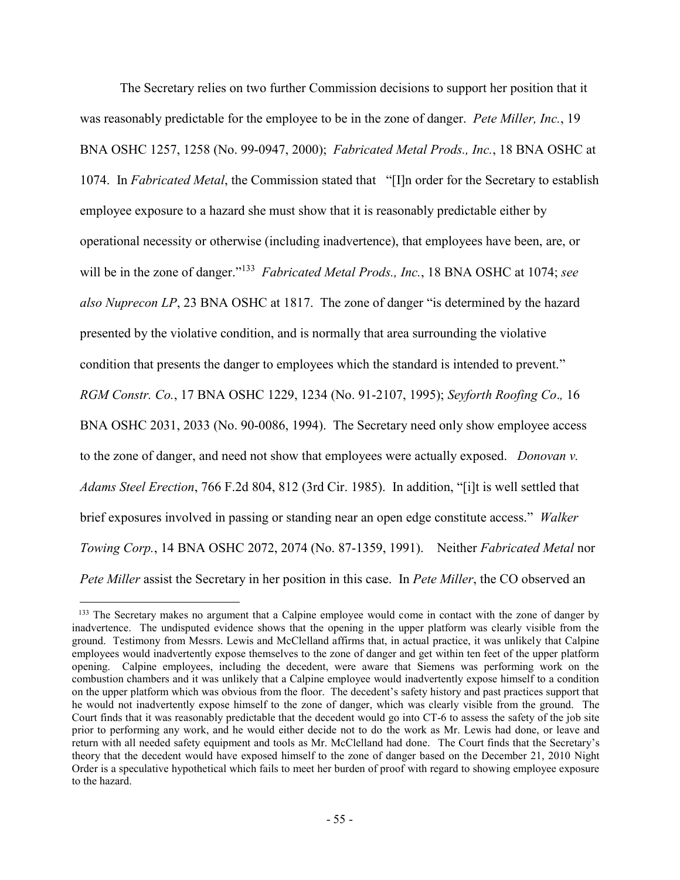The Secretary relies on two further Commission decisions to support her position that it was reasonably predictable for the employee to be in the zone of danger. *Pete Miller, Inc.*, 19 BNA OSHC 1257, 1258 (No. 99-0947, 2000); *Fabricated Metal Prods., Inc.*, 18 BNA OSHC at 1074. In *Fabricated Metal*, the Commission stated that "[I]n order for the Secretary to establish employee exposure to a hazard she must show that it is reasonably predictable either by operational necessity or otherwise (including inadvertence), that employees have been, are, or will be in the zone of danger."[133] *Fabricated Metal Prods., Inc.*, 18 BNA OSHC at 1074; *see also Nuprecon LP*, 23 BNA OSHC at 1817. The zone of danger "is determined by the hazard presented by the violative condition, and is normally that area surrounding the violative condition that presents the danger to employees which the standard is intended to prevent." *RGM Constr. Co.*, 17 BNA OSHC 1229, 1234 (No. 91-2107, 1995); *Seyforth Roofing Co.,* 16 BNA OSHC 2031, 2033 (No. 90-0086, 1994). The Secretary need only show employee access to the zone of danger, and need not show that employees were actually exposed. *Donovan v. Adams Steel Erection*, 766 F.2d 804, 812 (3rd Cir. 1985). In addition, "[i]t is well settled that brief exposures involved in passing or standing near an open edge constitute access." *Walker Towing Corp.*, 14 BNA OSHC 2072, 2074 (No. 87-1359, 1991). Neither *Fabricated Metal* nor *Pete Miller* assist the Secretary in her position in this case. In *Pete Miller*, the CO observed an

[133] The Secretary makes no argument that a Calpine employee would come in contact with the zone of danger by inadvertence. The undisputed evidence shows that the opening in the upper platform was clearly visible from the ground. Testimony from Messrs. Lewis and McClelland affirms that, in actual practice, it was unlikely that Calpine employees would inadvertently expose themselves to the zone of danger and get within ten feet of the upper platform opening. Calpine employees, including the decedent, were aware that Siemens was performing work on the combustion chambers and it was unlikely that a Calpine employee would inadvertently expose himself to a condition on the upper platform which was obvious from the floor. The decedent's safety history and past practices support that he would not inadvertently expose himself to the zone of danger, which was clearly visible from the ground. The Court finds that it was reasonably predictable that the decedent would go into CT-6 to assess the safety of the job site prior to performing any work, and he would either decide not to do the work as Mr. Lewis had done, or leave and return with all needed safety equipment and tools as Mr. McClelland had done. The Court finds that the Secretary's theory that the decedent would have exposed himself to the zone of danger based on the December 21, 2010 Night Order is a speculative hypothetical which fails to meet her burden of proof with regard to showing employee exposure to the hazard.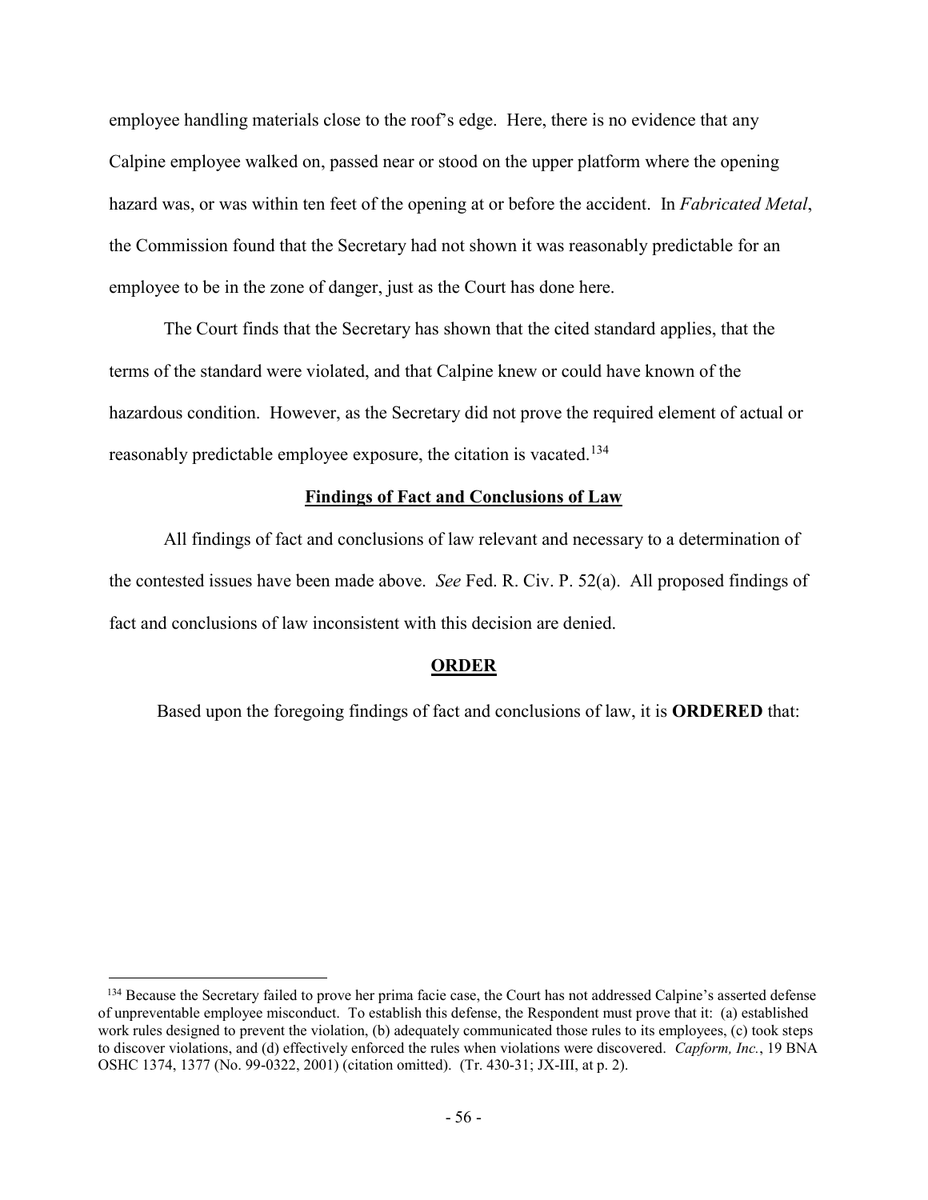employee handling materials close to the roof's edge. Here, there is no evidence that any Calpine employee walked on, passed near or stood on the upper platform where the opening hazard was, or was within ten feet of the opening at or before the accident. In *Fabricated Metal*, the Commission found that the Secretary had not shown it was reasonably predictable for an employee to be in the zone of danger, just as the Court has done here.

The Court finds that the Secretary has shown that the cited standard applies, that the terms of the standard were violated, and that Calpine knew or could have known of the hazardous condition. However, as the Secretary did not prove the required element of actual or reasonably predictable employee exposure, the citation is vacated.[134]

## Findings of Fact and Conclusions of Law

All findings of fact and conclusions of law relevant and necessary to a determination of the contested issues have been made above. *See* Fed. R. Civ. P. 52(a). All proposed findings of fact and conclusions of law inconsistent with this decision are denied.

## ORDER

Based upon the foregoing findings of fact and conclusions of law, it is **ORDERED** that:

---

[134] Because the Secretary failed to prove her prima facie case, the Court has not addressed Calpine's asserted defense of unpreventable employee misconduct. To establish this defense, the Respondent must prove that it: (a) established work rules designed to prevent the violation, (b) adequately communicated those rules to its employees, (c) took steps to discover violations, and (d) effectively enforced the rules when violations were discovered. *Capform, Inc.*, 19 BNA OSHC 1374, 1377 (No. 99-0322, 2001) (citation omitted). (Tr. 430-31; JX-III, at p. 2).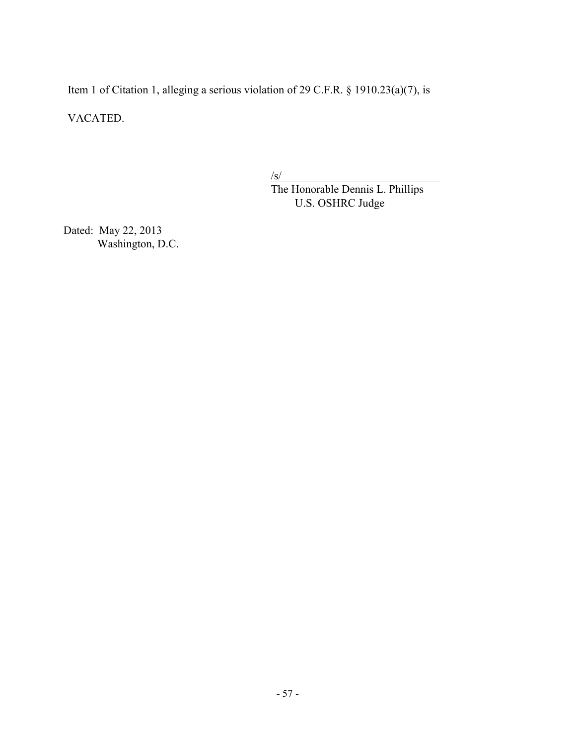Item 1 of Citation 1, alleging a serious violation of 29 C.F.R. § 1910.23(a)(7), is

VACATED.

/s/

The Honorable Dennis L. Phillips
U.S. OSHRC Judge

Dated: May 22, 2013
Washington, D.C.